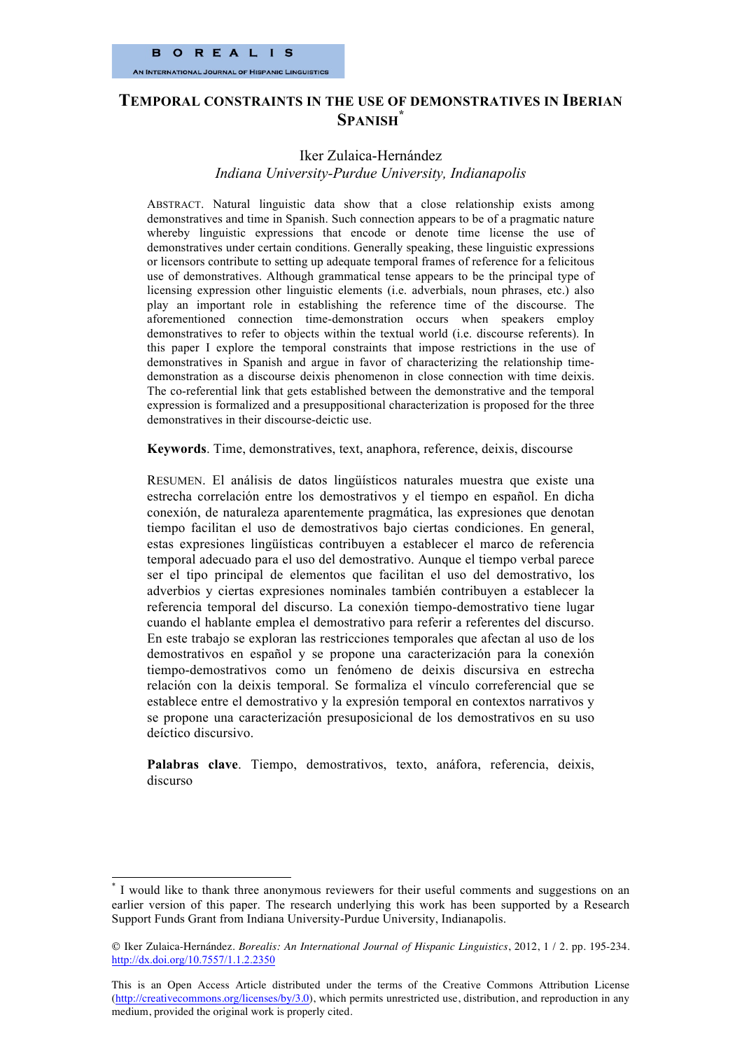BOREALIS

AN INTERNATIONAL JOURNAL OF HISPANIC LINGUISTICS

# TEMPORAL CONSTRAINTS IN THE USE OF DEMONSTRATIVES IN IBERIAN SPANISH[*]

Iker Zulaica-Hernández

*Indiana University-Purdue University, Indianapolis*

ABSTRACT. Natural linguistic data show that a close relationship exists among demonstratives and time in Spanish. Such connection appears to be of a pragmatic nature whereby linguistic expressions that encode or denote time license the use of demonstratives under certain conditions. Generally speaking, these linguistic expressions or licensors contribute to setting up adequate temporal frames of reference for a felicitous use of demonstratives. Although grammatical tense appears to be the principal type of licensing expression other linguistic elements (i.e. adverbials, noun phrases, etc.) also play an important role in establishing the reference time of the discourse. The aforementioned connection time-demonstration occurs when speakers employ demonstratives to refer to objects within the textual world (i.e. discourse referents). In this paper I explore the temporal constraints that impose restrictions in the use of demonstratives in Spanish and argue in favor of characterizing the relationship time-demonstration as a discourse deixis phenomenon in close connection with time deixis. The co-referential link that gets established between the demonstrative and the temporal expression is formalized and a presuppositional characterization is proposed for the three demonstratives in their discourse-deictic use.

**Keywords**. Time, demonstratives, text, anaphora, reference, deixis, discourse

RESUMEN. El análisis de datos lingüísticos naturales muestra que existe una estrecha correlación entre los demostrativos y el tiempo en español. En dicha conexión, de naturaleza aparentemente pragmática, las expresiones que denotan tiempo facilitan el uso de demostrativos bajo ciertas condiciones. En general, estas expresiones lingüísticas contribuyen a establecer el marco de referencia temporal adecuado para el uso del demostrativo. Aunque el tiempo verbal parece ser el tipo principal de elementos que facilitan el uso del demostrativo, los adverbios y ciertas expresiones nominales también contribuyen a establecer la referencia temporal del discurso. La conexión tiempo-demostrativo tiene lugar cuando el hablante emplea el demostrativo para referir a referentes del discurso. En este trabajo se exploran las restricciones temporales que afectan al uso de los demostrativos en español y se propone una caracterización para la conexión tiempo-demostrativos como un fenómeno de deixis discursiva en estrecha relación con la deixis temporal. Se formaliza el vínculo correferencial que se establece entre el demostrativo y la expresión temporal en contextos narrativos y se propone una caracterización presuposicional de los demostrativos en su uso deíctico discursivo.

**Palabras clave**. Tiempo, demostrativos, texto, anáfora, referencia, deixis, discurso

---

[*] I would like to thank three anonymous reviewers for their useful comments and suggestions on an earlier version of this paper. The research underlying this work has been supported by a Research Support Funds Grant from Indiana University-Purdue University, Indianapolis.

© Iker Zulaica-Hernández. *Borealis: An International Journal of Hispanic Linguistics*, 2012, 1 / 2. pp. 195-234. http://dx.doi.org/10.7557/1.1.2.2350

This is an Open Access Article distributed under the terms of the Creative Commons Attribution License (http://creativecommons.org/licenses/by/3.0), which permits unrestricted use, distribution, and reproduction in any medium, provided the original work is properly cited.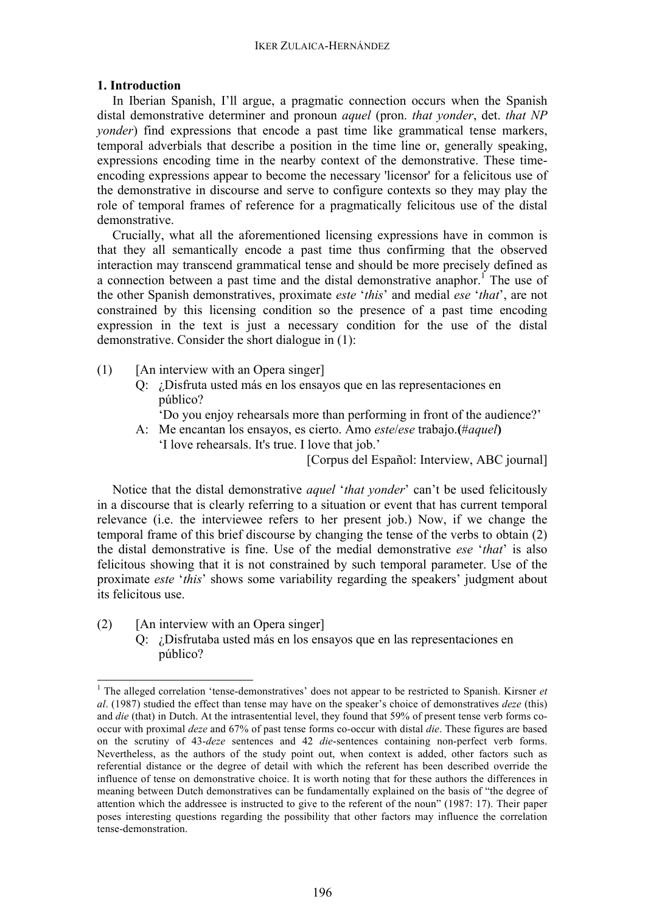## 1. Introduction

In Iberian Spanish, I'll argue, a pragmatic connection occurs when the Spanish distal demonstrative determiner and pronoun *aquel* (pron. *that yonder*, det. *that NP yonder*) find expressions that encode a past time like grammatical tense markers, temporal adverbials that describe a position in the time line or, generally speaking, expressions encoding time in the nearby context of the demonstrative. These time-encoding expressions appear to become the necessary 'licensor' for a felicitous use of the demonstrative in discourse and serve to configure contexts so they may play the role of temporal frames of reference for a pragmatically felicitous use of the distal demonstrative.

Crucially, what all the aforementioned licensing expressions have in common is that they all semantically encode a past time thus confirming that the observed interaction may transcend grammatical tense and should be more precisely defined as a connection between a past time and the distal demonstrative anaphor.[1] The use of the other Spanish demonstratives, proximate *este* '*this*' and medial *ese* '*that*', are not constrained by this licensing condition so the presence of a past time encoding expression in the text is just a necessary condition for the use of the distal demonstrative. Consider the short dialogue in (1):

(1) [An interview with an Opera singer]
  Q: ¿Disfruta usted más en los ensayos que en las representaciones en público?
   'Do you enjoy rehearsals more than performing in front of the audience?'
  A: Me encantan los ensayos, es cierto. Amo *este*/*ese* trabajo.**(**#*aquel***)**
   'I love rehearsals. It's true. I love that job.'
                [Corpus del Español: Interview, ABC journal]

Notice that the distal demonstrative *aquel* '*that yonder*' can't be used felicitously in a discourse that is clearly referring to a situation or event that has current temporal relevance (i.e. the interviewee refers to her present job.) Now, if we change the temporal frame of this brief discourse by changing the tense of the verbs to obtain (2) the distal demonstrative is fine. Use of the medial demonstrative *ese* '*that*' is also felicitous showing that it is not constrained by such temporal parameter. Use of the proximate *este* '*this*' shows some variability regarding the speakers' judgment about its felicitous use.

(2) [An interview with an Opera singer]
  Q: ¿Disfrutaba usted más en los ensayos que en las representaciones en público?

---

[1] The alleged correlation 'tense-demonstratives' does not appear to be restricted to Spanish. Kirsner *et al*. (1987) studied the effect than tense may have on the speaker's choice of demonstratives *deze* (this) and *die* (that) in Dutch. At the intrasentential level, they found that 59% of present tense verb forms co-occur with proximal *deze* and 67% of past tense forms co-occur with distal *die*. These figures are based on the scrutiny of 43-*deze* sentences and 42 *die*-sentences containing non-perfect verb forms. Nevertheless, as the authors of the study point out, when context is added, other factors such as referential distance or the degree of detail with which the referent has been described override the influence of tense on demonstrative choice. It is worth noting that for these authors the differences in meaning between Dutch demonstratives can be fundamentally explained on the basis of "the degree of attention which the addressee is instructed to give to the referent of the noun" (1987: 17). Their paper poses interesting questions regarding the possibility that other factors may influence the correlation tense-demonstration.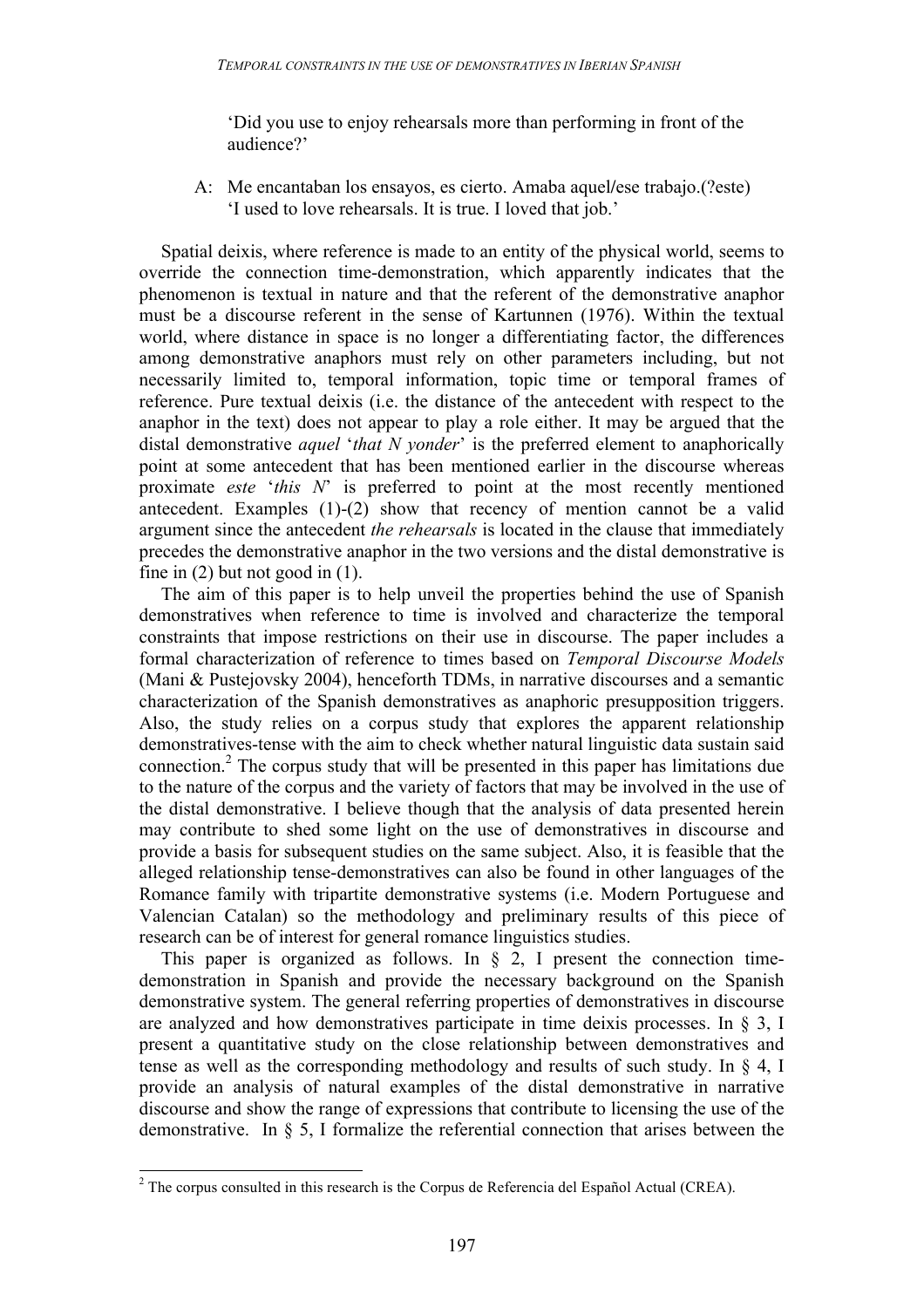'Did you use to enjoy rehearsals more than performing in front of the audience?'

A: Me encantaban los ensayos, es cierto. Amaba aquel/ese trabajo.(?este)
'I used to love rehearsals. It is true. I loved that job.'

Spatial deixis, where reference is made to an entity of the physical world, seems to override the connection time-demonstration, which apparently indicates that the phenomenon is textual in nature and that the referent of the demonstrative anaphor must be a discourse referent in the sense of Kartunnen (1976). Within the textual world, where distance in space is no longer a differentiating factor, the differences among demonstrative anaphors must rely on other parameters including, but not necessarily limited to, temporal information, topic time or temporal frames of reference. Pure textual deixis (i.e. the distance of the antecedent with respect to the anaphor in the text) does not appear to play a role either. It may be argued that the distal demonstrative *aquel* '*that N yonder*' is the preferred element to anaphorically point at some antecedent that has been mentioned earlier in the discourse whereas proximate *este* '*this N*' is preferred to point at the most recently mentioned antecedent. Examples (1)-(2) show that recency of mention cannot be a valid argument since the antecedent *the rehearsals* is located in the clause that immediately precedes the demonstrative anaphor in the two versions and the distal demonstrative is fine in (2) but not good in (1).

The aim of this paper is to help unveil the properties behind the use of Spanish demonstratives when reference to time is involved and characterize the temporal constraints that impose restrictions on their use in discourse. The paper includes a formal characterization of reference to times based on *Temporal Discourse Models* (Mani & Pustejovsky 2004), henceforth TDMs, in narrative discourses and a semantic characterization of the Spanish demonstratives as anaphoric presupposition triggers. Also, the study relies on a corpus study that explores the apparent relationship demonstratives-tense with the aim to check whether natural linguistic data sustain said connection.[2] The corpus study that will be presented in this paper has limitations due to the nature of the corpus and the variety of factors that may be involved in the use of the distal demonstrative. I believe though that the analysis of data presented herein may contribute to shed some light on the use of demonstratives in discourse and provide a basis for subsequent studies on the same subject. Also, it is feasible that the alleged relationship tense-demonstratives can also be found in other languages of the Romance family with tripartite demonstrative systems (i.e. Modern Portuguese and Valencian Catalan) so the methodology and preliminary results of this piece of research can be of interest for general romance linguistics studies.

This paper is organized as follows. In § 2, I present the connection time-demonstration in Spanish and provide the necessary background on the Spanish demonstrative system. The general referring properties of demonstratives in discourse are analyzed and how demonstratives participate in time deixis processes. In § 3, I present a quantitative study on the close relationship between demonstratives and tense as well as the corresponding methodology and results of such study. In § 4, I provide an analysis of natural examples of the distal demonstrative in narrative discourse and show the range of expressions that contribute to licensing the use of the demonstrative. In § 5, I formalize the referential connection that arises between the

[2] The corpus consulted in this research is the Corpus de Referencia del Español Actual (CREA).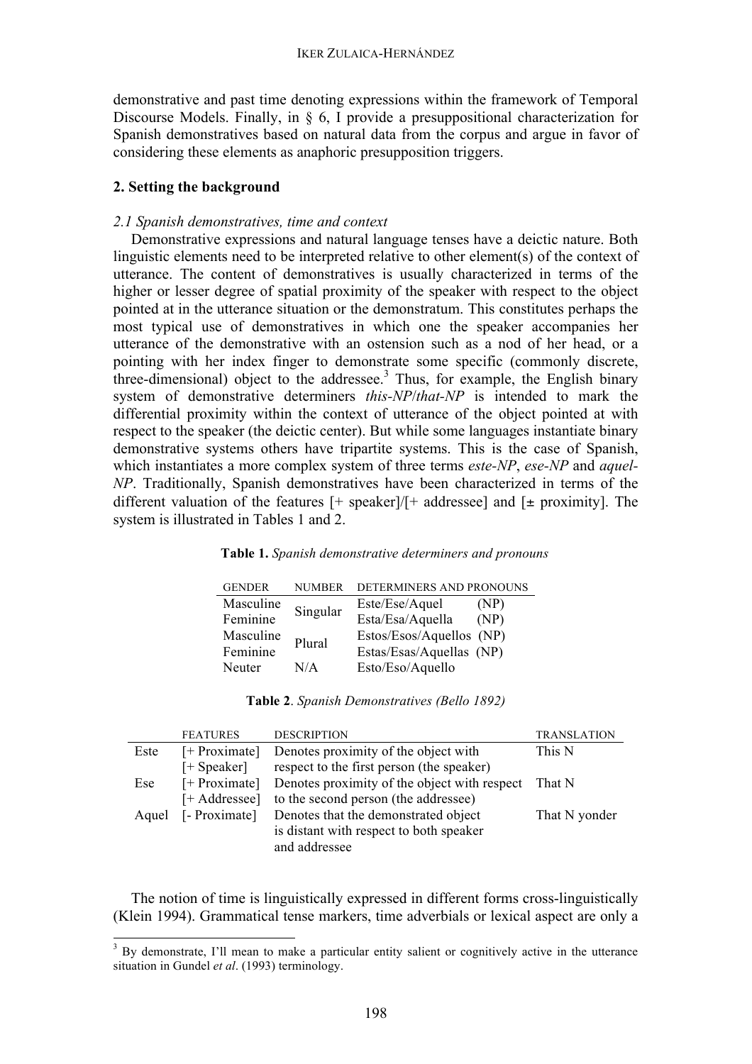demonstrative and past time denoting expressions within the framework of Temporal Discourse Models. Finally, in § 6, I provide a presuppositional characterization for Spanish demonstratives based on natural data from the corpus and argue in favor of considering these elements as anaphoric presupposition triggers.

## 2. Setting the background

### *2.1 Spanish demonstratives, time and context*

Demonstrative expressions and natural language tenses have a deictic nature. Both linguistic elements need to be interpreted relative to other element(s) of the context of utterance. The content of demonstratives is usually characterized in terms of the higher or lesser degree of spatial proximity of the speaker with respect to the object pointed at in the utterance situation or the demonstratum. This constitutes perhaps the most typical use of demonstratives in which one the speaker accompanies her utterance of the demonstrative with an ostension such as a nod of her head, or a pointing with her index finger to demonstrate some specific (commonly discrete, three-dimensional) object to the addressee.[3] Thus, for example, the English binary system of demonstrative determiners *this-NP*/*that-NP* is intended to mark the differential proximity within the context of utterance of the object pointed at with respect to the speaker (the deictic center). But while some languages instantiate binary demonstrative systems others have tripartite systems. This is the case of Spanish, which instantiates a more complex system of three terms *este-NP*, *ese-NP* and *aquel-NP*. Traditionally, Spanish demonstratives have been characterized in terms of the different valuation of the features [+ speaker]/[+ addressee] and [± proximity]. The system is illustrated in Tables 1 and 2.

**Table 1.** *Spanish demonstrative determiners and pronouns*

| GENDER | NUMBER | DETERMINERS AND PRONOUNS |
|---|---|---|
| Masculine | Singular | Este/Ese/Aquel (NP) |
| Feminine | | Esta/Esa/Aquella (NP) |
| Masculine | Plural | Estos/Esos/Aquellos (NP) |
| Feminine | | Estas/Esas/Aquellas (NP) |
| Neuter | N/A | Esto/Eso/Aquello |

**Table 2**. *Spanish Demonstratives (Bello 1892)*

| | FEATURES | DESCRIPTION | TRANSLATION |
|---|---|---|---|
| Este | [+ Proximate] [+ Speaker] | Denotes proximity of the object with respect to the first person (the speaker) | This N |
| Ese | [+ Proximate] [+ Addressee] | Denotes proximity of the object with respect to the second person (the addressee) | That N |
| Aquel | [- Proximate] | Denotes that the demonstrated object is distant with respect to both speaker and addressee | That N yonder |

The notion of time is linguistically expressed in different forms cross-linguistically (Klein 1994). Grammatical tense markers, time adverbials or lexical aspect are only a

---

[3] By demonstrate, I'll mean to make a particular entity salient or cognitively active in the utterance situation in Gundel *et al*. (1993) terminology.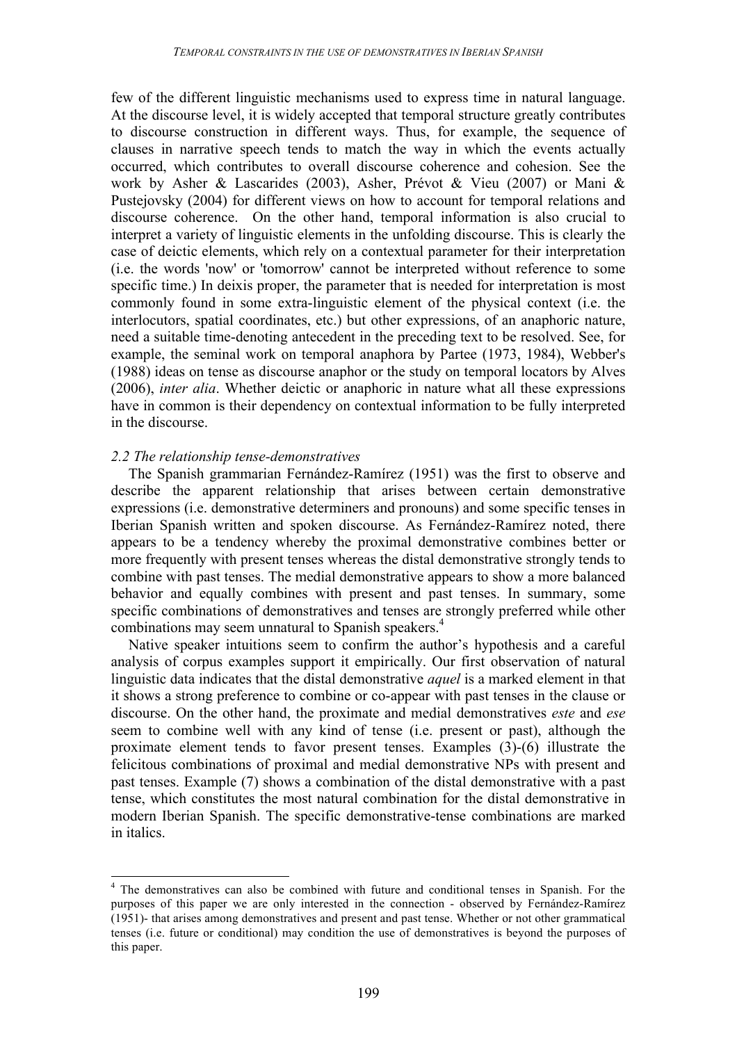few of the different linguistic mechanisms used to express time in natural language. At the discourse level, it is widely accepted that temporal structure greatly contributes to discourse construction in different ways. Thus, for example, the sequence of clauses in narrative speech tends to match the way in which the events actually occurred, which contributes to overall discourse coherence and cohesion. See the work by Asher & Lascarides (2003), Asher, Prévot & Vieu (2007) or Mani & Pustejovsky (2004) for different views on how to account for temporal relations and discourse coherence. On the other hand, temporal information is also crucial to interpret a variety of linguistic elements in the unfolding discourse. This is clearly the case of deictic elements, which rely on a contextual parameter for their interpretation (i.e. the words 'now' or 'tomorrow' cannot be interpreted without reference to some specific time.) In deixis proper, the parameter that is needed for interpretation is most commonly found in some extra-linguistic element of the physical context (i.e. the interlocutors, spatial coordinates, etc.) but other expressions, of an anaphoric nature, need a suitable time-denoting antecedent in the preceding text to be resolved. See, for example, the seminal work on temporal anaphora by Partee (1973, 1984), Webber's (1988) ideas on tense as discourse anaphor or the study on temporal locators by Alves (2006), *inter alia*. Whether deictic or anaphoric in nature what all these expressions have in common is their dependency on contextual information to be fully interpreted in the discourse.

### *2.2 The relationship tense-demonstratives*

The Spanish grammarian Fernández-Ramírez (1951) was the first to observe and describe the apparent relationship that arises between certain demonstrative expressions (i.e. demonstrative determiners and pronouns) and some specific tenses in Iberian Spanish written and spoken discourse. As Fernández-Ramírez noted, there appears to be a tendency whereby the proximal demonstrative combines better or more frequently with present tenses whereas the distal demonstrative strongly tends to combine with past tenses. The medial demonstrative appears to show a more balanced behavior and equally combines with present and past tenses. In summary, some specific combinations of demonstratives and tenses are strongly preferred while other combinations may seem unnatural to Spanish speakers.[4]

Native speaker intuitions seem to confirm the author's hypothesis and a careful analysis of corpus examples support it empirically. Our first observation of natural linguistic data indicates that the distal demonstrative *aquel* is a marked element in that it shows a strong preference to combine or co-appear with past tenses in the clause or discourse. On the other hand, the proximate and medial demonstratives *este* and *ese* seem to combine well with any kind of tense (i.e. present or past), although the proximate element tends to favor present tenses. Examples (3)-(6) illustrate the felicitous combinations of proximal and medial demonstrative NPs with present and past tenses. Example (7) shows a combination of the distal demonstrative with a past tense, which constitutes the most natural combination for the distal demonstrative in modern Iberian Spanish. The specific demonstrative-tense combinations are marked in italics.

[4] The demonstratives can also be combined with future and conditional tenses in Spanish. For the purposes of this paper we are only interested in the connection - observed by Fernández-Ramírez (1951)- that arises among demonstratives and present and past tense. Whether or not other grammatical tenses (i.e. future or conditional) may condition the use of demonstratives is beyond the purposes of this paper.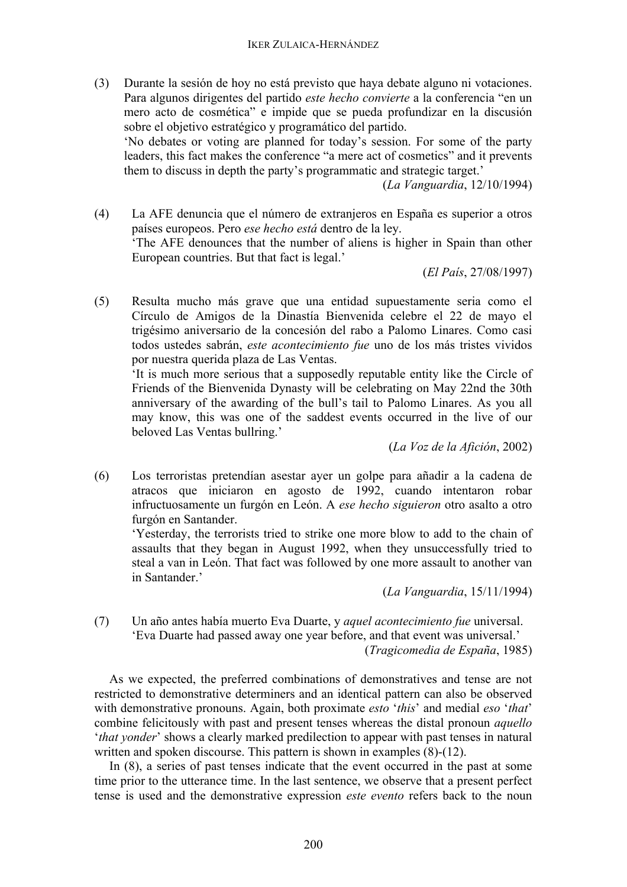(3) Durante la sesión de hoy no está previsto que haya debate alguno ni votaciones. Para algunos dirigentes del partido *este hecho convierte* a la conferencia "en un mero acto de cosmética" e impide que se pueda profundizar en la discusión sobre el objetivo estratégico y programático del partido.
'No debates or voting are planned for today's session. For some of the party leaders, this fact makes the conference "a mere act of cosmetics" and it prevents them to discuss in depth the party's programmatic and strategic target.'
(*La Vanguardia*, 12/10/1994)

(4) La AFE denuncia que el número de extranjeros en España es superior a otros países europeos. Pero *ese hecho está* dentro de la ley.
'The AFE denounces that the number of aliens is higher in Spain than other European countries. But that fact is legal.'
(*El País*, 27/08/1997)

(5) Resulta mucho más grave que una entidad supuestamente seria como el Círculo de Amigos de la Dinastía Bienvenida celebre el 22 de mayo el trigésimo aniversario de la concesión del rabo a Palomo Linares. Como casi todos ustedes sabrán, *este acontecimiento fue* uno de los más tristes vividos por nuestra querida plaza de Las Ventas.
'It is much more serious that a supposedly reputable entity like the Circle of Friends of the Bienvenida Dynasty will be celebrating on May 22nd the 30th anniversary of the awarding of the bull's tail to Palomo Linares. As you all may know, this was one of the saddest events occurred in the live of our beloved Las Ventas bullring.'
(*La Voz de la Afición*, 2002)

(6) Los terroristas pretendían asestar ayer un golpe para añadir a la cadena de atracos que iniciaron en agosto de 1992, cuando intentaron robar infructuosamente un furgón en León. A *ese hecho siguieron* otro asalto a otro furgón en Santander.
'Yesterday, the terrorists tried to strike one more blow to add to the chain of assaults that they began in August 1992, when they unsuccessfully tried to steal a van in León. That fact was followed by one more assault to another van in Santander.'
(*La Vanguardia*, 15/11/1994)

(7) Un año antes había muerto Eva Duarte, y *aquel acontecimiento fue* universal.
'Eva Duarte had passed away one year before, and that event was universal.'
(*Tragicomedia de España*, 1985)

As we expected, the preferred combinations of demonstratives and tense are not restricted to demonstrative determiners and an identical pattern can also be observed with demonstrative pronouns. Again, both proximate *esto* '*this*' and medial *eso* '*that*' combine felicitously with past and present tenses whereas the distal pronoun *aquello* '*that yonder*' shows a clearly marked predilection to appear with past tenses in natural written and spoken discourse. This pattern is shown in examples (8)-(12).

In (8), a series of past tenses indicate that the event occurred in the past at some time prior to the utterance time. In the last sentence, we observe that a present perfect tense is used and the demonstrative expression *este evento* refers back to the noun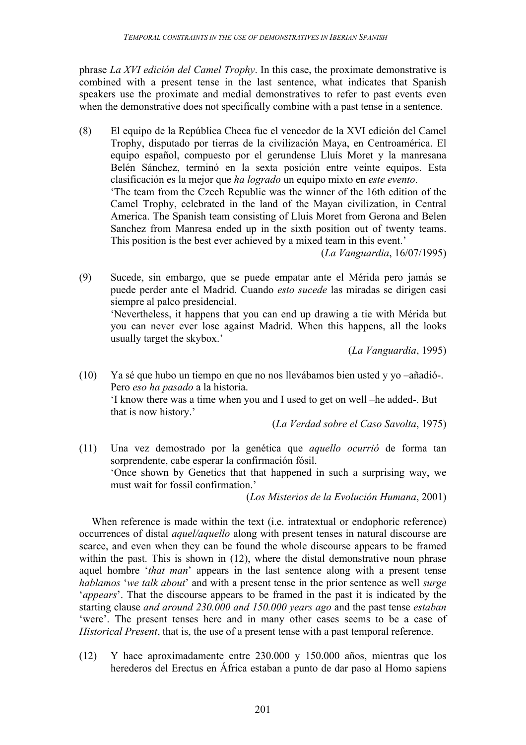phrase *La XVI edición del Camel Trophy*. In this case, the proximate demonstrative is combined with a present tense in the last sentence, what indicates that Spanish speakers use the proximate and medial demonstratives to refer to past events even when the demonstrative does not specifically combine with a past tense in a sentence.

(8) El equipo de la República Checa fue el vencedor de la XVI edición del Camel Trophy, disputado por tierras de la civilización Maya, en Centroamérica. El equipo español, compuesto por el gerundense Lluís Moret y la manresana Belén Sánchez, terminó en la sexta posición entre veinte equipos. Esta clasificación es la mejor que *ha logrado* un equipo mixto en *este evento*.
'The team from the Czech Republic was the winner of the 16th edition of the Camel Trophy, celebrated in the land of the Mayan civilization, in Central America. The Spanish team consisting of Lluis Moret from Gerona and Belen Sanchez from Manresa ended up in the sixth position out of twenty teams. This position is the best ever achieved by a mixed team in this event.'
(*La Vanguardia*, 16/07/1995)

(9) Sucede, sin embargo, que se puede empatar ante el Mérida pero jamás se puede perder ante el Madrid. Cuando *esto sucede* las miradas se dirigen casi siempre al palco presidencial.
'Nevertheless, it happens that you can end up drawing a tie with Mérida but you can never ever lose against Madrid. When this happens, all the looks usually target the skybox.'
(*La Vanguardia*, 1995)

(10) Ya sé que hubo un tiempo en que no nos llevábamos bien usted y yo –añadió-. Pero *eso ha pasado* a la historia.
'I know there was a time when you and I used to get on well –he added-. But that is now history.'
(*La Verdad sobre el Caso Savolta*, 1975)

(11) Una vez demostrado por la genética que *aquello ocurrió* de forma tan sorprendente, cabe esperar la confirmación fósil.
'Once shown by Genetics that that happened in such a surprising way, we must wait for fossil confirmation.'
(*Los Misterios de la Evolución Humana*, 2001)

When reference is made within the text (i.e. intratextual or endophoric reference) occurrences of distal *aquel/aquello* along with present tenses in natural discourse are scarce, and even when they can be found the whole discourse appears to be framed within the past. This is shown in (12), where the distal demonstrative noun phrase aquel hombre '*that man*' appears in the last sentence along with a present tense *hablamos* '*we talk about*' and with a present tense in the prior sentence as well *surge* '*appears*'. That the discourse appears to be framed in the past it is indicated by the starting clause *and around 230.000 and 150.000 years ago* and the past tense *estaban* 'were'. The present tenses here and in many other cases seems to be a case of *Historical Present*, that is, the use of a present tense with a past temporal reference.

(12) Y hace aproximadamente entre 230.000 y 150.000 años, mientras que los herederos del Erectus en África estaban a punto de dar paso al Homo sapiens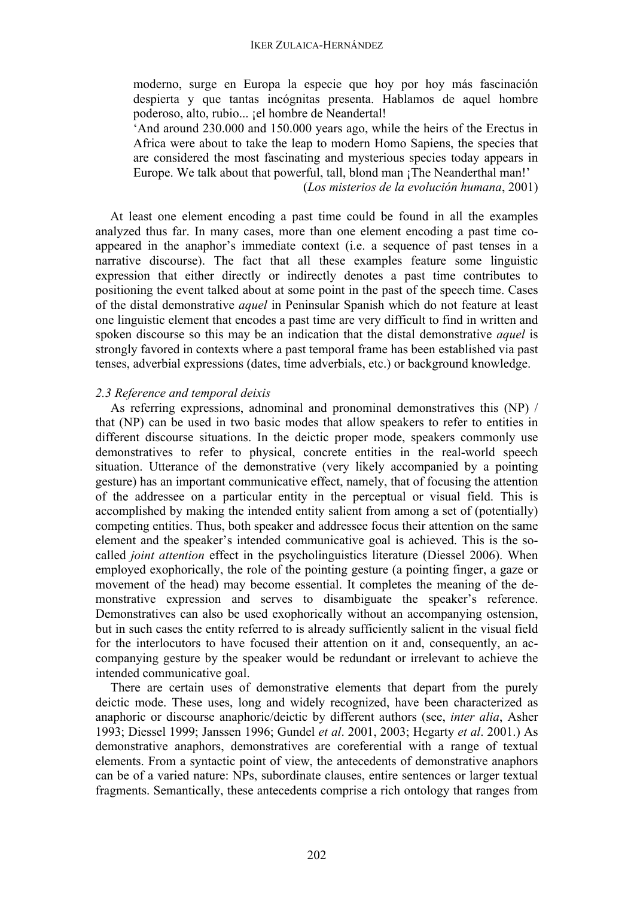moderno, surge en Europa la especie que hoy por hoy más fascinación despierta y que tantas incógnitas presenta. Hablamos de aquel hombre poderoso, alto, rubio... ¡el hombre de Neandertal!

'And around 230.000 and 150.000 years ago, while the heirs of the Erectus in Africa were about to take the leap to modern Homo Sapiens, the species that are considered the most fascinating and mysterious species today appears in Europe. We talk about that powerful, tall, blond man ¡The Neanderthal man!'

(*Los misterios de la evolución humana*, 2001)

At least one element encoding a past time could be found in all the examples analyzed thus far. In many cases, more than one element encoding a past time co-appeared in the anaphor's immediate context (i.e. a sequence of past tenses in a narrative discourse). The fact that all these examples feature some linguistic expression that either directly or indirectly denotes a past time contributes to positioning the event talked about at some point in the past of the speech time. Cases of the distal demonstrative *aquel* in Peninsular Spanish which do not feature at least one linguistic element that encodes a past time are very difficult to find in written and spoken discourse so this may be an indication that the distal demonstrative *aquel* is strongly favored in contexts where a past temporal frame has been established via past tenses, adverbial expressions (dates, time adverbials, etc.) or background knowledge.

### *2.3 Reference and temporal deixis*

As referring expressions, adnominal and pronominal demonstratives this (NP) / that (NP) can be used in two basic modes that allow speakers to refer to entities in different discourse situations. In the deictic proper mode, speakers commonly use demonstratives to refer to physical, concrete entities in the real-world speech situation. Utterance of the demonstrative (very likely accompanied by a pointing gesture) has an important communicative effect, namely, that of focusing the attention of the addressee on a particular entity in the perceptual or visual field. This is accomplished by making the intended entity salient from among a set of (potentially) competing entities. Thus, both speaker and addressee focus their attention on the same element and the speaker's intended communicative goal is achieved. This is the so-called *joint attention* effect in the psycholinguistics literature (Diessel 2006). When employed exophorically, the role of the pointing gesture (a pointing finger, a gaze or movement of the head) may become essential. It completes the meaning of the demonstrative expression and serves to disambiguate the speaker's reference. Demonstratives can also be used exophorically without an accompanying ostension, but in such cases the entity referred to is already sufficiently salient in the visual field for the interlocutors to have focused their attention on it and, consequently, an accompanying gesture by the speaker would be redundant or irrelevant to achieve the intended communicative goal.

There are certain uses of demonstrative elements that depart from the purely deictic mode. These uses, long and widely recognized, have been characterized as anaphoric or discourse anaphoric/deictic by different authors (see, *inter alia*, Asher 1993; Diessel 1999; Janssen 1996; Gundel *et al*. 2001, 2003; Hegarty *et al*. 2001.) As demonstrative anaphors, demonstratives are coreferential with a range of textual elements. From a syntactic point of view, the antecedents of demonstrative anaphors can be of a varied nature: NPs, subordinate clauses, entire sentences or larger textual fragments. Semantically, these antecedents comprise a rich ontology that ranges from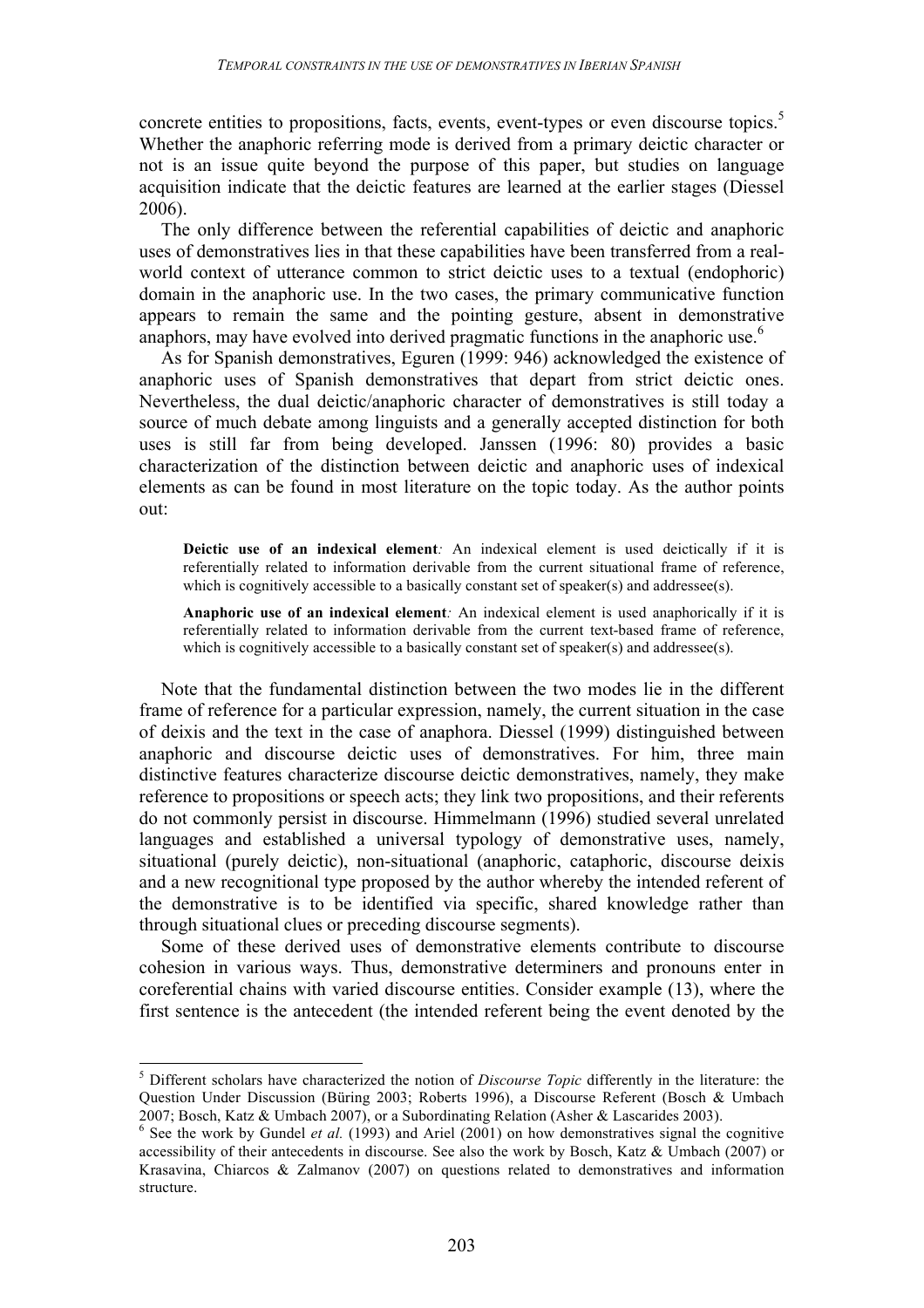concrete entities to propositions, facts, events, event-types or even discourse topics.[5] Whether the anaphoric referring mode is derived from a primary deictic character or not is an issue quite beyond the purpose of this paper, but studies on language acquisition indicate that the deictic features are learned at the earlier stages (Diessel 2006).

The only difference between the referential capabilities of deictic and anaphoric uses of demonstratives lies in that these capabilities have been transferred from a real-world context of utterance common to strict deictic uses to a textual (endophoric) domain in the anaphoric use. In the two cases, the primary communicative function appears to remain the same and the pointing gesture, absent in demonstrative anaphors, may have evolved into derived pragmatic functions in the anaphoric use.[6]

As for Spanish demonstratives, Eguren (1999: 946) acknowledged the existence of anaphoric uses of Spanish demonstratives that depart from strict deictic ones. Nevertheless, the dual deictic/anaphoric character of demonstratives is still today a source of much debate among linguists and a generally accepted distinction for both uses is still far from being developed. Janssen (1996: 80) provides a basic characterization of the distinction between deictic and anaphoric uses of indexical elements as can be found in most literature on the topic today. As the author points out:

> **Deictic use of an indexical element***:* An indexical element is used deictically if it is referentially related to information derivable from the current situational frame of reference, which is cognitively accessible to a basically constant set of speaker(s) and addressee(s).
>
> **Anaphoric use of an indexical element***:* An indexical element is used anaphorically if it is referentially related to information derivable from the current text-based frame of reference, which is cognitively accessible to a basically constant set of speaker(s) and addressee(s).

Note that the fundamental distinction between the two modes lie in the different frame of reference for a particular expression, namely, the current situation in the case of deixis and the text in the case of anaphora. Diessel (1999) distinguished between anaphoric and discourse deictic uses of demonstratives. For him, three main distinctive features characterize discourse deictic demonstratives, namely, they make reference to propositions or speech acts; they link two propositions, and their referents do not commonly persist in discourse. Himmelmann (1996) studied several unrelated languages and established a universal typology of demonstrative uses, namely, situational (purely deictic), non-situational (anaphoric, cataphoric, discourse deixis and a new recognitional type proposed by the author whereby the intended referent of the demonstrative is to be identified via specific, shared knowledge rather than through situational clues or preceding discourse segments).

Some of these derived uses of demonstrative elements contribute to discourse cohesion in various ways. Thus, demonstrative determiners and pronouns enter in coreferential chains with varied discourse entities. Consider example (13), where the first sentence is the antecedent (the intended referent being the event denoted by the

---

[5] Different scholars have characterized the notion of *Discourse Topic* differently in the literature: the Question Under Discussion (Büring 2003; Roberts 1996), a Discourse Referent (Bosch & Umbach 2007; Bosch, Katz & Umbach 2007), or a Subordinating Relation (Asher & Lascarides 2003).

[6] See the work by Gundel *et al.* (1993) and Ariel (2001) on how demonstratives signal the cognitive accessibility of their antecedents in discourse. See also the work by Bosch, Katz & Umbach (2007) or Krasavina, Chiarcos & Zalmanov (2007) on questions related to demonstratives and information structure.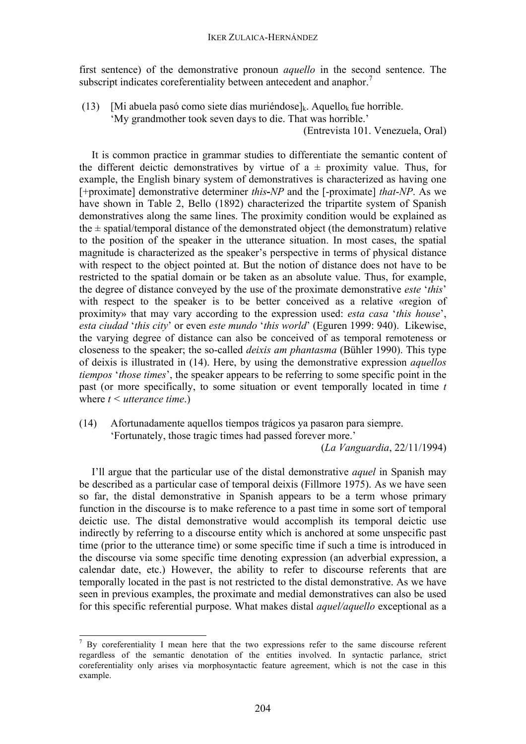first sentence) of the demonstrative pronoun *aquello* in the second sentence. The subscript indicates coreferentiality between antecedent and anaphor.[7]

(13) [Mi abuela pasó como siete días muriéndose]$_k$. Aquello$_k$ fue horrible.
'My grandmother took seven days to die. That was horrible.'
(Entrevista 101. Venezuela, Oral)

It is common practice in grammar studies to differentiate the semantic content of the different deictic demonstratives by virtue of a ± proximity value. Thus, for example, the English binary system of demonstratives is characterized as having one [+proximate] demonstrative determiner *this-NP* and the [-proximate] *that-NP*. As we have shown in Table 2, Bello (1892) characterized the tripartite system of Spanish demonstratives along the same lines. The proximity condition would be explained as the ± spatial/temporal distance of the demonstrated object (the demonstratum) relative to the position of the speaker in the utterance situation. In most cases, the spatial magnitude is characterized as the speaker's perspective in terms of physical distance with respect to the object pointed at. But the notion of distance does not have to be restricted to the spatial domain or be taken as an absolute value. Thus, for example, the degree of distance conveyed by the use of the proximate demonstrative *este* '*this*' with respect to the speaker is to be better conceived as a relative «region of proximity» that may vary according to the expression used: *esta casa* '*this house*', *esta ciudad* '*this city*' or even *este mundo* '*this world*' (Eguren 1999: 940). Likewise, the varying degree of distance can also be conceived of as temporal remoteness or closeness to the speaker; the so-called *deixis am phantasma* (Bühler 1990). This type of deixis is illustrated in (14). Here, by using the demonstrative expression *aquellos tiempos* '*those times*', the speaker appears to be referring to some specific point in the past (or more specifically, to some situation or event temporally located in time *t* where *t* < *utterance time*.)

(14) Afortunadamente aquellos tiempos trágicos ya pasaron para siempre.
'Fortunately, those tragic times had passed forever more.'
(*La Vanguardia*, 22/11/1994)

I'll argue that the particular use of the distal demonstrative *aquel* in Spanish may be described as a particular case of temporal deixis (Fillmore 1975). As we have seen so far, the distal demonstrative in Spanish appears to be a term whose primary function in the discourse is to make reference to a past time in some sort of temporal deictic use. The distal demonstrative would accomplish its temporal deictic use indirectly by referring to a discourse entity which is anchored at some unspecific past time (prior to the utterance time) or some specific time if such a time is introduced in the discourse via some specific time denoting expression (an adverbial expression, a calendar date, etc.) However, the ability to refer to discourse referents that are temporally located in the past is not restricted to the distal demonstrative. As we have seen in previous examples, the proximate and medial demonstratives can also be used for this specific referential purpose. What makes distal *aquel/aquello* exceptional as a

---

[7] By coreferentiality I mean here that the two expressions refer to the same discourse referent regardless of the semantic denotation of the entities involved. In syntactic parlance, strict coreferentiality only arises via morphosyntactic feature agreement, which is not the case in this example.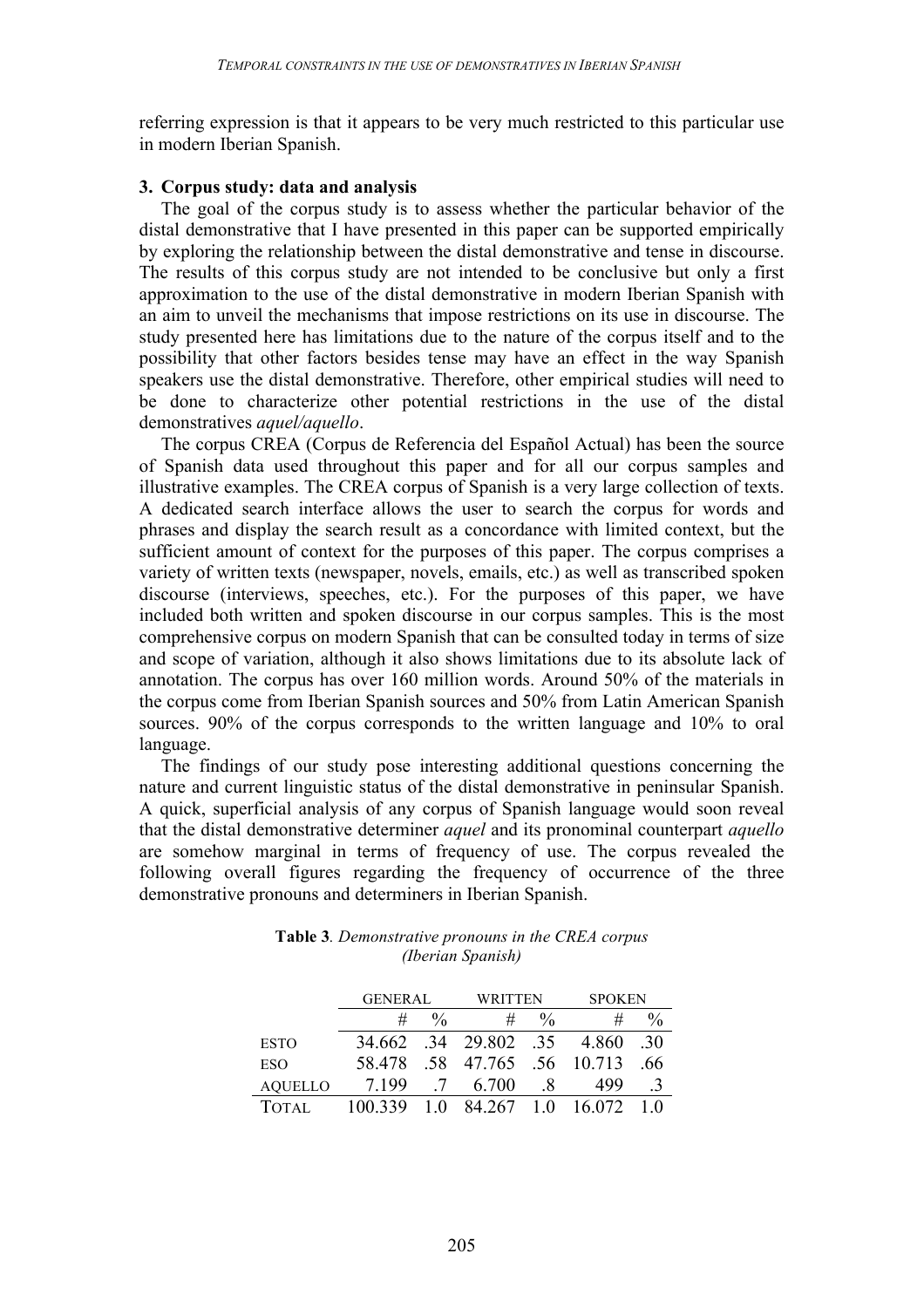referring expression is that it appears to be very much restricted to this particular use in modern Iberian Spanish.

## 3. Corpus study: data and analysis

The goal of the corpus study is to assess whether the particular behavior of the distal demonstrative that I have presented in this paper can be supported empirically by exploring the relationship between the distal demonstrative and tense in discourse. The results of this corpus study are not intended to be conclusive but only a first approximation to the use of the distal demonstrative in modern Iberian Spanish with an aim to unveil the mechanisms that impose restrictions on its use in discourse. The study presented here has limitations due to the nature of the corpus itself and to the possibility that other factors besides tense may have an effect in the way Spanish speakers use the distal demonstrative. Therefore, other empirical studies will need to be done to characterize other potential restrictions in the use of the distal demonstratives *aquel/aquello*.

The corpus CREA (Corpus de Referencia del Español Actual) has been the source of Spanish data used throughout this paper and for all our corpus samples and illustrative examples. The CREA corpus of Spanish is a very large collection of texts. A dedicated search interface allows the user to search the corpus for words and phrases and display the search result as a concordance with limited context, but the sufficient amount of context for the purposes of this paper. The corpus comprises a variety of written texts (newspaper, novels, emails, etc.) as well as transcribed spoken discourse (interviews, speeches, etc.). For the purposes of this paper, we have included both written and spoken discourse in our corpus samples. This is the most comprehensive corpus on modern Spanish that can be consulted today in terms of size and scope of variation, although it also shows limitations due to its absolute lack of annotation. The corpus has over 160 million words. Around 50% of the materials in the corpus come from Iberian Spanish sources and 50% from Latin American Spanish sources. 90% of the corpus corresponds to the written language and 10% to oral language.

The findings of our study pose interesting additional questions concerning the nature and current linguistic status of the distal demonstrative in peninsular Spanish. A quick, superficial analysis of any corpus of Spanish language would soon reveal that the distal demonstrative determiner *aquel* and its pronominal counterpart *aquello* are somehow marginal in terms of frequency of use. The corpus revealed the following overall figures regarding the frequency of occurrence of the three demonstrative pronouns and determiners in Iberian Spanish.

**Table 3**. *Demonstrative pronouns in the CREA corpus (Iberian Spanish)*

| | GENERAL | | WRITTEN | | SPOKEN | |
|---|---|---|---|---|---|---|
| | # | % | # | % | # | % |
| ESTO | 34.662 | .34 | 29.802 | .35 | 4.860 | .30 |
| ESO | 58.478 | .58 | 47.765 | .56 | 10.713 | .66 |
| AQUELLO | 7.199 | .7 | 6.700 | .8 | 499 | .3 |
| TOTAL | 100.339 | 1.0 | 84.267 | 1.0 | 16.072 | 1.0 |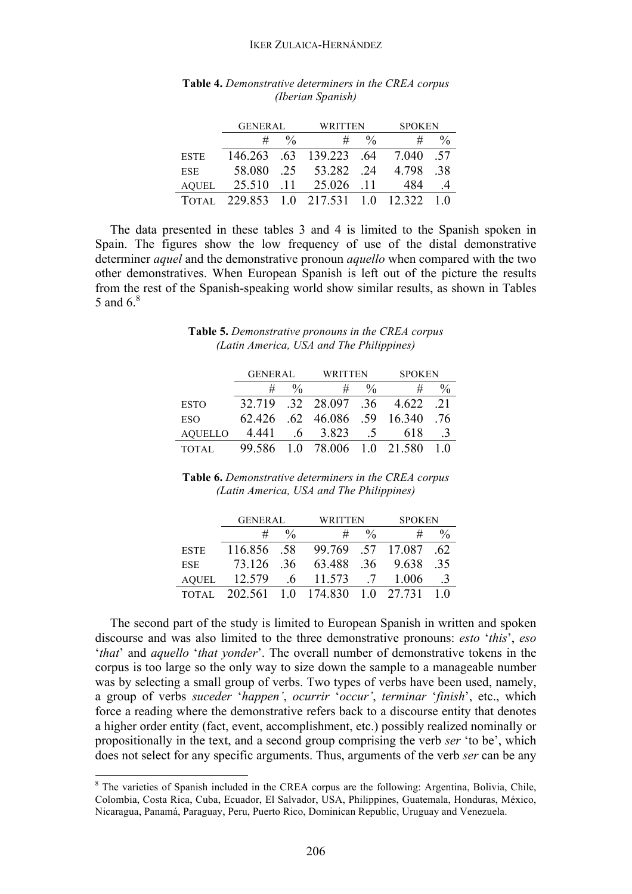**Table 4.** *Demonstrative determiners in the CREA corpus (Iberian Spanish)*

| | GENERAL | | WRITTEN | | SPOKEN | |
|---|---|---|---|---|---|---|
| | # | % | # | % | # | % |
| ESTE | 146.263 | .63 | 139.223 | .64 | 7.040 | .57 |
| ESE | 58.080 | .25 | 53.282 | .24 | 4.798 | .38 |
| AQUEL | 25.510 | .11 | 25.026 | .11 | 484 | .4 |
| TOTAL | 229.853 | 1.0 | 217.531 | 1.0 | 12.322 | 1.0 |

The data presented in these tables 3 and 4 is limited to the Spanish spoken in Spain. The figures show the low frequency of use of the distal demonstrative determiner *aquel* and the demonstrative pronoun *aquello* when compared with the two other demonstratives. When European Spanish is left out of the picture the results from the rest of the Spanish-speaking world show similar results, as shown in Tables 5 and 6.[8]

**Table 5.** *Demonstrative pronouns in the CREA corpus (Latin America, USA and The Philippines)*

| | GENERAL | | WRITTEN | | SPOKEN | |
|---|---|---|---|---|---|---|
| | # | % | # | % | # | % |
| ESTO | 32.719 | .32 | 28.097 | .36 | 4.622 | .21 |
| ESO | 62.426 | .62 | 46.086 | .59 | 16.340 | .76 |
| AQUELLO | 4.441 | .6 | 3.823 | .5 | 618 | .3 |
| TOTAL | 99.586 | 1.0 | 78.006 | 1.0 | 21.580 | 1.0 |

**Table 6.** *Demonstrative determiners in the CREA corpus (Latin America, USA and The Philippines)*

| | GENERAL | | WRITTEN | | SPOKEN | |
|---|---|---|---|---|---|---|
| | # | % | # | % | # | % |
| ESTE | 116.856 | .58 | 99.769 | .57 | 17.087 | .62 |
| ESE | 73.126 | .36 | 63.488 | .36 | 9.638 | .35 |
| AQUEL | 12.579 | .6 | 11.573 | .7 | 1.006 | .3 |
| TOTAL | 202.561 | 1.0 | 174.830 | 1.0 | 27.731 | 1.0 |

The second part of the study is limited to European Spanish in written and spoken discourse and was also limited to the three demonstrative pronouns: *esto* '*this*', *eso* '*that*' and *aquello* '*that yonder*'. The overall number of demonstrative tokens in the corpus is too large so the only way to size down the sample to a manageable number was by selecting a small group of verbs. Two types of verbs have been used, namely, a group of verbs *suceder* '*happen'*, *ocurrir* '*occur'*, *terminar* '*finish*', etc., which force a reading where the demonstrative refers back to a discourse entity that denotes a higher order entity (fact, event, accomplishment, etc.) possibly realized nominally or propositionally in the text, and a second group comprising the verb *ser* 'to be', which does not select for any specific arguments. Thus, arguments of the verb *ser* can be any

[8] The varieties of Spanish included in the CREA corpus are the following: Argentina, Bolivia, Chile, Colombia, Costa Rica, Cuba, Ecuador, El Salvador, USA, Philippines, Guatemala, Honduras, México, Nicaragua, Panamá, Paraguay, Peru, Puerto Rico, Dominican Republic, Uruguay and Venezuela.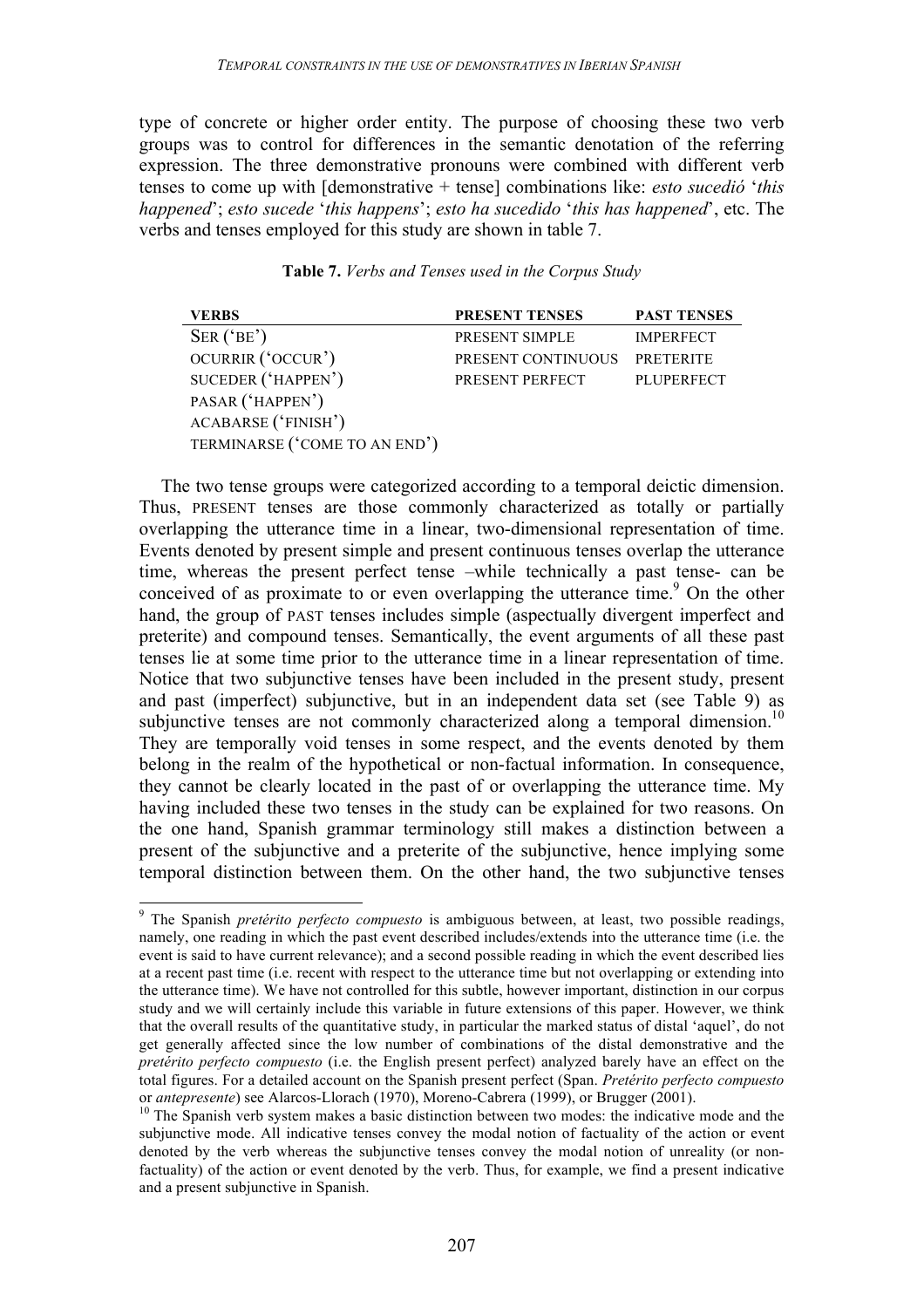type of concrete or higher order entity. The purpose of choosing these two verb groups was to control for differences in the semantic denotation of the referring expression. The three demonstrative pronouns were combined with different verb tenses to come up with [demonstrative + tense] combinations like: *esto sucedió* '*this happened*'; *esto sucede* '*this happens*'; *esto ha sucedido* '*this has happened*', etc. The verbs and tenses employed for this study are shown in table 7.

**Table 7.** *Verbs and Tenses used in the Corpus Study*

| VERBS | PRESENT TENSES | PAST TENSES |
|---|---|---|
| SER ('BE') | PRESENT SIMPLE | IMPERFECT |
| OCURRIR ('OCCUR') | PRESENT CONTINUOUS | PRETERITE |
| SUCEDER ('HAPPEN') | PRESENT PERFECT | PLUPERFECT |
| PASAR ('HAPPEN') | | |
| ACABARSE ('FINISH') | | |
| TERMINARSE ('COME TO AN END') | | |

The two tense groups were categorized according to a temporal deictic dimension. Thus, PRESENT tenses are those commonly characterized as totally or partially overlapping the utterance time in a linear, two-dimensional representation of time. Events denoted by present simple and present continuous tenses overlap the utterance time, whereas the present perfect tense –while technically a past tense- can be conceived of as proximate to or even overlapping the utterance time.[9] On the other hand, the group of PAST tenses includes simple (aspectually divergent imperfect and preterite) and compound tenses. Semantically, the event arguments of all these past tenses lie at some time prior to the utterance time in a linear representation of time. Notice that two subjunctive tenses have been included in the present study, present and past (imperfect) subjunctive, but in an independent data set (see Table 9) as subjunctive tenses are not commonly characterized along a temporal dimension.[10] They are temporally void tenses in some respect, and the events denoted by them belong in the realm of the hypothetical or non-factual information. In consequence, they cannot be clearly located in the past of or overlapping the utterance time. My having included these two tenses in the study can be explained for two reasons. On the one hand, Spanish grammar terminology still makes a distinction between a present of the subjunctive and a preterite of the subjunctive, hence implying some temporal distinction between them. On the other hand, the two subjunctive tenses

---

[9] The Spanish *pretérito perfecto compuesto* is ambiguous between, at least, two possible readings, namely, one reading in which the past event described includes/extends into the utterance time (i.e. the event is said to have current relevance); and a second possible reading in which the event described lies at a recent past time (i.e. recent with respect to the utterance time but not overlapping or extending into the utterance time). We have not controlled for this subtle, however important, distinction in our corpus study and we will certainly include this variable in future extensions of this paper. However, we think that the overall results of the quantitative study, in particular the marked status of distal 'aquel', do not get generally affected since the low number of combinations of the distal demonstrative and the *pretérito perfecto compuesto* (i.e. the English present perfect) analyzed barely have an effect on the total figures. For a detailed account on the Spanish present perfect (Span. *Pretérito perfecto compuesto* or *antepresente*) see Alarcos-Llorach (1970), Moreno-Cabrera (1999), or Brugger (2001).

[10] The Spanish verb system makes a basic distinction between two modes: the indicative mode and the subjunctive mode. All indicative tenses convey the modal notion of factuality of the action or event denoted by the verb whereas the subjunctive tenses convey the modal notion of unreality (or non-factuality) of the action or event denoted by the verb. Thus, for example, we find a present indicative and a present subjunctive in Spanish.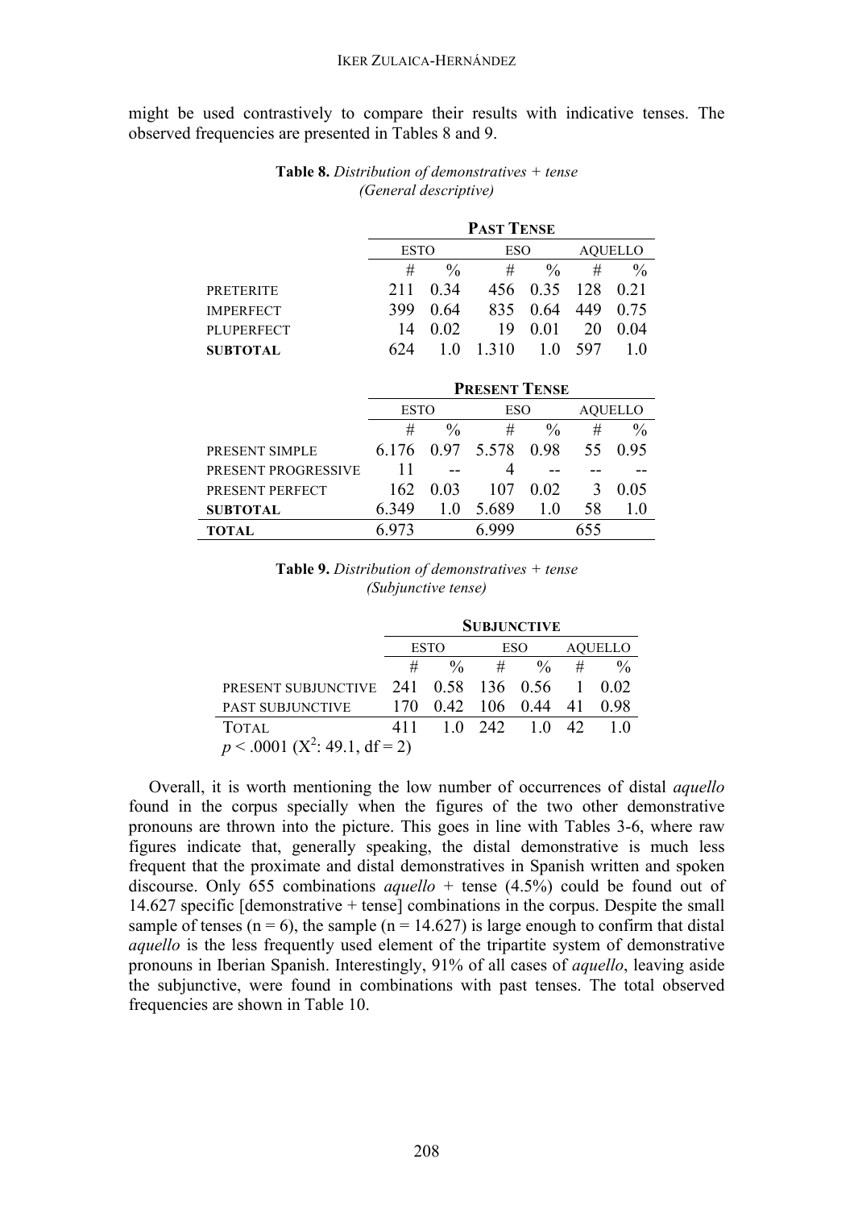might be used contrastively to compare their results with indicative tenses. The observed frequencies are presented in Tables 8 and 9.

**Table 8.** *Distribution of demonstratives + tense (General descriptive)*

| | **PAST TENSE** | | | | | |
|---|---|---|---|---|---|---|
| | ESTO | | ESO | | AQUELLO | |
| | # | % | # | % | # | % |
| PRETERITE | 211 | 0.34 | 456 | 0.35 | 128 | 0.21 |
| IMPERFECT | 399 | 0.64 | 835 | 0.64 | 449 | 0.75 |
| PLUPERFECT | 14 | 0.02 | 19 | 0.01 | 20 | 0.04 |
| **SUBTOTAL** | 624 | 1.0 | 1.310 | 1.0 | 597 | 1.0 |
| | **PRESENT TENSE** | | | | | |
| | ESTO | | ESO | | AQUELLO | |
| | # | % | # | % | # | % |
| PRESENT SIMPLE | 6.176 | 0.97 | 5.578 | 0.98 | 55 | 0.95 |
| PRESENT PROGRESSIVE | 11 | -- | 4 | -- | -- | -- |
| PRESENT PERFECT | 162 | 0.03 | 107 | 0.02 | 3 | 0.05 |
| **SUBTOTAL** | 6.349 | 1.0 | 5.689 | 1.0 | 58 | 1.0 |
| **TOTAL** | 6.973 | | 6.999 | | 655 | |

**Table 9.** *Distribution of demonstratives + tense (Subjunctive tense)*

| | **SUBJUNCTIVE** | | | | | |
|---|---|---|---|---|---|---|
| | ESTO | | ESO | | AQUELLO | |
| | # | % | # | % | # | % |
| PRESENT SUBJUNCTIVE | 241 | 0.58 | 136 | 0.56 | 1 | 0.02 |
| PAST SUBJUNCTIVE | 170 | 0.42 | 106 | 0.44 | 41 | 0.98 |
| TOTAL | 411 | 1.0 | 242 | 1.0 | 42 | 1.0 |

$p < .0001$ ($X^2$: 49.1, df = 2)

Overall, it is worth mentioning the low number of occurrences of distal *aquello* found in the corpus specially when the figures of the two other demonstrative pronouns are thrown into the picture. This goes in line with Tables 3-6, where raw figures indicate that, generally speaking, the distal demonstrative is much less frequent that the proximate and distal demonstratives in Spanish written and spoken discourse. Only 655 combinations *aquello* + tense (4.5%) could be found out of 14.627 specific [demonstrative + tense] combinations in the corpus. Despite the small sample of tenses (n = 6), the sample (n = 14.627) is large enough to confirm that distal *aquello* is the less frequently used element of the tripartite system of demonstrative pronouns in Iberian Spanish. Interestingly, 91% of all cases of *aquello*, leaving aside the subjunctive, were found in combinations with past tenses. The total observed frequencies are shown in Table 10.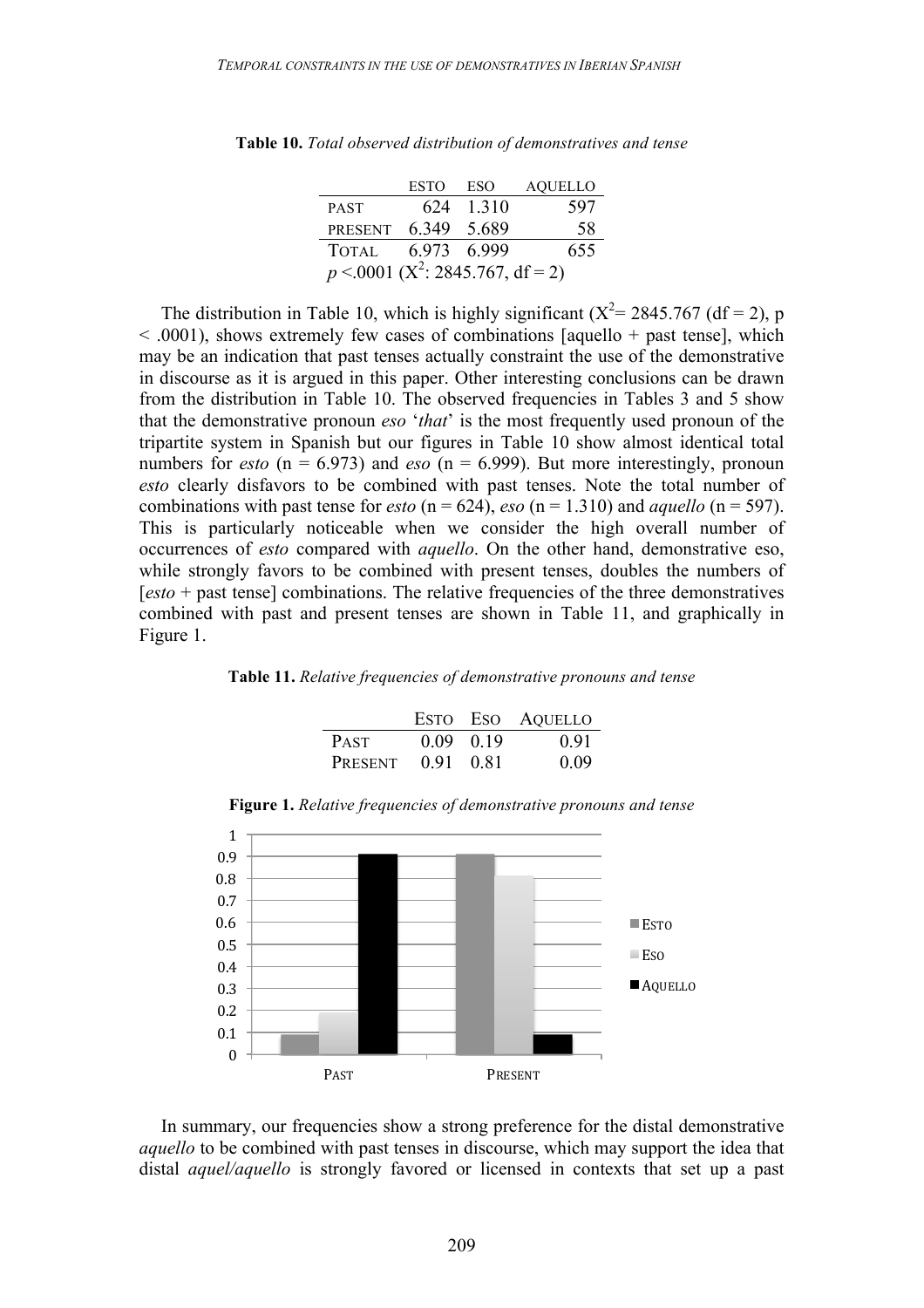**Table 10.** *Total observed distribution of demonstratives and tense*

| | ESTO | ESO | AQUELLO |
|---|---|---|---|
| PAST | 624 | 1.310 | 597 |
| PRESENT | 6.349 | 5.689 | 58 |
| TOTAL | 6.973 | 6.999 | 655 |
| $p$ <.0001 ($X^2$: 2845.767, df = 2) | | | |

The distribution in Table 10, which is highly significant ($X^2$= 2845.767 (df = 2), p < .0001), shows extremely few cases of combinations [aquello + past tense], which may be an indication that past tenses actually constraint the use of the demonstrative in discourse as it is argued in this paper. Other interesting conclusions can be drawn from the distribution in Table 10. The observed frequencies in Tables 3 and 5 show that the demonstrative pronoun *eso* '*that*' is the most frequently used pronoun of the tripartite system in Spanish but our figures in Table 10 show almost identical total numbers for *esto* (n = 6.973) and *eso* (n = 6.999). But more interestingly, pronoun *esto* clearly disfavors to be combined with past tenses. Note the total number of combinations with past tense for *esto* (n = 624), *eso* (n = 1.310) and *aquello* (n = 597). This is particularly noticeable when we consider the high overall number of occurrences of *esto* compared with *aquello*. On the other hand, demonstrative eso, while strongly favors to be combined with present tenses, doubles the numbers of [*esto* + past tense] combinations. The relative frequencies of the three demonstratives combined with past and present tenses are shown in Table 11, and graphically in Figure 1.

**Table 11.** *Relative frequencies of demonstrative pronouns and tense*

| | ESTO | ESO | AQUELLO |
|---|---|---|---|
| PAST | 0.09 | 0.19 | 0.91 |
| PRESENT | 0.91 | 0.81 | 0.09 |

**Figure 1.** *Relative frequencies of demonstrative pronouns and tense*

In summary, our frequencies show a strong preference for the distal demonstrative *aquello* to be combined with past tenses in discourse, which may support the idea that distal *aquel/aquello* is strongly favored or licensed in contexts that set up a past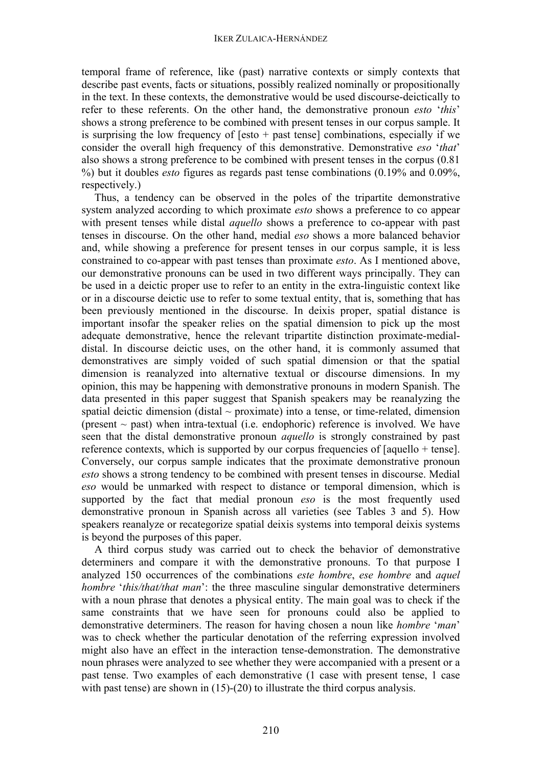temporal frame of reference, like (past) narrative contexts or simply contexts that describe past events, facts or situations, possibly realized nominally or propositionally in the text. In these contexts, the demonstrative would be used discourse-deictically to refer to these referents. On the other hand, the demonstrative pronoun *esto* '*this*' shows a strong preference to be combined with present tenses in our corpus sample. It is surprising the low frequency of [esto + past tense] combinations, especially if we consider the overall high frequency of this demonstrative. Demonstrative *eso* '*that*' also shows a strong preference to be combined with present tenses in the corpus (0.81 %) but it doubles *esto* figures as regards past tense combinations (0.19% and 0.09%, respectively.)

Thus, a tendency can be observed in the poles of the tripartite demonstrative system analyzed according to which proximate *esto* shows a preference to co appear with present tenses while distal *aquello* shows a preference to co-appear with past tenses in discourse. On the other hand, medial *eso* shows a more balanced behavior and, while showing a preference for present tenses in our corpus sample, it is less constrained to co-appear with past tenses than proximate *esto*. As I mentioned above, our demonstrative pronouns can be used in two different ways principally. They can be used in a deictic proper use to refer to an entity in the extra-linguistic context like or in a discourse deictic use to refer to some textual entity, that is, something that has been previously mentioned in the discourse. In deixis proper, spatial distance is important insofar the speaker relies on the spatial dimension to pick up the most adequate demonstrative, hence the relevant tripartite distinction proximate-medial-distal. In discourse deictic uses, on the other hand, it is commonly assumed that demonstratives are simply voided of such spatial dimension or that the spatial dimension is reanalyzed into alternative textual or discourse dimensions. In my opinion, this may be happening with demonstrative pronouns in modern Spanish. The data presented in this paper suggest that Spanish speakers may be reanalyzing the spatial deictic dimension (distal ~ proximate) into a tense, or time-related, dimension (present ~ past) when intra-textual (i.e. endophoric) reference is involved. We have seen that the distal demonstrative pronoun *aquello* is strongly constrained by past reference contexts, which is supported by our corpus frequencies of [aquello + tense]. Conversely, our corpus sample indicates that the proximate demonstrative pronoun *esto* shows a strong tendency to be combined with present tenses in discourse. Medial *eso* would be unmarked with respect to distance or temporal dimension, which is supported by the fact that medial pronoun *eso* is the most frequently used demonstrative pronoun in Spanish across all varieties (see Tables 3 and 5). How speakers reanalyze or recategorize spatial deixis systems into temporal deixis systems is beyond the purposes of this paper.

A third corpus study was carried out to check the behavior of demonstrative determiners and compare it with the demonstrative pronouns. To that purpose I analyzed 150 occurrences of the combinations *este hombre*, *ese hombre* and *aquel hombre* '*this/that/that man*': the three masculine singular demonstrative determiners with a noun phrase that denotes a physical entity. The main goal was to check if the same constraints that we have seen for pronouns could also be applied to demonstrative determiners. The reason for having chosen a noun like *hombre* '*man*' was to check whether the particular denotation of the referring expression involved might also have an effect in the interaction tense-demonstration. The demonstrative noun phrases were analyzed to see whether they were accompanied with a present or a past tense. Two examples of each demonstrative (1 case with present tense, 1 case with past tense) are shown in (15)-(20) to illustrate the third corpus analysis.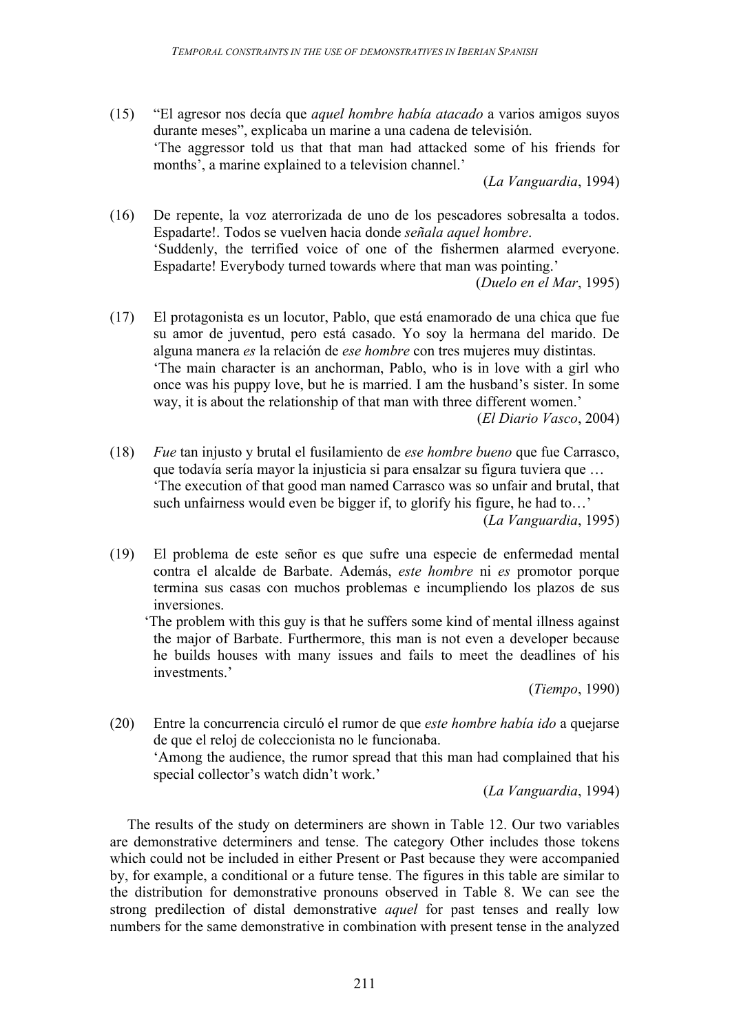(15) "El agresor nos decía que *aquel hombre había atacado* a varios amigos suyos durante meses", explicaba un marine a una cadena de televisión.
'The aggressor told us that that man had attacked some of his friends for months', a marine explained to a television channel.'
(*La Vanguardia*, 1994)

(16) De repente, la voz aterrorizada de uno de los pescadores sobresalta a todos. Espadarte!. Todos se vuelven hacia donde *señala aquel hombre*.
'Suddenly, the terrified voice of one of the fishermen alarmed everyone. Espadarte! Everybody turned towards where that man was pointing.'
(*Duelo en el Mar*, 1995)

(17) El protagonista es un locutor, Pablo, que está enamorado de una chica que fue su amor de juventud, pero está casado. Yo soy la hermana del marido. De alguna manera *es* la relación de *ese hombre* con tres mujeres muy distintas.
'The main character is an anchorman, Pablo, who is in love with a girl who once was his puppy love, but he is married. I am the husband's sister. In some way, it is about the relationship of that man with three different women.'
(*El Diario Vasco*, 2004)

(18) *Fue* tan injusto y brutal el fusilamiento de *ese hombre bueno* que fue Carrasco, que todavía sería mayor la injusticia si para ensalzar su figura tuviera que …
'The execution of that good man named Carrasco was so unfair and brutal, that such unfairness would even be bigger if, to glorify his figure, he had to…'
(*La Vanguardia*, 1995)

(19) El problema de este señor es que sufre una especie de enfermedad mental contra el alcalde de Barbate. Además, *este hombre* ni *es* promotor porque termina sus casas con muchos problemas e incumpliendo los plazos de sus inversiones.
'The problem with this guy is that he suffers some kind of mental illness against the major of Barbate. Furthermore, this man is not even a developer because he builds houses with many issues and fails to meet the deadlines of his investments.'
(*Tiempo*, 1990)

(20) Entre la concurrencia circuló el rumor de que *este hombre había ido* a quejarse de que el reloj de coleccionista no le funcionaba.
'Among the audience, the rumor spread that this man had complained that his special collector's watch didn't work.'
(*La Vanguardia*, 1994)

The results of the study on determiners are shown in Table 12. Our two variables are demonstrative determiners and tense. The category Other includes those tokens which could not be included in either Present or Past because they were accompanied by, for example, a conditional or a future tense. The figures in this table are similar to the distribution for demonstrative pronouns observed in Table 8. We can see the strong predilection of distal demonstrative *aquel* for past tenses and really low numbers for the same demonstrative in combination with present tense in the analyzed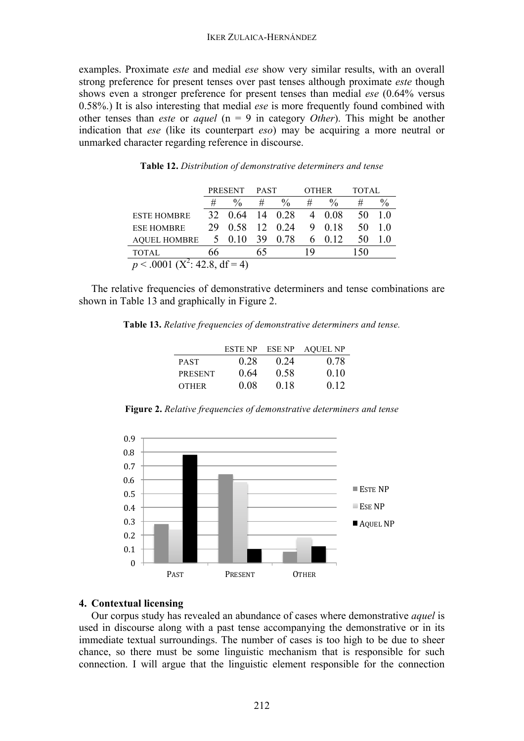examples. Proximate *este* and medial *ese* show very similar results, with an overall strong preference for present tenses over past tenses although proximate *este* though shows even a stronger preference for present tenses than medial *ese* (0.64% versus 0.58%.) It is also interesting that medial *ese* is more frequently found combined with other tenses than *este* or *aquel* (n = 9 in category *Other*). This might be another indication that *ese* (like its counterpart *eso*) may be acquiring a more neutral or unmarked character regarding reference in discourse.

**Table 12.** *Distribution of demonstrative determiners and tense*

| | PRESENT | | PAST | | OTHER | | TOTAL | |
|---|---|---|---|---|---|---|---|---|
| | # | % | # | % | # | % | # | % |
| ESTE HOMBRE | 32 | 0.64 | 14 | 0.28 | 4 | 0.08 | 50 | 1.0 |
| ESE HOMBRE | 29 | 0.58 | 12 | 0.24 | 9 | 0.18 | 50 | 1.0 |
| AQUEL HOMBRE | 5 | 0.10 | 39 | 0.78 | 6 | 0.12 | 50 | 1.0 |
| TOTAL | 66 | | 65 | | 19 | | 150 | |

$p < .0001$ ($X^2$: 42.8, df = 4)

The relative frequencies of demonstrative determiners and tense combinations are shown in Table 13 and graphically in Figure 2.

**Table 13.** *Relative frequencies of demonstrative determiners and tense.*

| | ESTE NP | ESE NP | AQUEL NP |
|---|---|---|---|
| PAST | 0.28 | 0.24 | 0.78 |
| PRESENT | 0.64 | 0.58 | 0.10 |
| OTHER | 0.08 | 0.18 | 0.12 |

**Figure 2.** *Relative frequencies of demonstrative determiners and tense*

## 4. Contextual licensing

Our corpus study has revealed an abundance of cases where demonstrative *aquel* is used in discourse along with a past tense accompanying the demonstrative or in its immediate textual surroundings. The number of cases is too high to be due to sheer chance, so there must be some linguistic mechanism that is responsible for such connection. I will argue that the linguistic element responsible for the connection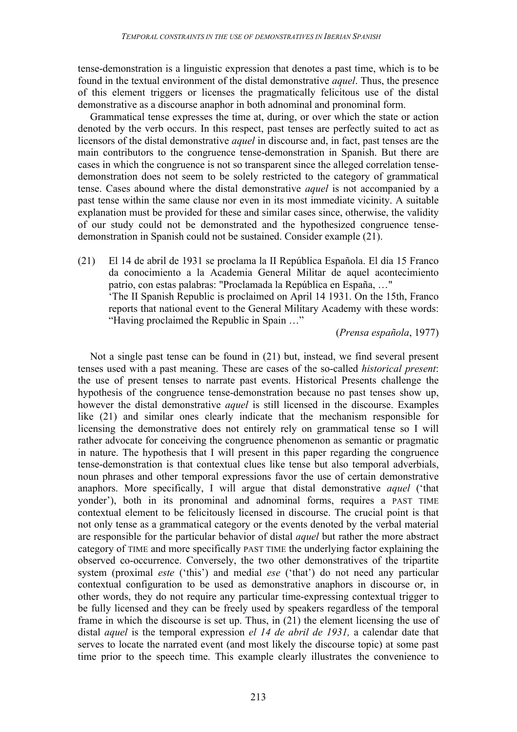tense-demonstration is a linguistic expression that denotes a past time, which is to be found in the textual environment of the distal demonstrative *aquel*. Thus, the presence of this element triggers or licenses the pragmatically felicitous use of the distal demonstrative as a discourse anaphor in both adnominal and pronominal form.

Grammatical tense expresses the time at, during, or over which the state or action denoted by the verb occurs. In this respect, past tenses are perfectly suited to act as licensors of the distal demonstrative *aquel* in discourse and, in fact, past tenses are the main contributors to the congruence tense-demonstration in Spanish. But there are cases in which the congruence is not so transparent since the alleged correlation tense-demonstration does not seem to be solely restricted to the category of grammatical tense. Cases abound where the distal demonstrative *aquel* is not accompanied by a past tense within the same clause nor even in its most immediate vicinity. A suitable explanation must be provided for these and similar cases since, otherwise, the validity of our study could not be demonstrated and the hypothesized congruence tense-demonstration in Spanish could not be sustained. Consider example (21).

(21) El 14 de abril de 1931 se proclama la II República Española. El día 15 Franco da conocimiento a la Academia General Militar de aquel acontecimiento patrio, con estas palabras: "Proclamada la República en España, …"
'The II Spanish Republic is proclaimed on April 14 1931. On the 15th, Franco reports that national event to the General Military Academy with these words: "Having proclaimed the Republic in Spain …"
(*Prensa española*, 1977)

Not a single past tense can be found in (21) but, instead, we find several present tenses used with a past meaning. These are cases of the so-called *historical present*: the use of present tenses to narrate past events. Historical Presents challenge the hypothesis of the congruence tense-demonstration because no past tenses show up, however the distal demonstrative *aquel* is still licensed in the discourse. Examples like (21) and similar ones clearly indicate that the mechanism responsible for licensing the demonstrative does not entirely rely on grammatical tense so I will rather advocate for conceiving the congruence phenomenon as semantic or pragmatic in nature. The hypothesis that I will present in this paper regarding the congruence tense-demonstration is that contextual clues like tense but also temporal adverbials, noun phrases and other temporal expressions favor the use of certain demonstrative anaphors. More specifically, I will argue that distal demonstrative *aquel* ('that yonder'), both in its pronominal and adnominal forms, requires a PAST TIME contextual element to be felicitously licensed in discourse. The crucial point is that not only tense as a grammatical category or the events denoted by the verbal material are responsible for the particular behavior of distal *aquel* but rather the more abstract category of TIME and more specifically PAST TIME the underlying factor explaining the observed co-occurrence. Conversely, the two other demonstratives of the tripartite system (proximal *este* ('this') and medial *ese* ('that') do not need any particular contextual configuration to be used as demonstrative anaphors in discourse or, in other words, they do not require any particular time-expressing contextual trigger to be fully licensed and they can be freely used by speakers regardless of the temporal frame in which the discourse is set up. Thus, in (21) the element licensing the use of distal *aquel* is the temporal expression *el 14 de abril de 1931,* a calendar date that serves to locate the narrated event (and most likely the discourse topic) at some past time prior to the speech time. This example clearly illustrates the convenience to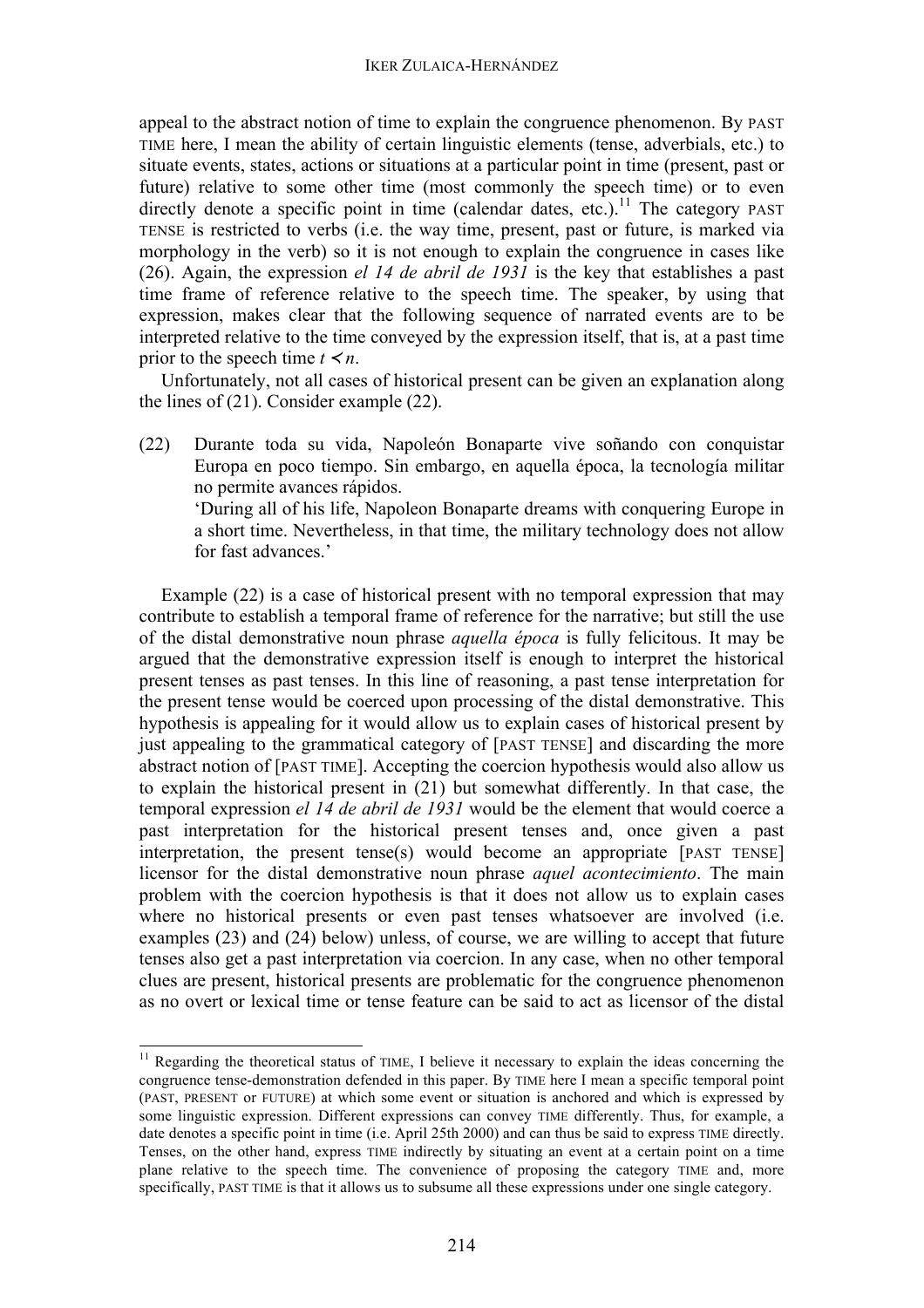appeal to the abstract notion of time to explain the congruence phenomenon. By PAST TIME here, I mean the ability of certain linguistic elements (tense, adverbials, etc.) to situate events, states, actions or situations at a particular point in time (present, past or future) relative to some other time (most commonly the speech time) or to even directly denote a specific point in time (calendar dates, etc.).[11] The category PAST TENSE is restricted to verbs (i.e. the way time, present, past or future, is marked via morphology in the verb) so it is not enough to explain the congruence in cases like (26). Again, the expression *el 14 de abril de 1931* is the key that establishes a past time frame of reference relative to the speech time. The speaker, by using that expression, makes clear that the following sequence of narrated events are to be interpreted relative to the time conveyed by the expression itself, that is, at a past time prior to the speech time $t \prec n$.

Unfortunately, not all cases of historical present can be given an explanation along the lines of (21). Consider example (22).

(22) Durante toda su vida, Napoleón Bonaparte vive soñando con conquistar Europa en poco tiempo. Sin embargo, en aquella época, la tecnología militar no permite avances rápidos.
'During all of his life, Napoleon Bonaparte dreams with conquering Europe in a short time. Nevertheless, in that time, the military technology does not allow for fast advances.'

Example (22) is a case of historical present with no temporal expression that may contribute to establish a temporal frame of reference for the narrative; but still the use of the distal demonstrative noun phrase *aquella época* is fully felicitous. It may be argued that the demonstrative expression itself is enough to interpret the historical present tenses as past tenses. In this line of reasoning, a past tense interpretation for the present tense would be coerced upon processing of the distal demonstrative. This hypothesis is appealing for it would allow us to explain cases of historical present by just appealing to the grammatical category of [PAST TENSE] and discarding the more abstract notion of [PAST TIME]. Accepting the coercion hypothesis would also allow us to explain the historical present in (21) but somewhat differently. In that case, the temporal expression *el 14 de abril de 1931* would be the element that would coerce a past interpretation for the historical present tenses and, once given a past interpretation, the present tense(s) would become an appropriate [PAST TENSE] licensor for the distal demonstrative noun phrase *aquel acontecimiento*. The main problem with the coercion hypothesis is that it does not allow us to explain cases where no historical presents or even past tenses whatsoever are involved (i.e. examples (23) and (24) below) unless, of course, we are willing to accept that future tenses also get a past interpretation via coercion. In any case, when no other temporal clues are present, historical presents are problematic for the congruence phenomenon as no overt or lexical time or tense feature can be said to act as licensor of the distal

[11] Regarding the theoretical status of TIME, I believe it necessary to explain the ideas concerning the congruence tense-demonstration defended in this paper. By TIME here I mean a specific temporal point (PAST, PRESENT or FUTURE) at which some event or situation is anchored and which is expressed by some linguistic expression. Different expressions can convey TIME differently. Thus, for example, a date denotes a specific point in time (i.e. April 25th 2000) and can thus be said to express TIME directly. Tenses, on the other hand, express TIME indirectly by situating an event at a certain point on a time plane relative to the speech time. The convenience of proposing the category TIME and, more specifically, PAST TIME is that it allows us to subsume all these expressions under one single category.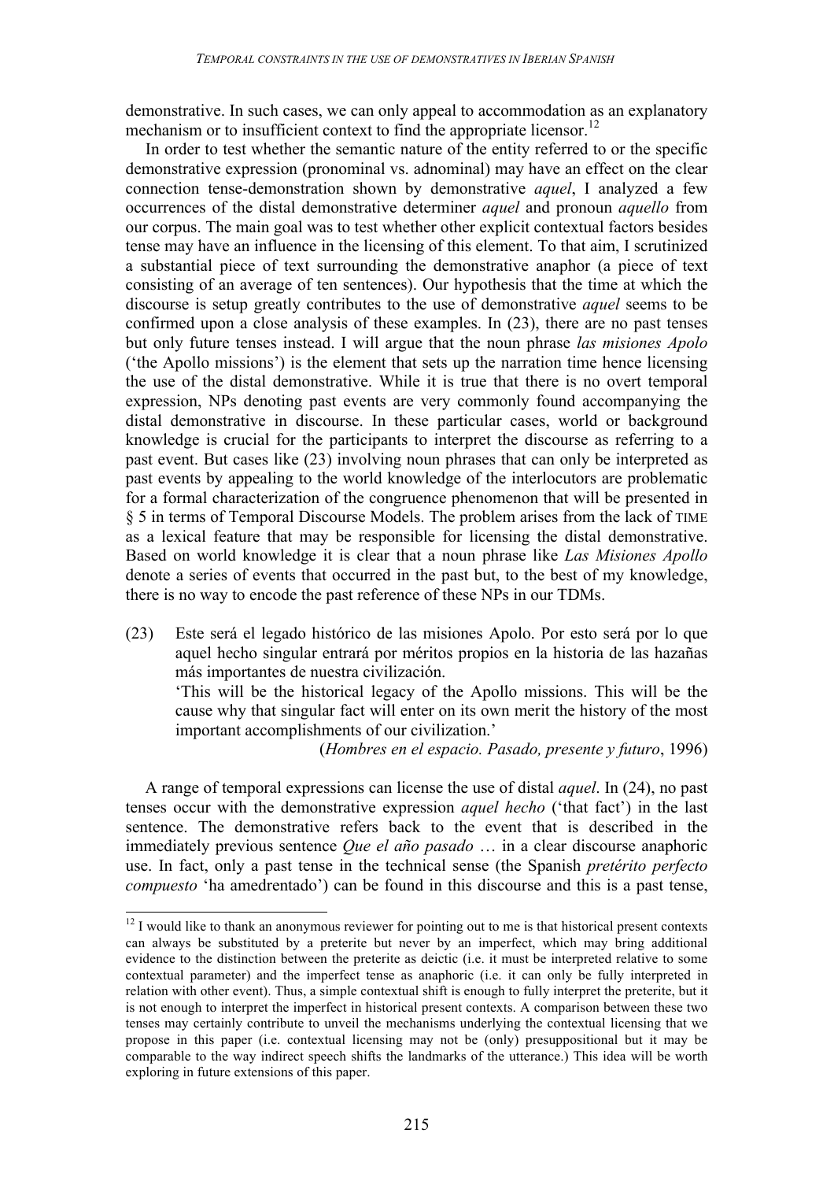demonstrative. In such cases, we can only appeal to accommodation as an explanatory mechanism or to insufficient context to find the appropriate licensor.[12]

In order to test whether the semantic nature of the entity referred to or the specific demonstrative expression (pronominal vs. adnominal) may have an effect on the clear connection tense-demonstration shown by demonstrative *aquel*, I analyzed a few occurrences of the distal demonstrative determiner *aquel* and pronoun *aquello* from our corpus. The main goal was to test whether other explicit contextual factors besides tense may have an influence in the licensing of this element. To that aim, I scrutinized a substantial piece of text surrounding the demonstrative anaphor (a piece of text consisting of an average of ten sentences). Our hypothesis that the time at which the discourse is setup greatly contributes to the use of demonstrative *aquel* seems to be confirmed upon a close analysis of these examples. In (23), there are no past tenses but only future tenses instead. I will argue that the noun phrase *las misiones Apolo* ('the Apollo missions') is the element that sets up the narration time hence licensing the use of the distal demonstrative. While it is true that there is no overt temporal expression, NPs denoting past events are very commonly found accompanying the distal demonstrative in discourse. In these particular cases, world or background knowledge is crucial for the participants to interpret the discourse as referring to a past event. But cases like (23) involving noun phrases that can only be interpreted as past events by appealing to the world knowledge of the interlocutors are problematic for a formal characterization of the congruence phenomenon that will be presented in § 5 in terms of Temporal Discourse Models. The problem arises from the lack of TIME as a lexical feature that may be responsible for licensing the distal demonstrative. Based on world knowledge it is clear that a noun phrase like *Las Misiones Apollo* denote a series of events that occurred in the past but, to the best of my knowledge, there is no way to encode the past reference of these NPs in our TDMs.

(23) Este será el legado histórico de las misiones Apolo. Por esto será por lo que aquel hecho singular entrará por méritos propios en la historia de las hazañas más importantes de nuestra civilización.
'This will be the historical legacy of the Apollo missions. This will be the cause why that singular fact will enter on its own merit the history of the most important accomplishments of our civilization.'
(*Hombres en el espacio. Pasado, presente y futuro*, 1996)

A range of temporal expressions can license the use of distal *aquel*. In (24), no past tenses occur with the demonstrative expression *aquel hecho* ('that fact') in the last sentence. The demonstrative refers back to the event that is described in the immediately previous sentence *Que el año pasado* … in a clear discourse anaphoric use. In fact, only a past tense in the technical sense (the Spanish *pretérito perfecto compuesto* 'ha amedrentado') can be found in this discourse and this is a past tense,

[12] I would like to thank an anonymous reviewer for pointing out to me is that historical present contexts can always be substituted by a preterite but never by an imperfect, which may bring additional evidence to the distinction between the preterite as deictic (i.e. it must be interpreted relative to some contextual parameter) and the imperfect tense as anaphoric (i.e. it can only be fully interpreted in relation with other event). Thus, a simple contextual shift is enough to fully interpret the preterite, but it is not enough to interpret the imperfect in historical present contexts. A comparison between these two tenses may certainly contribute to unveil the mechanisms underlying the contextual licensing that we propose in this paper (i.e. contextual licensing may not be (only) presuppositional but it may be comparable to the way indirect speech shifts the landmarks of the utterance.) This idea will be worth exploring in future extensions of this paper.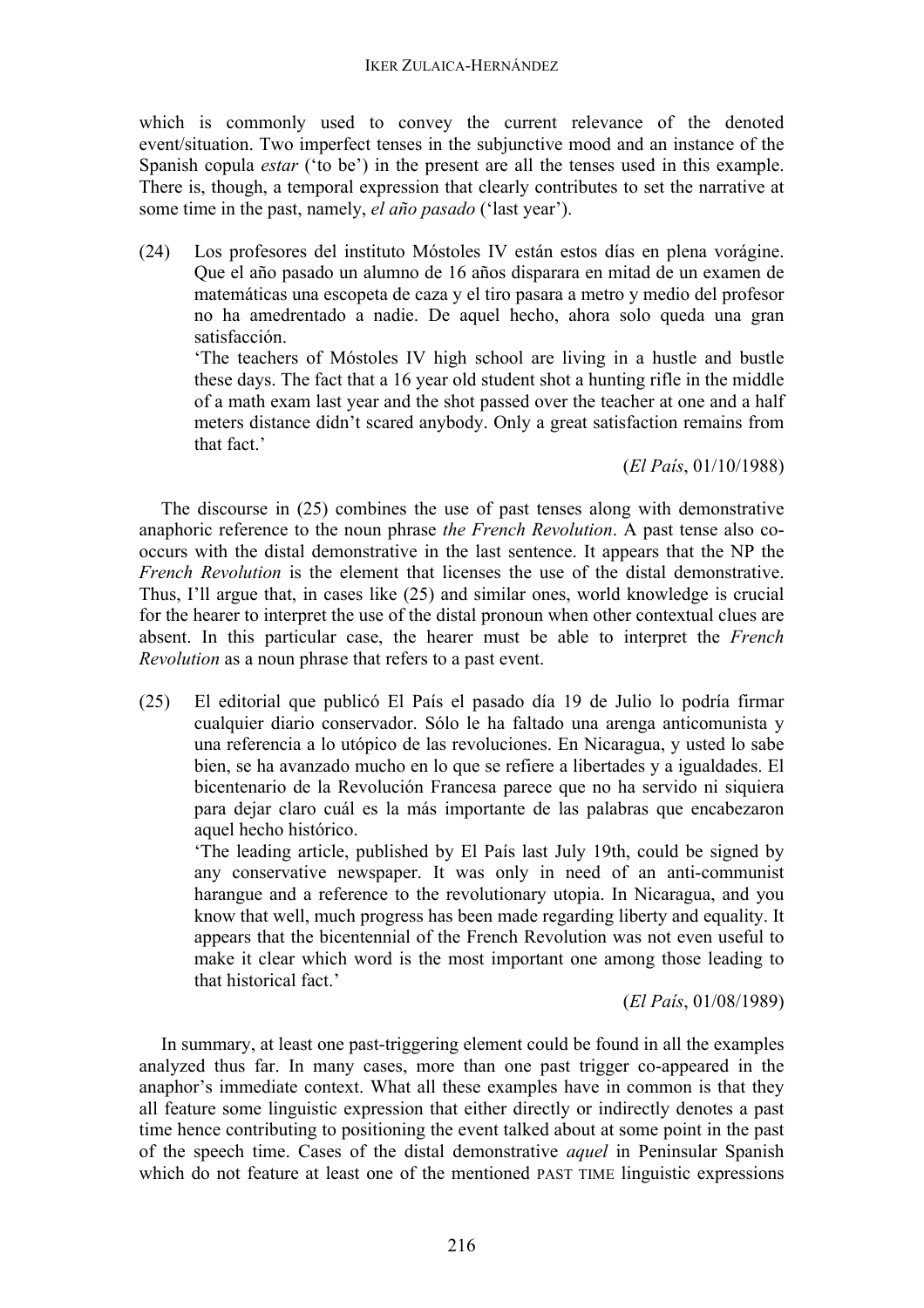which is commonly used to convey the current relevance of the denoted event/situation. Two imperfect tenses in the subjunctive mood and an instance of the Spanish copula *estar* ('to be') in the present are all the tenses used in this example. There is, though, a temporal expression that clearly contributes to set the narrative at some time in the past, namely, *el año pasado* ('last year').

(24) Los profesores del instituto Móstoles IV están estos días en plena vorágine. Que el año pasado un alumno de 16 años disparara en mitad de un examen de matemáticas una escopeta de caza y el tiro pasara a metro y medio del profesor no ha amedrentado a nadie. De aquel hecho, ahora solo queda una gran satisfacción.

'The teachers of Móstoles IV high school are living in a hustle and bustle these days. The fact that a 16 year old student shot a hunting rifle in the middle of a math exam last year and the shot passed over the teacher at one and a half meters distance didn't scared anybody. Only a great satisfaction remains from that fact.'

(*El País*, 01/10/1988)

The discourse in (25) combines the use of past tenses along with demonstrative anaphoric reference to the noun phrase *the French Revolution*. A past tense also co-occurs with the distal demonstrative in the last sentence. It appears that the NP the *French Revolution* is the element that licenses the use of the distal demonstrative. Thus, I'll argue that, in cases like (25) and similar ones, world knowledge is crucial for the hearer to interpret the use of the distal pronoun when other contextual clues are absent. In this particular case, the hearer must be able to interpret the *French Revolution* as a noun phrase that refers to a past event.

(25) El editorial que publicó El País el pasado día 19 de Julio lo podría firmar cualquier diario conservador. Sólo le ha faltado una arenga anticomunista y una referencia a lo utópico de las revoluciones. En Nicaragua, y usted lo sabe bien, se ha avanzado mucho en lo que se refiere a libertades y a igualdades. El bicentenario de la Revolución Francesa parece que no ha servido ni siquiera para dejar claro cuál es la más importante de las palabras que encabezaron aquel hecho histórico.

'The leading article, published by El País last July 19th, could be signed by any conservative newspaper. It was only in need of an anti-communist harangue and a reference to the revolutionary utopia. In Nicaragua, and you know that well, much progress has been made regarding liberty and equality. It appears that the bicentennial of the French Revolution was not even useful to make it clear which word is the most important one among those leading to that historical fact.'

(*El País*, 01/08/1989)

In summary, at least one past-triggering element could be found in all the examples analyzed thus far. In many cases, more than one past trigger co-appeared in the anaphor's immediate context. What all these examples have in common is that they all feature some linguistic expression that either directly or indirectly denotes a past time hence contributing to positioning the event talked about at some point in the past of the speech time. Cases of the distal demonstrative *aquel* in Peninsular Spanish which do not feature at least one of the mentioned PAST TIME linguistic expressions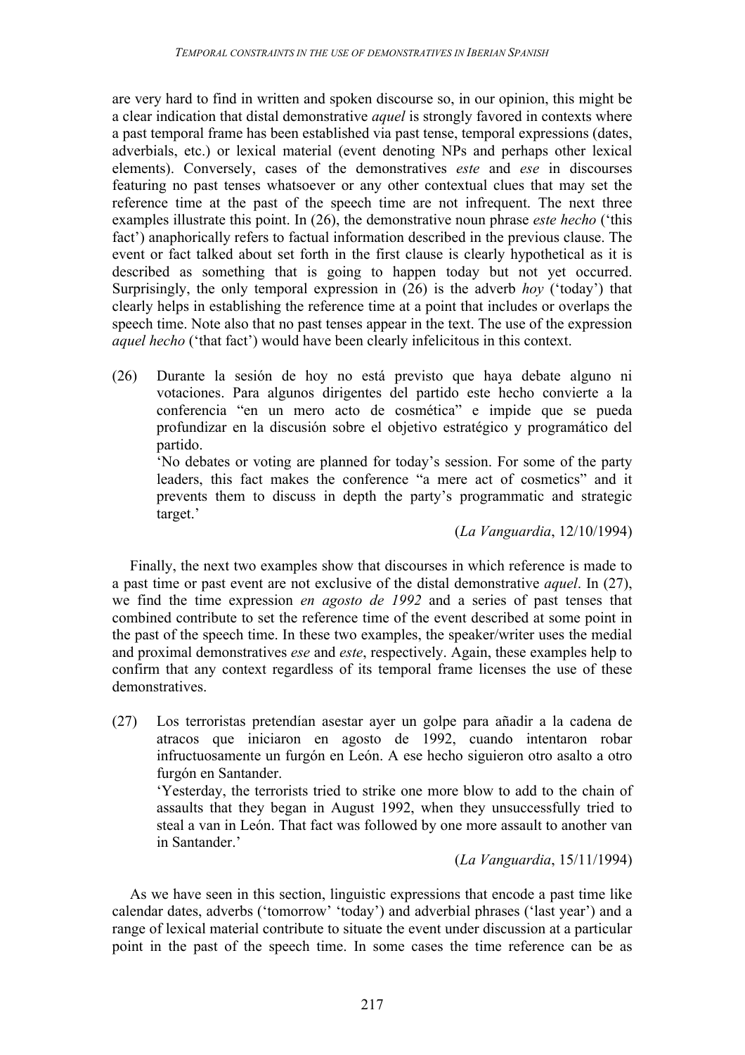are very hard to find in written and spoken discourse so, in our opinion, this might be a clear indication that distal demonstrative *aquel* is strongly favored in contexts where a past temporal frame has been established via past tense, temporal expressions (dates, adverbials, etc.) or lexical material (event denoting NPs and perhaps other lexical elements). Conversely, cases of the demonstratives *este* and *ese* in discourses featuring no past tenses whatsoever or any other contextual clues that may set the reference time at the past of the speech time are not infrequent. The next three examples illustrate this point. In (26), the demonstrative noun phrase *este hecho* ('this fact') anaphorically refers to factual information described in the previous clause. The event or fact talked about set forth in the first clause is clearly hypothetical as it is described as something that is going to happen today but not yet occurred. Surprisingly, the only temporal expression in (26) is the adverb *hoy* ('today') that clearly helps in establishing the reference time at a point that includes or overlaps the speech time. Note also that no past tenses appear in the text. The use of the expression *aquel hecho* ('that fact') would have been clearly infelicitous in this context.

(26) Durante la sesión de hoy no está previsto que haya debate alguno ni votaciones. Para algunos dirigentes del partido este hecho convierte a la conferencia "en un mero acto de cosmética" e impide que se pueda profundizar en la discusión sobre el objetivo estratégico y programático del partido.
'No debates or voting are planned for today's session. For some of the party leaders, this fact makes the conference "a mere act of cosmetics" and it prevents them to discuss in depth the party's programmatic and strategic target.'
(*La Vanguardia*, 12/10/1994)

Finally, the next two examples show that discourses in which reference is made to a past time or past event are not exclusive of the distal demonstrative *aquel*. In (27), we find the time expression *en agosto de 1992* and a series of past tenses that combined contribute to set the reference time of the event described at some point in the past of the speech time. In these two examples, the speaker/writer uses the medial and proximal demonstratives *ese* and *este*, respectively. Again, these examples help to confirm that any context regardless of its temporal frame licenses the use of these demonstratives.

(27) Los terroristas pretendían asestar ayer un golpe para añadir a la cadena de atracos que iniciaron en agosto de 1992, cuando intentaron robar infructuosamente un furgón en León. A ese hecho siguieron otro asalto a otro furgón en Santander.
'Yesterday, the terrorists tried to strike one more blow to add to the chain of assaults that they began in August 1992, when they unsuccessfully tried to steal a van in León. That fact was followed by one more assault to another van in Santander.'
(*La Vanguardia*, 15/11/1994)

As we have seen in this section, linguistic expressions that encode a past time like calendar dates, adverbs ('tomorrow' 'today') and adverbial phrases ('last year') and a range of lexical material contribute to situate the event under discussion at a particular point in the past of the speech time. In some cases the time reference can be as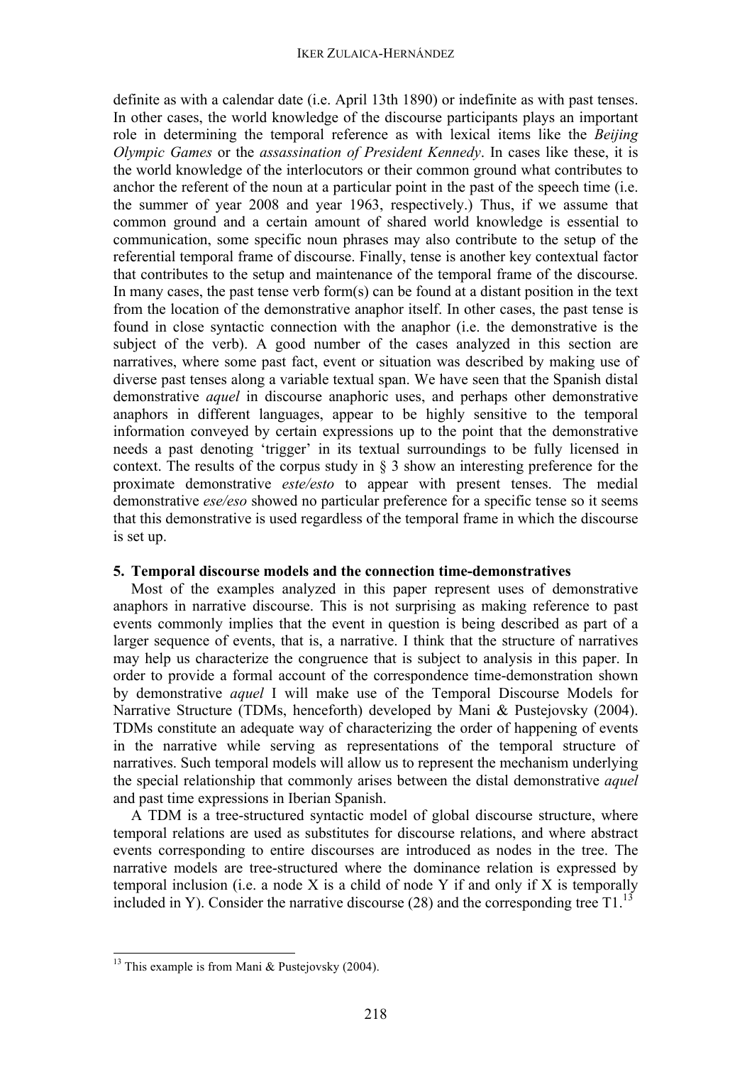definite as with a calendar date (i.e. April 13th 1890) or indefinite as with past tenses. In other cases, the world knowledge of the discourse participants plays an important role in determining the temporal reference as with lexical items like the *Beijing Olympic Games* or the *assassination of President Kennedy*. In cases like these, it is the world knowledge of the interlocutors or their common ground what contributes to anchor the referent of the noun at a particular point in the past of the speech time (i.e. the summer of year 2008 and year 1963, respectively.) Thus, if we assume that common ground and a certain amount of shared world knowledge is essential to communication, some specific noun phrases may also contribute to the setup of the referential temporal frame of discourse. Finally, tense is another key contextual factor that contributes to the setup and maintenance of the temporal frame of the discourse. In many cases, the past tense verb form(s) can be found at a distant position in the text from the location of the demonstrative anaphor itself. In other cases, the past tense is found in close syntactic connection with the anaphor (i.e. the demonstrative is the subject of the verb). A good number of the cases analyzed in this section are narratives, where some past fact, event or situation was described by making use of diverse past tenses along a variable textual span. We have seen that the Spanish distal demonstrative *aquel* in discourse anaphoric uses, and perhaps other demonstrative anaphors in different languages, appear to be highly sensitive to the temporal information conveyed by certain expressions up to the point that the demonstrative needs a past denoting 'trigger' in its textual surroundings to be fully licensed in context. The results of the corpus study in § 3 show an interesting preference for the proximate demonstrative *este/esto* to appear with present tenses. The medial demonstrative *ese/eso* showed no particular preference for a specific tense so it seems that this demonstrative is used regardless of the temporal frame in which the discourse is set up.

## 5. Temporal discourse models and the connection time-demonstratives

Most of the examples analyzed in this paper represent uses of demonstrative anaphors in narrative discourse. This is not surprising as making reference to past events commonly implies that the event in question is being described as part of a larger sequence of events, that is, a narrative. I think that the structure of narratives may help us characterize the congruence that is subject to analysis in this paper. In order to provide a formal account of the correspondence time-demonstration shown by demonstrative *aquel* I will make use of the Temporal Discourse Models for Narrative Structure (TDMs, henceforth) developed by Mani & Pustejovsky (2004). TDMs constitute an adequate way of characterizing the order of happening of events in the narrative while serving as representations of the temporal structure of narratives. Such temporal models will allow us to represent the mechanism underlying the special relationship that commonly arises between the distal demonstrative *aquel* and past time expressions in Iberian Spanish.

A TDM is a tree-structured syntactic model of global discourse structure, where temporal relations are used as substitutes for discourse relations, and where abstract events corresponding to entire discourses are introduced as nodes in the tree. The narrative models are tree-structured where the dominance relation is expressed by temporal inclusion (i.e. a node X is a child of node Y if and only if X is temporally included in Y). Consider the narrative discourse (28) and the corresponding tree T1.[13]

[13] This example is from Mani & Pustejovsky (2004).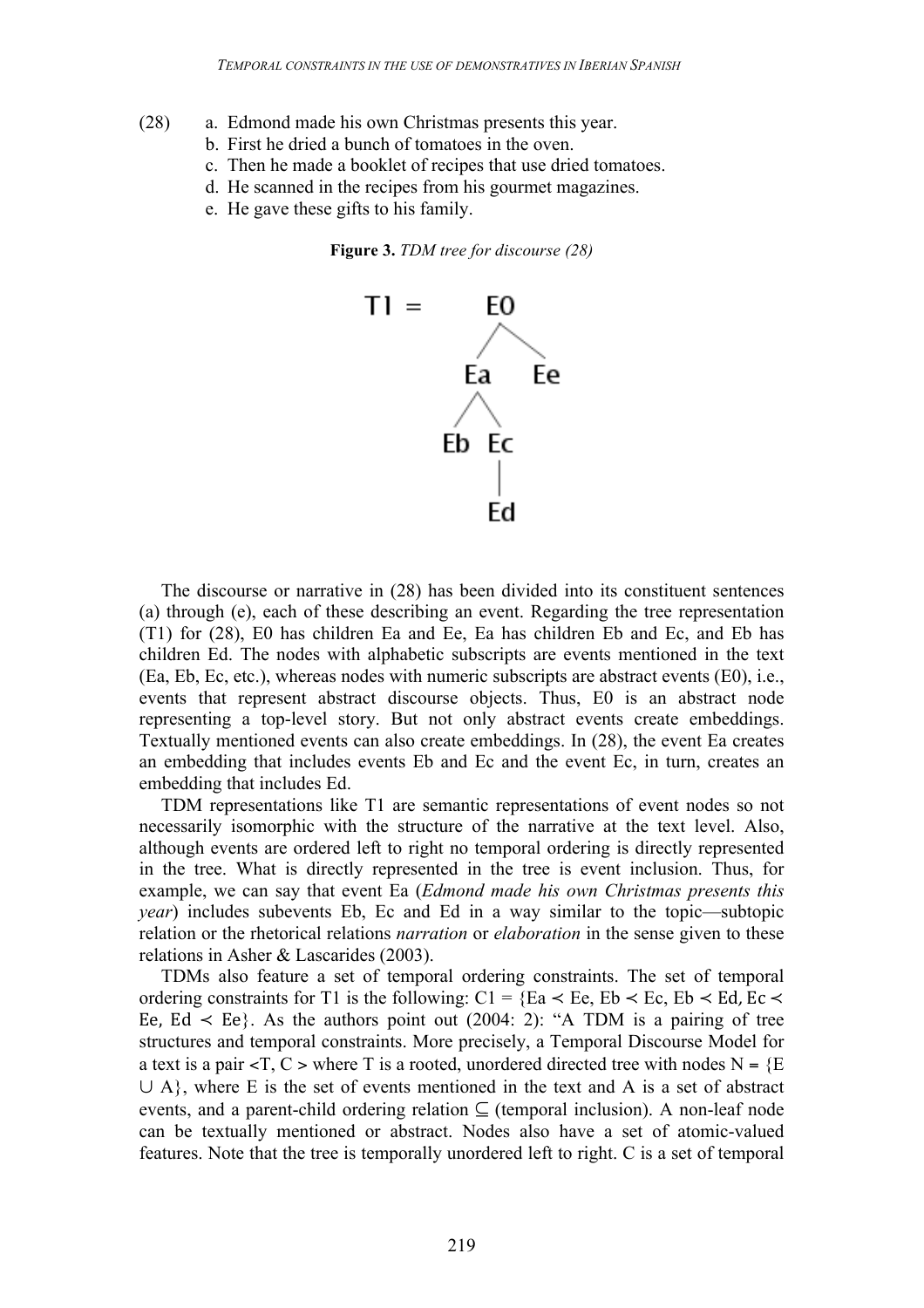(28) a. Edmond made his own Christmas presents this year.
b. First he dried a bunch of tomatoes in the oven.
c. Then he made a booklet of recipes that use dried tomatoes.
d. He scanned in the recipes from his gourmet magazines.
e. He gave these gifts to his family.

**Figure 3.** *TDM tree for discourse (28)*

```
T1 =        E0
           /  \
         Ea    Ee
        /  \
      Eb    Ec
             |
            Ed
```

The discourse or narrative in (28) has been divided into its constituent sentences (a) through (e), each of these describing an event. Regarding the tree representation (T1) for (28), E0 has children Ea and Ee, Ea has children Eb and Ec, and Eb has children Ed. The nodes with alphabetic subscripts are events mentioned in the text (Ea, Eb, Ec, etc.), whereas nodes with numeric subscripts are abstract events (E0), i.e., events that represent abstract discourse objects. Thus, E0 is an abstract node representing a top-level story. But not only abstract events create embeddings. Textually mentioned events can also create embeddings. In (28), the event Ea creates an embedding that includes events Eb and Ec and the event Ec, in turn, creates an embedding that includes Ed.

TDM representations like T1 are semantic representations of event nodes so not necessarily isomorphic with the structure of the narrative at the text level. Also, although events are ordered left to right no temporal ordering is directly represented in the tree. What is directly represented in the tree is event inclusion. Thus, for example, we can say that event Ea (*Edmond made his own Christmas presents this year*) includes subevents Eb, Ec and Ed in a way similar to the topic—subtopic relation or the rhetorical relations *narration* or *elaboration* in the sense given to these relations in Asher & Lascarides (2003).

TDMs also feature a set of temporal ordering constraints. The set of temporal ordering constraints for T1 is the following: C1 = {Ea ≺ Ee, Eb ≺ Ec, Eb ≺ Ed, Ec ≺ Ee, Ed ≺ Ee}. As the authors point out (2004: 2): "A TDM is a pairing of tree structures and temporal constraints. More precisely, a Temporal Discourse Model for a text is a pair <T, C > where T is a rooted, unordered directed tree with nodes N = {E ∪ A}, where E is the set of events mentioned in the text and A is a set of abstract events, and a parent-child ordering relation ⊆ (temporal inclusion). A non-leaf node can be textually mentioned or abstract. Nodes also have a set of atomic-valued features. Note that the tree is temporally unordered left to right. C is a set of temporal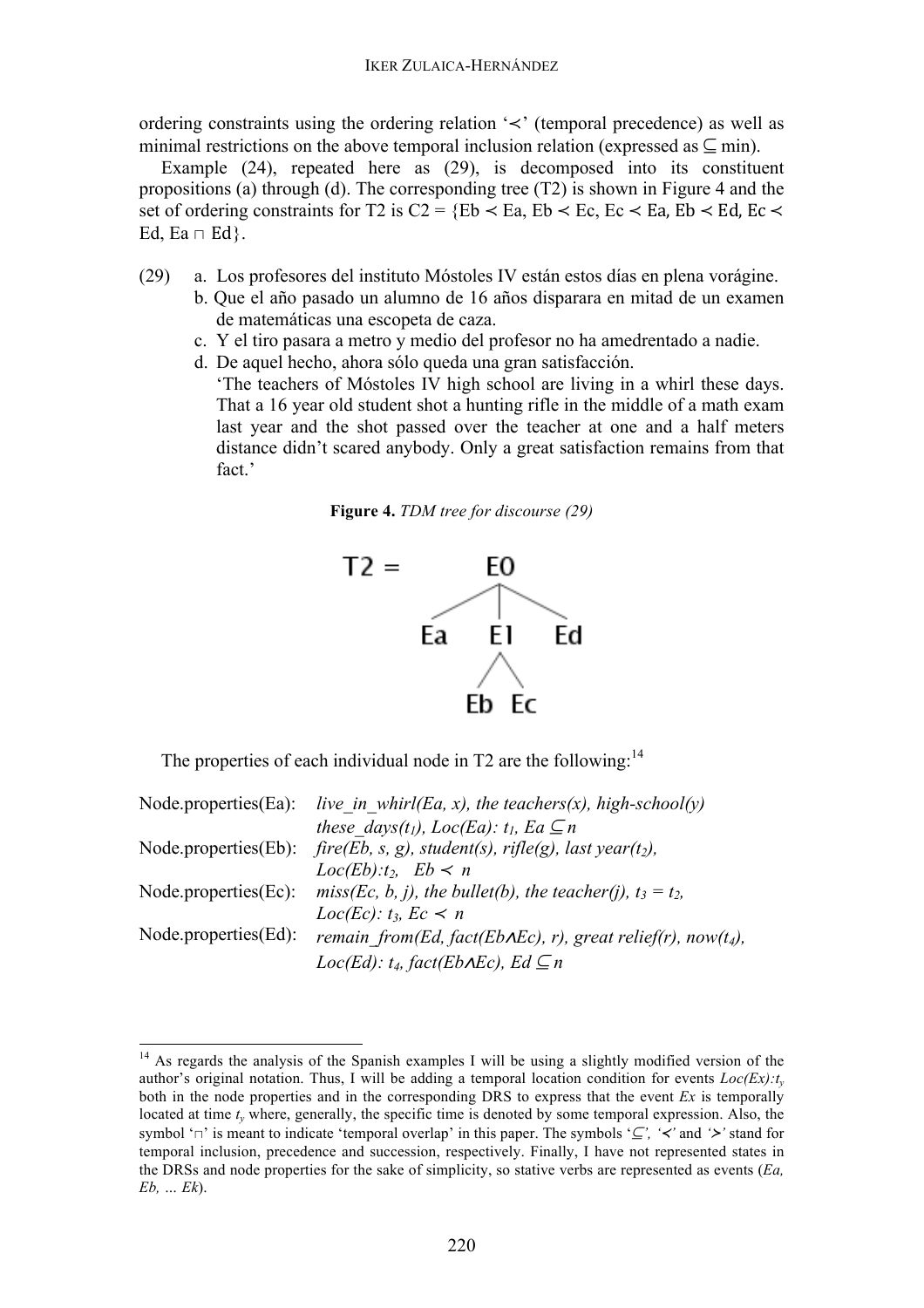ordering constraints using the ordering relation '≺' (temporal precedence) as well as minimal restrictions on the above temporal inclusion relation (expressed as ⊆ min).

Example (24), repeated here as (29), is decomposed into its constituent propositions (a) through (d). The corresponding tree (T2) is shown in Figure 4 and the set of ordering constraints for T2 is C2 = {Eb ≺ Ea, Eb ≺ Ec, Ec ≺ Ea, Eb ≺ Ed, Ec ≺ Ed, Ea ⊓ Ed}.

(29) a. Los profesores del instituto Móstoles IV están estos días en plena vorágine.
b. Que el año pasado un alumno de 16 años disparara en mitad de un examen de matemáticas una escopeta de caza.
c. Y el tiro pasara a metro y medio del profesor no ha amedrentado a nadie.
d. De aquel hecho, ahora sólo queda una gran satisfacción.
'The teachers of Móstoles IV high school are living in a whirl these days. That a 16 year old student shot a hunting rifle in the middle of a math exam last year and the shot passed over the teacher at one and a half meters distance didn't scared anybody. Only a great satisfaction remains from that fact.'

**Figure 4.** *TDM tree for discourse (29)*

```
T2 =        E0
          /  |  \
        Ea   E1   Ed
            /  \
          Eb    Ec
```

The properties of each individual node in T2 are the following:[14]

| | |
|---|---|
| Node.properties(Ea): | *live_in_whirl(Ea, x), the teachers(x), high-school(y) these_days($t_1$), Loc(Ea): $t_1$, Ea ⊆ n* |
| Node.properties(Eb): | *fire(Eb, s, g), student(s), rifle(g), last year($t_2$), Loc(Eb):$t_2$, Eb ≺ n* |
| Node.properties(Ec): | *miss(Ec, b, j), the bullet(b), the teacher(j), $t_3 = t_2$, Loc(Ec): $t_3$, Ec ≺ n* |
| Node.properties(Ed): | *remain_from(Ed, fact(Eb∧Ec), r), great relief(r), now($t_4$), Loc(Ed): $t_4$, fact(Eb∧Ec), Ed ⊆ n* |

[14] As regards the analysis of the Spanish examples I will be using a slightly modified version of the author's original notation. Thus, I will be adding a temporal location condition for events *Loc(Ex):$t_y$* both in the node properties and in the corresponding DRS to express that the event *Ex* is temporally located at time $t_y$ where, generally, the specific time is denoted by some temporal expression. Also, the symbol '⊓' is meant to indicate 'temporal overlap' in this paper. The symbols '⊆', '≺' and '≻' stand for temporal inclusion, precedence and succession, respectively. Finally, I have not represented states in the DRSs and node properties for the sake of simplicity, so stative verbs are represented as events (*Ea, Eb, … Ek*).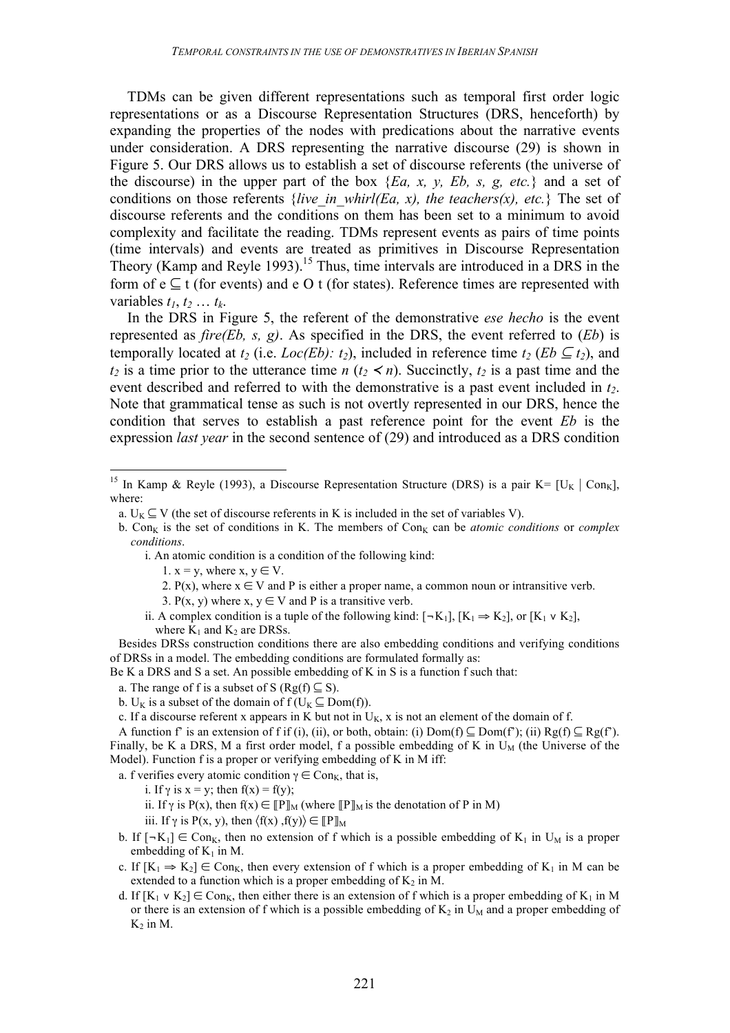TDMs can be given different representations such as temporal first order logic representations or as a Discourse Representation Structures (DRS, henceforth) by expanding the properties of the nodes with predications about the narrative events under consideration. A DRS representing the narrative discourse (29) is shown in Figure 5. Our DRS allows us to establish a set of discourse referents (the universe of the discourse) in the upper part of the box {*Ea, x, y, Eb, s, g, etc.*} and a set of conditions on those referents {*live_in_whirl(Ea, x), the teachers(x), etc.*} The set of discourse referents and the conditions on them has been set to a minimum to avoid complexity and facilitate the reading. TDMs represent events as pairs of time points (time intervals) and events are treated as primitives in Discourse Representation Theory (Kamp and Reyle 1993).[15] Thus, time intervals are introduced in a DRS in the form of $e \subseteq t$ (for events) and e O t (for states). Reference times are represented with variables $t_1, t_2 \ldots t_k$.

In the DRS in Figure 5, the referent of the demonstrative *ese hecho* is the event represented as *fire(Eb, s, g)*. As specified in the DRS, the event referred to (*Eb*) is temporally located at $t_2$ (i.e. *Loc(Eb):* $t_2$), included in reference time $t_2$ ($Eb \subseteq t_2$), and $t_2$ is a time prior to the utterance time $n$ ($t_2 \prec n$). Succinctly, $t_2$ is a past time and the event described and referred to with the demonstrative is a past event included in $t_2$. Note that grammatical tense as such is not overtly represented in our DRS, hence the condition that serves to establish a past reference point for the event *Eb* is the expression *last year* in the second sentence of (29) and introduced as a DRS condition

---

[15] In Kamp & Reyle (1993), a Discourse Representation Structure (DRS) is a pair $K = [U_K \mid Con_K]$, where:

a. $U_K \subseteq V$ (the set of discourse referents in K is included in the set of variables V).

b. $Con_K$ is the set of conditions in K. The members of $Con_K$ can be *atomic conditions* or *complex conditions*.

i. An atomic condition is a condition of the following kind:

1. $x = y$, where $x, y \in V$.

2. $P(x)$, where $x \in V$ and P is either a proper name, a common noun or intransitive verb.

3. $P(x, y)$ where $x, y \in V$ and P is a transitive verb.

ii. A complex condition is a tuple of the following kind: $[\neg K_1]$, $[K_1 \Rightarrow K_2]$, or $[K_1 \vee K_2]$, where $K_1$ and $K_2$ are DRSs.

Besides DRSs construction conditions there are also embedding conditions and verifying conditions of DRSs in a model. The embedding conditions are formulated formally as:

Be K a DRS and S a set. An possible embedding of K in S is a function f such that:

a. The range of f is a subset of S ($Rg(f) \subseteq S$).

b. $U_K$ is a subset of the domain of f ($U_K \subseteq Dom(f)$).

c. If a discourse referent x appears in K but not in $U_K$, x is not an element of the domain of f.

A function f' is an extension of f if (i), (ii), or both, obtain: (i) $Dom(f) \subseteq Dom(f')$; (ii) $Rg(f) \subseteq Rg(f')$. Finally, be K a DRS, M a first order model, f a possible embedding of K in $U_M$ (the Universe of the Model). Function f is a proper or verifying embedding of K in M iff:

a. f verifies every atomic condition $\gamma \in Con_K$, that is,

i. If $\gamma$ is $x = y$; then $f(x) = f(y)$;

ii. If $\gamma$ is $P(x)$, then $f(x) \in [\![P]\!]_M$ (where $[\![P]\!]_M$ is the denotation of P in M)

iii. If $\gamma$ is $P(x, y)$, then $\langle f(x), f(y)\rangle \in [\![P]\!]_M$

b. If $[\neg K_1] \in Con_K$, then no extension of f which is a possible embedding of $K_1$ in $U_M$ is a proper embedding of $K_1$ in M.

c. If $[K_1 \Rightarrow K_2] \in Con_K$, then every extension of f which is a proper embedding of $K_1$ in M can be extended to a function which is a proper embedding of $K_2$ in M.

d. If $[K_1 \vee K_2] \in Con_K$, then either there is an extension of f which is a proper embedding of $K_1$ in M or there is an extension of f which is a possible embedding of $K_2$ in $U_M$ and a proper embedding of $K_2$ in M.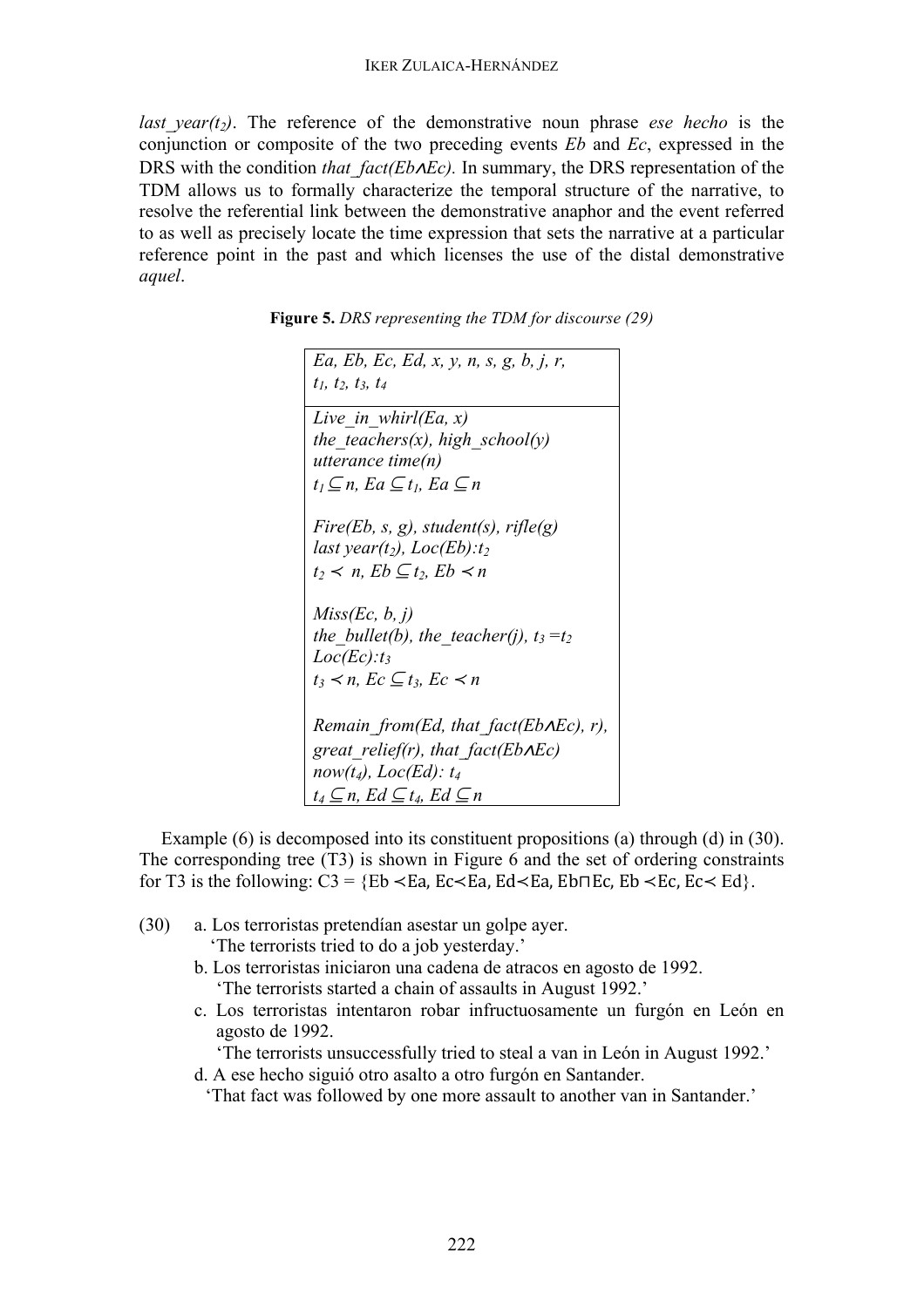*last_year($t_2$)*. The reference of the demonstrative noun phrase *ese hecho* is the conjunction or composite of the two preceding events *Eb* and *Ec*, expressed in the DRS with the condition *that_fact(Eb∧Ec).* In summary, the DRS representation of the TDM allows us to formally characterize the temporal structure of the narrative, to resolve the referential link between the demonstrative anaphor and the event referred to as well as precisely locate the time expression that sets the narrative at a particular reference point in the past and which licenses the use of the distal demonstrative *aquel*.

**Figure 5.** *DRS representing the TDM for discourse (29)*

| *Ea, Eb, Ec, Ed, x, y, n, s, g, b, j, r,* $t_1, t_2, t_3, t_4$ |
|---|
| *Live_in_whirl(Ea, x)*<br>*the_teachers(x), high_school(y)*<br>*utterance time(n)*<br>$t_1 \subseteq n$, $Ea \subseteq t_1$, $Ea \subseteq n$<br><br>*Fire(Eb, s, g), student(s), rifle(g)*<br>*last year($t_2$), Loc(Eb):$t_2$*<br>$t_2 \prec n$, $Eb \subseteq t_2$, $Eb \prec n$<br><br>*Miss(Ec, b, j)*<br>*the_bullet(b), the_teacher(j),* $t_3 = t_2$<br>*Loc(Ec):$t_3$*<br>$t_3 \prec n$, $Ec \subseteq t_3$, $Ec \prec n$<br><br>*Remain_from(Ed, that_fact(Eb∧Ec), r),*<br>*great_relief(r), that_fact(Eb∧Ec)*<br>*now($t_4$), Loc(Ed): $t_4$*<br>$t_4 \subseteq n$, $Ed \subseteq t_4$, $Ed \subseteq n$ |

Example (6) is decomposed into its constituent propositions (a) through (d) in (30). The corresponding tree (T3) is shown in Figure 6 and the set of ordering constraints for T3 is the following: C3 = $\{Eb \prec Ea, Ec \prec Ea, Ed \prec Ea, Eb \sqcap Ec, Eb \prec Ec, Ec \prec Ed\}$.

(30) a. Los terroristas pretendían asestar un golpe ayer.
 'The terrorists tried to do a job yesterday.'

 b. Los terroristas iniciaron una cadena de atracos en agosto de 1992.
 'The terrorists started a chain of assaults in August 1992.'

 c. Los terroristas intentaron robar infructuosamente un furgón en León en agosto de 1992.
 'The terrorists unsuccessfully tried to steal a van in León in August 1992.'

 d. A ese hecho siguió otro asalto a otro furgón en Santander.
 'That fact was followed by one more assault to another van in Santander.'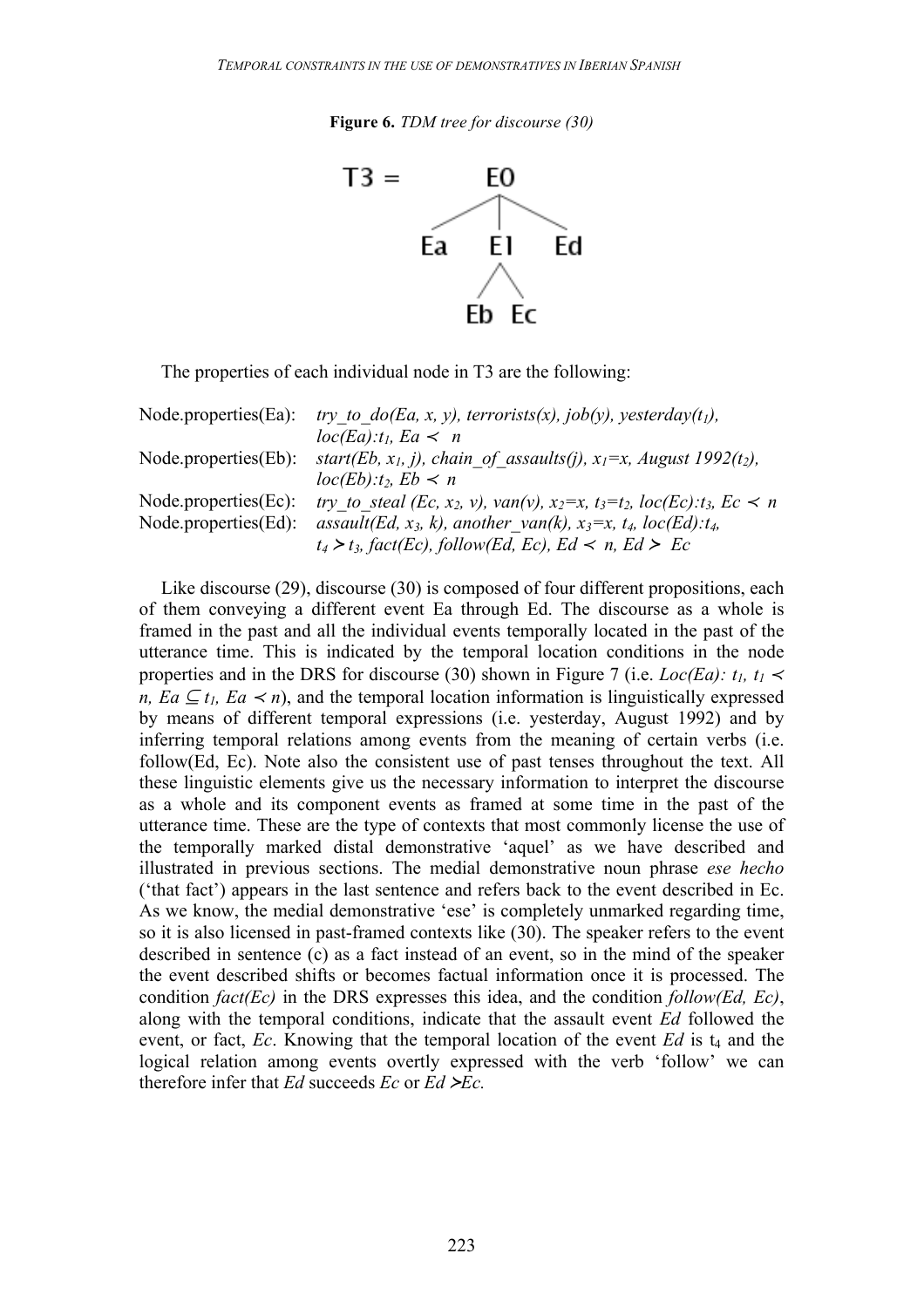**Figure 6.** *TDM tree for discourse (30)*

```
T3 =        E0
          /  |  \
        Ea   E1   Ed
            /  \
          Eb    Ec
```

The properties of each individual node in T3 are the following:

Node.properties(Ea): *try_to_do(Ea, x, y), terrorists(x), job(y), yesterday($t_1$), loc(Ea):$t_1$, Ea ≺ n*

Node.properties(Eb): *start(Eb, $x_1$, j), chain_of_assaults(j), $x_1$=x, August 1992($t_2$), loc(Eb):$t_2$, Eb ≺ n*

Node.properties(Ec): *try_to_steal (Ec, $x_2$, v), van(v), $x_2$=x, $t_3$=$t_2$, loc(Ec):$t_3$, Ec ≺ n*

Node.properties(Ed): *assault(Ed, $x_3$, k), another_van(k), $x_3$=x, $t_4$, loc(Ed):$t_4$, $t_4$ ≻ $t_3$, fact(Ec), follow(Ed, Ec), Ed ≺ n, Ed ≻ Ec*

Like discourse (29), discourse (30) is composed of four different propositions, each of them conveying a different event Ea through Ed. The discourse as a whole is framed in the past and all the individual events temporally located in the past of the utterance time. This is indicated by the temporal location conditions in the node properties and in the DRS for discourse (30) shown in Figure 7 (i.e. *Loc(Ea): $t_1$, $t_1$ ≺ n, Ea ⊆ $t_1$, Ea ≺ n*), and the temporal location information is linguistically expressed by means of different temporal expressions (i.e. yesterday, August 1992) and by inferring temporal relations among events from the meaning of certain verbs (i.e. follow(Ed, Ec). Note also the consistent use of past tenses throughout the text. All these linguistic elements give us the necessary information to interpret the discourse as a whole and its component events as framed at some time in the past of the utterance time. These are the type of contexts that most commonly license the use of the temporally marked distal demonstrative 'aquel' as we have described and illustrated in previous sections. The medial demonstrative noun phrase *ese hecho* ('that fact') appears in the last sentence and refers back to the event described in Ec. As we know, the medial demonstrative 'ese' is completely unmarked regarding time, so it is also licensed in past-framed contexts like (30). The speaker refers to the event described in sentence (c) as a fact instead of an event, so in the mind of the speaker the event described shifts or becomes factual information once it is processed. The condition *fact(Ec)* in the DRS expresses this idea, and the condition *follow(Ed, Ec)*, along with the temporal conditions, indicate that the assault event *Ed* followed the event, or fact, *Ec*. Knowing that the temporal location of the event *Ed* is $t_4$ and the logical relation among events overtly expressed with the verb 'follow' we can therefore infer that *Ed* succeeds *Ec* or *Ed ≻Ec.*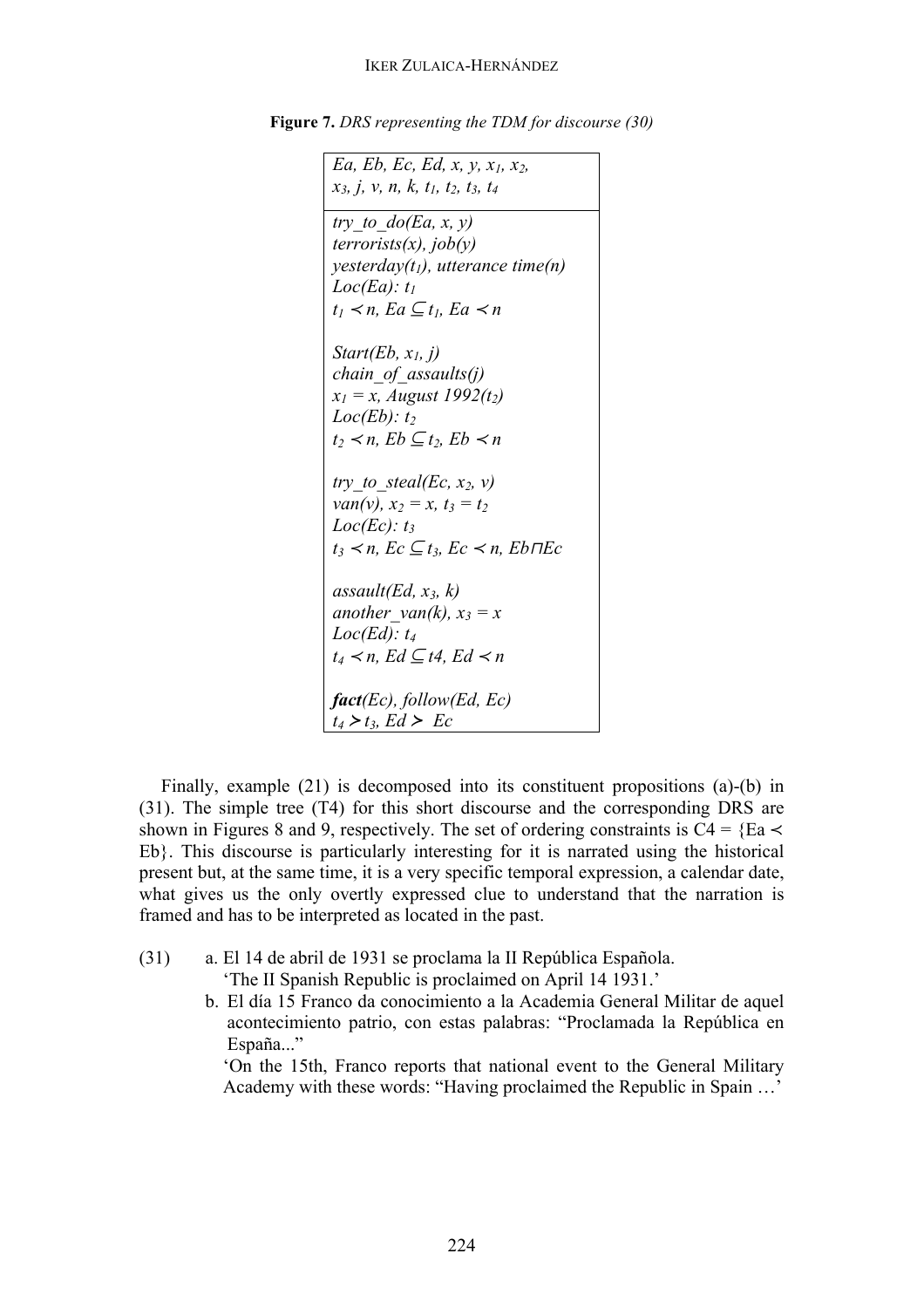**Figure 7.** *DRS representing the TDM for discourse (30)*

```
Ea, Eb, Ec, Ed, x, y, x1, x2,
x3, j, v, n, k, t1, t2, t3, t4
-----------------------------------
try_to_do(Ea, x, y)
terrorists(x), job(y)
yesterday(t1), utterance time(n)
Loc(Ea): t1
t1 ≺ n, Ea ⊆ t1, Ea ≺ n

Start(Eb, x1, j)
chain_of_assaults(j)
x1 = x, August 1992(t2)
Loc(Eb): t2
t2 ≺ n, Eb ⊆ t2, Eb ≺ n

try_to_steal(Ec, x2, v)
van(v), x2 = x, t3 = t2
Loc(Ec): t3
t3 ≺ n, Ec ⊆ t3, Ec ≺ n, Eb⊓Ec

assault(Ed, x3, k)
another_van(k), x3 = x
Loc(Ed): t4
t4 ≺ n, Ed ⊆ t4, Ed ≺ n

fact(Ec), follow(Ed, Ec)
t4 ≻ t3, Ed ≻ Ec
```

Finally, example (21) is decomposed into its constituent propositions (a)-(b) in (31). The simple tree (T4) for this short discourse and the corresponding DRS are shown in Figures 8 and 9, respectively. The set of ordering constraints is C4 = {Ea ≺ Eb}. This discourse is particularly interesting for it is narrated using the historical present but, at the same time, it is a very specific temporal expression, a calendar date, what gives us the only overtly expressed clue to understand that the narration is framed and has to be interpreted as located in the past.

(31) a. El 14 de abril de 1931 se proclama la II República Española.
'The II Spanish Republic is proclaimed on April 14 1931.'

b. El día 15 Franco da conocimiento a la Academia General Militar de aquel acontecimiento patrio, con estas palabras: "Proclamada la República en España..."
'On the 15th, Franco reports that national event to the General Military Academy with these words: "Having proclaimed the Republic in Spain …'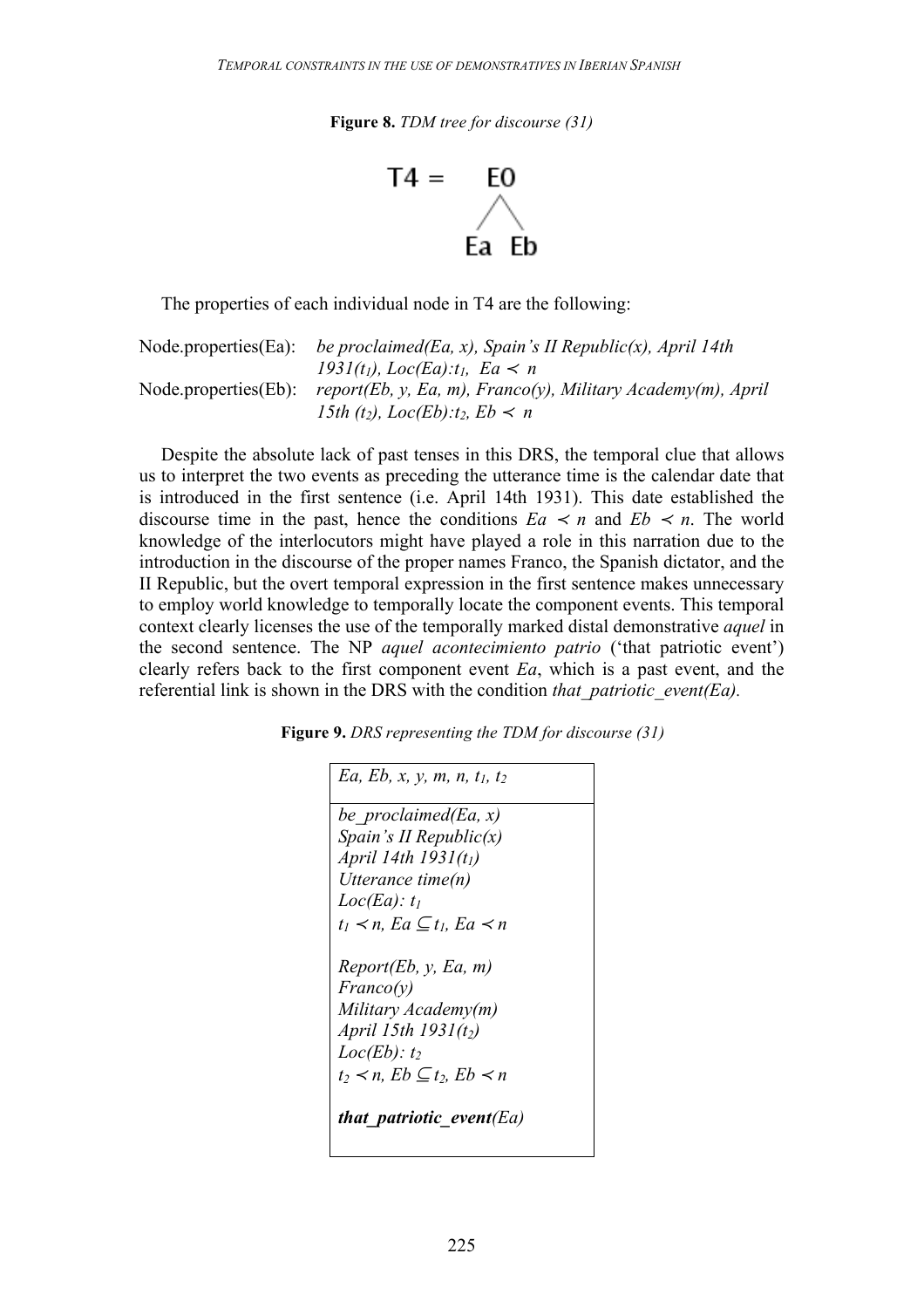**Figure 8.** *TDM tree for discourse (31)*

```
T4 =    E0
       /  \
      Ea  Eb
```

The properties of each individual node in T4 are the following:

Node.properties(Ea): *be proclaimed(Ea, x), Spain's II Republic(x), April 14th 1931(*$t_1$*), Loc(Ea):*$t_1$*,* $Ea \prec n$

Node.properties(Eb): *report(Eb, y, Ea, m), Franco(y), Military Academy(m), April 15th (*$t_2$*), Loc(Eb):*$t_2$*,* $Eb \prec n$

Despite the absolute lack of past tenses in this DRS, the temporal clue that allows us to interpret the two events as preceding the utterance time is the calendar date that is introduced in the first sentence (i.e. April 14th 1931). This date established the discourse time in the past, hence the conditions $Ea \prec n$ and $Eb \prec n$. The world knowledge of the interlocutors might have played a role in this narration due to the introduction in the discourse of the proper names Franco, the Spanish dictator, and the II Republic, but the overt temporal expression in the first sentence makes unnecessary to employ world knowledge to temporally locate the component events. This temporal context clearly licenses the use of the temporally marked distal demonstrative *aquel* in the second sentence. The NP *aquel acontecimiento patrio* ('that patriotic event') clearly refers back to the first component event *Ea*, which is a past event, and the referential link is shown in the DRS with the condition *that_patriotic_event(Ea).*

**Figure 9.** *DRS representing the TDM for discourse (31)*

| *Ea, Eb, x, y, m, n,* $t_1$*,* $t_2$ |
|---|
| *be_proclaimed(Ea, x)*<br>*Spain's II Republic(x)*<br>*April 14th 1931(*$t_1$*)*<br>*Utterance time(n)*<br>*Loc(Ea):* $t_1$<br>$t_1 \prec n$, $Ea \subseteq t_1$, $Ea \prec n$<br><br>*Report(Eb, y, Ea, m)*<br>*Franco(y)*<br>*Military Academy(m)*<br>*April 15th 1931(*$t_2$*)*<br>*Loc(Eb):* $t_2$<br>$t_2 \prec n$, $Eb \subseteq t_2$, $Eb \prec n$<br><br>***that_patriotic_event****(Ea)* |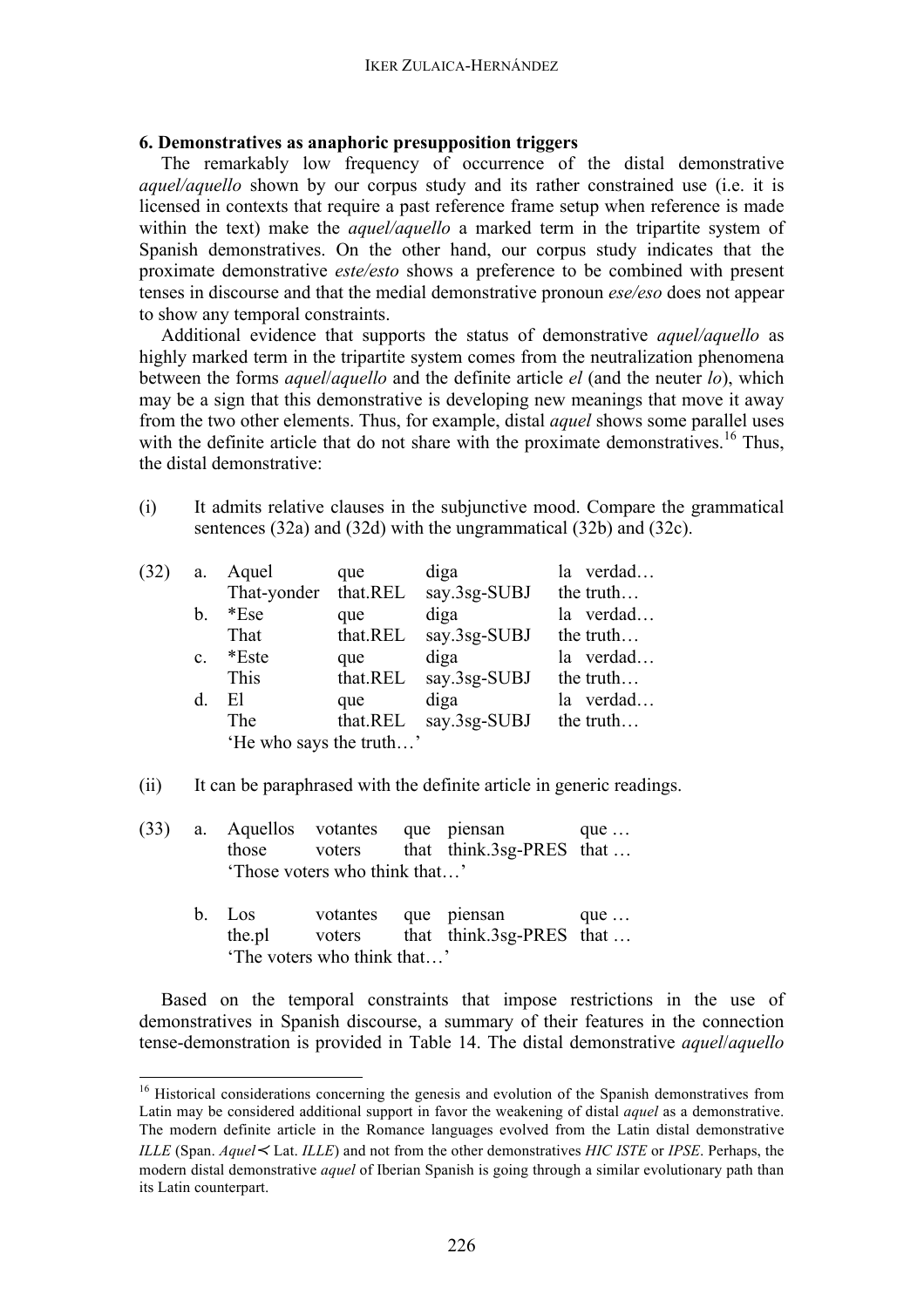### 6. Demonstratives as anaphoric presupposition triggers

The remarkably low frequency of occurrence of the distal demonstrative *aquel/aquello* shown by our corpus study and its rather constrained use (i.e. it is licensed in contexts that require a past reference frame setup when reference is made within the text) make the *aquel/aquello* a marked term in the tripartite system of Spanish demonstratives. On the other hand, our corpus study indicates that the proximate demonstrative *este/esto* shows a preference to be combined with present tenses in discourse and that the medial demonstrative pronoun *ese/eso* does not appear to show any temporal constraints.

Additional evidence that supports the status of demonstrative *aquel/aquello* as highly marked term in the tripartite system comes from the neutralization phenomena between the forms *aquel*/*aquello* and the definite article *el* (and the neuter *lo*), which may be a sign that this demonstrative is developing new meanings that move it away from the two other elements. Thus, for example, distal *aquel* shows some parallel uses with the definite article that do not share with the proximate demonstratives.[16] Thus, the distal demonstrative:

(i) It admits relative clauses in the subjunctive mood. Compare the grammatical sentences (32a) and (32d) with the ungrammatical (32b) and (32c).

(32)
a. Aquel que diga la verdad…
 That-yonder that.REL say.3sg-SUBJ the truth…
b. *Ese que diga la verdad…
 That that.REL say.3sg-SUBJ the truth…
c. *Este que diga la verdad…
 This that.REL say.3sg-SUBJ the truth…
d. El que diga la verdad…
 The that.REL say.3sg-SUBJ the truth…
 'He who says the truth…'

(ii) It can be paraphrased with the definite article in generic readings.

(33)
a. Aquellos votantes que piensan que …
 those voters that think.3sg-PRES that …
 'Those voters who think that…'

b. Los votantes que piensan que …
 the.pl voters that think.3sg-PRES that …
 'The voters who think that…'

Based on the temporal constraints that impose restrictions in the use of demonstratives in Spanish discourse, a summary of their features in the connection tense-demonstration is provided in Table 14. The distal demonstrative *aquel*/*aquello*

[16] Historical considerations concerning the genesis and evolution of the Spanish demonstratives from Latin may be considered additional support in favor the weakening of distal *aquel* as a demonstrative. The modern definite article in the Romance languages evolved from the Latin distal demonstrative *ILLE* (Span. *Aquel*≺ Lat. *ILLE*) and not from the other demonstratives *HIC ISTE* or *IPSE*. Perhaps, the modern distal demonstrative *aquel* of Iberian Spanish is going through a similar evolutionary path than its Latin counterpart.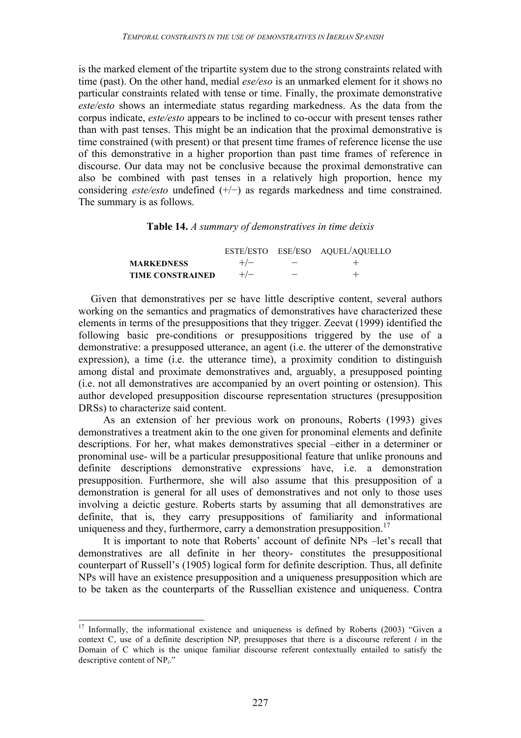is the marked element of the tripartite system due to the strong constraints related with time (past). On the other hand, medial *ese/eso* is an unmarked element for it shows no particular constraints related with tense or time. Finally, the proximate demonstrative *este/esto* shows an intermediate status regarding markedness. As the data from the corpus indicate, *este/esto* appears to be inclined to co-occur with present tenses rather than with past tenses. This might be an indication that the proximal demonstrative is time constrained (with present) or that present time frames of reference license the use of this demonstrative in a higher proportion than past time frames of reference in discourse. Our data may not be conclusive because the proximal demonstrative can also be combined with past tenses in a relatively high proportion, hence my considering *este/esto* undefined (+/−) as regards markedness and time constrained. The summary is as follows.

**Table 14.** *A summary of demonstratives in time deixis*

| | ESTE/ESTO | ESE/ESO | AQUEL/AQUELLO |
|---|---|---|---|
| **MARKEDNESS** | +/− | − | + |
| **TIME CONSTRAINED** | +/− | − | + |

Given that demonstratives per se have little descriptive content, several authors working on the semantics and pragmatics of demonstratives have characterized these elements in terms of the presuppositions that they trigger. Zeevat (1999) identified the following basic pre-conditions or presuppositions triggered by the use of a demonstrative: a presupposed utterance, an agent (i.e. the utterer of the demonstrative expression), a time (i.e. the utterance time), a proximity condition to distinguish among distal and proximate demonstratives and, arguably, a presupposed pointing (i.e. not all demonstratives are accompanied by an overt pointing or ostension). This author developed presupposition discourse representation structures (presupposition DRSs) to characterize said content.

As an extension of her previous work on pronouns, Roberts (1993) gives demonstratives a treatment akin to the one given for pronominal elements and definite descriptions. For her, what makes demonstratives special –either in a determiner or pronominal use- will be a particular presuppositional feature that unlike pronouns and definite descriptions demonstrative expressions have, i.e. a demonstration presupposition. Furthermore, she will also assume that this presupposition of a demonstration is general for all uses of demonstratives and not only to those uses involving a deictic gesture. Roberts starts by assuming that all demonstratives are definite, that is, they carry presuppositions of familiarity and informational uniqueness and they, furthermore, carry a demonstration presupposition.[17]

It is important to note that Roberts' account of definite NPs –let's recall that demonstratives are all definite in her theory- constitutes the presuppositional counterpart of Russell's (1905) logical form for definite description. Thus, all definite NPs will have an existence presupposition and a uniqueness presupposition which are to be taken as the counterparts of the Russellian existence and uniqueness. Contra

[17] Informally, the informational existence and uniqueness is defined by Roberts (2003) "Given a context C, use of a definite description $NP_i$ presupposes that there is a discourse referent *i* in the Domain of C which is the unique familiar discourse referent contextually entailed to satisfy the descriptive content of $NP_i$."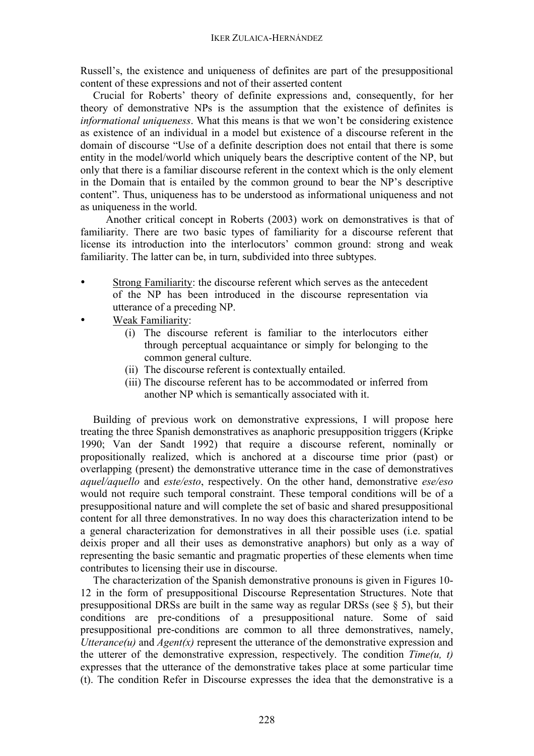Russell's, the existence and uniqueness of definites are part of the presuppositional content of these expressions and not of their asserted content

Crucial for Roberts' theory of definite expressions and, consequently, for her theory of demonstrative NPs is the assumption that the existence of definites is *informational uniqueness*. What this means is that we won't be considering existence as existence of an individual in a model but existence of a discourse referent in the domain of discourse "Use of a definite description does not entail that there is some entity in the model/world which uniquely bears the descriptive content of the NP, but only that there is a familiar discourse referent in the context which is the only element in the Domain that is entailed by the common ground to bear the NP's descriptive content". Thus, uniqueness has to be understood as informational uniqueness and not as uniqueness in the world.

Another critical concept in Roberts (2003) work on demonstratives is that of familiarity. There are two basic types of familiarity for a discourse referent that license its introduction into the interlocutors' common ground: strong and weak familiarity. The latter can be, in turn, subdivided into three subtypes.

- Strong Familiarity: the discourse referent which serves as the antecedent of the NP has been introduced in the discourse representation via utterance of a preceding NP.
- Weak Familiarity:
  - (i) The discourse referent is familiar to the interlocutors either through perceptual acquaintance or simply for belonging to the common general culture.
  - (ii) The discourse referent is contextually entailed.
  - (iii) The discourse referent has to be accommodated or inferred from another NP which is semantically associated with it.

Building of previous work on demonstrative expressions, I will propose here treating the three Spanish demonstratives as anaphoric presupposition triggers (Kripke 1990; Van der Sandt 1992) that require a discourse referent, nominally or propositionally realized, which is anchored at a discourse time prior (past) or overlapping (present) the demonstrative utterance time in the case of demonstratives *aquel/aquello* and *este/esto*, respectively. On the other hand, demonstrative *ese/eso* would not require such temporal constraint. These temporal conditions will be of a presuppositional nature and will complete the set of basic and shared presuppositional content for all three demonstratives. In no way does this characterization intend to be a general characterization for demonstratives in all their possible uses (i.e. spatial deixis proper and all their uses as demonstrative anaphors) but only as a way of representing the basic semantic and pragmatic properties of these elements when time contributes to licensing their use in discourse.

The characterization of the Spanish demonstrative pronouns is given in Figures 10-12 in the form of presuppositional Discourse Representation Structures. Note that presuppositional DRSs are built in the same way as regular DRSs (see § 5), but their conditions are pre-conditions of a presuppositional nature. Some of said presuppositional pre-conditions are common to all three demonstratives, namely, *Utterance(u)* and *Agent(x)* represent the utterance of the demonstrative expression and the utterer of the demonstrative expression, respectively. The condition *Time(u, t)* expresses that the utterance of the demonstrative takes place at some particular time (t). The condition Refer in Discourse expresses the idea that the demonstrative is a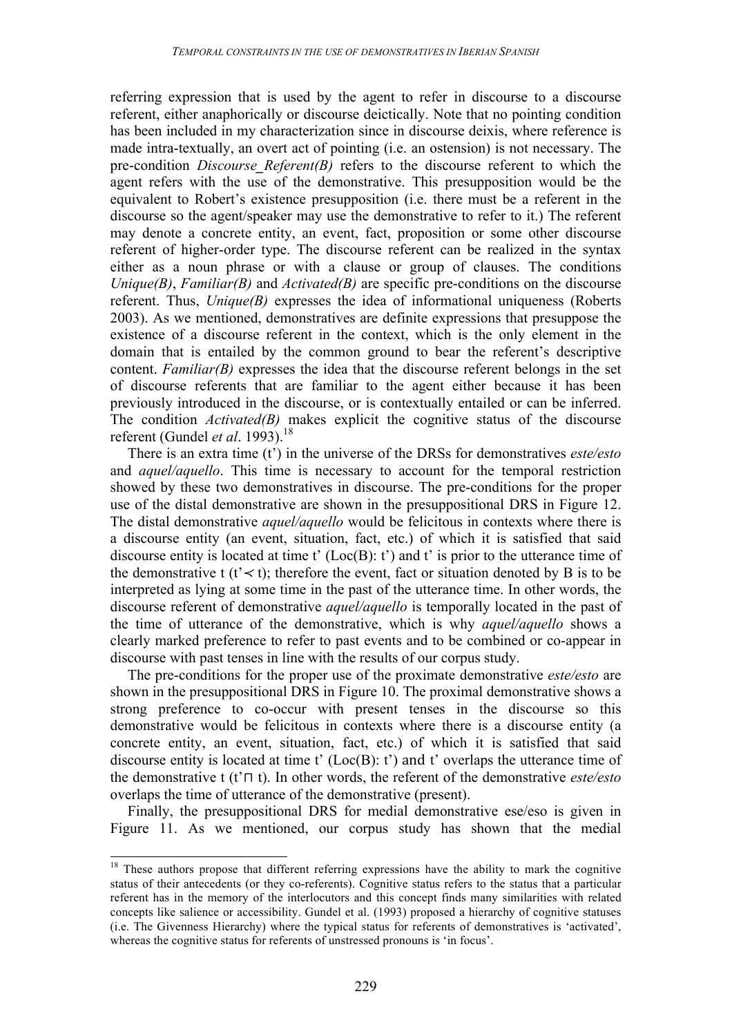referring expression that is used by the agent to refer in discourse to a discourse referent, either anaphorically or discourse deictically. Note that no pointing condition has been included in my characterization since in discourse deixis, where reference is made intra-textually, an overt act of pointing (i.e. an ostension) is not necessary. The pre-condition *Discourse_Referent(B)* refers to the discourse referent to which the agent refers with the use of the demonstrative. This presupposition would be the equivalent to Robert's existence presupposition (i.e. there must be a referent in the discourse so the agent/speaker may use the demonstrative to refer to it.) The referent may denote a concrete entity, an event, fact, proposition or some other discourse referent of higher-order type. The discourse referent can be realized in the syntax either as a noun phrase or with a clause or group of clauses. The conditions *Unique(B)*, *Familiar(B)* and *Activated(B)* are specific pre-conditions on the discourse referent. Thus, *Unique(B)* expresses the idea of informational uniqueness (Roberts 2003). As we mentioned, demonstratives are definite expressions that presuppose the existence of a discourse referent in the context, which is the only element in the domain that is entailed by the common ground to bear the referent's descriptive content. *Familiar(B)* expresses the idea that the discourse referent belongs in the set of discourse referents that are familiar to the agent either because it has been previously introduced in the discourse, or is contextually entailed or can be inferred. The condition *Activated(B)* makes explicit the cognitive status of the discourse referent (Gundel *et al*. 1993).[18]

There is an extra time (t') in the universe of the DRSs for demonstratives *este/esto* and *aquel/aquello*. This time is necessary to account for the temporal restriction showed by these two demonstratives in discourse. The pre-conditions for the proper use of the distal demonstrative are shown in the presuppositional DRS in Figure 12. The distal demonstrative *aquel/aquello* would be felicitous in contexts where there is a discourse entity (an event, situation, fact, etc.) of which it is satisfied that said discourse entity is located at time t' (Loc(B): t') and t' is prior to the utterance time of the demonstrative t ($t' \prec t$); therefore the event, fact or situation denoted by B is to be interpreted as lying at some time in the past of the utterance time. In other words, the discourse referent of demonstrative *aquel/aquello* is temporally located in the past of the time of utterance of the demonstrative, which is why *aquel/aquello* shows a clearly marked preference to refer to past events and to be combined or co-appear in discourse with past tenses in line with the results of our corpus study.

The pre-conditions for the proper use of the proximate demonstrative *este/esto* are shown in the presuppositional DRS in Figure 10. The proximal demonstrative shows a strong preference to co-occur with present tenses in the discourse so this demonstrative would be felicitous in contexts where there is a discourse entity (a concrete entity, an event, situation, fact, etc.) of which it is satisfied that said discourse entity is located at time t' (Loc(B): t') and t' overlaps the utterance time of the demonstrative t ($t' \sqcap t$). In other words, the referent of the demonstrative *este/esto* overlaps the time of utterance of the demonstrative (present).

Finally, the presuppositional DRS for medial demonstrative ese/eso is given in Figure 11. As we mentioned, our corpus study has shown that the medial

---

[18] These authors propose that different referring expressions have the ability to mark the cognitive status of their antecedents (or they co-referents). Cognitive status refers to the status that a particular referent has in the memory of the interlocutors and this concept finds many similarities with related concepts like salience or accessibility. Gundel et al. (1993) proposed a hierarchy of cognitive statuses (i.e. The Givenness Hierarchy) where the typical status for referents of demonstratives is 'activated', whereas the cognitive status for referents of unstressed pronouns is 'in focus'.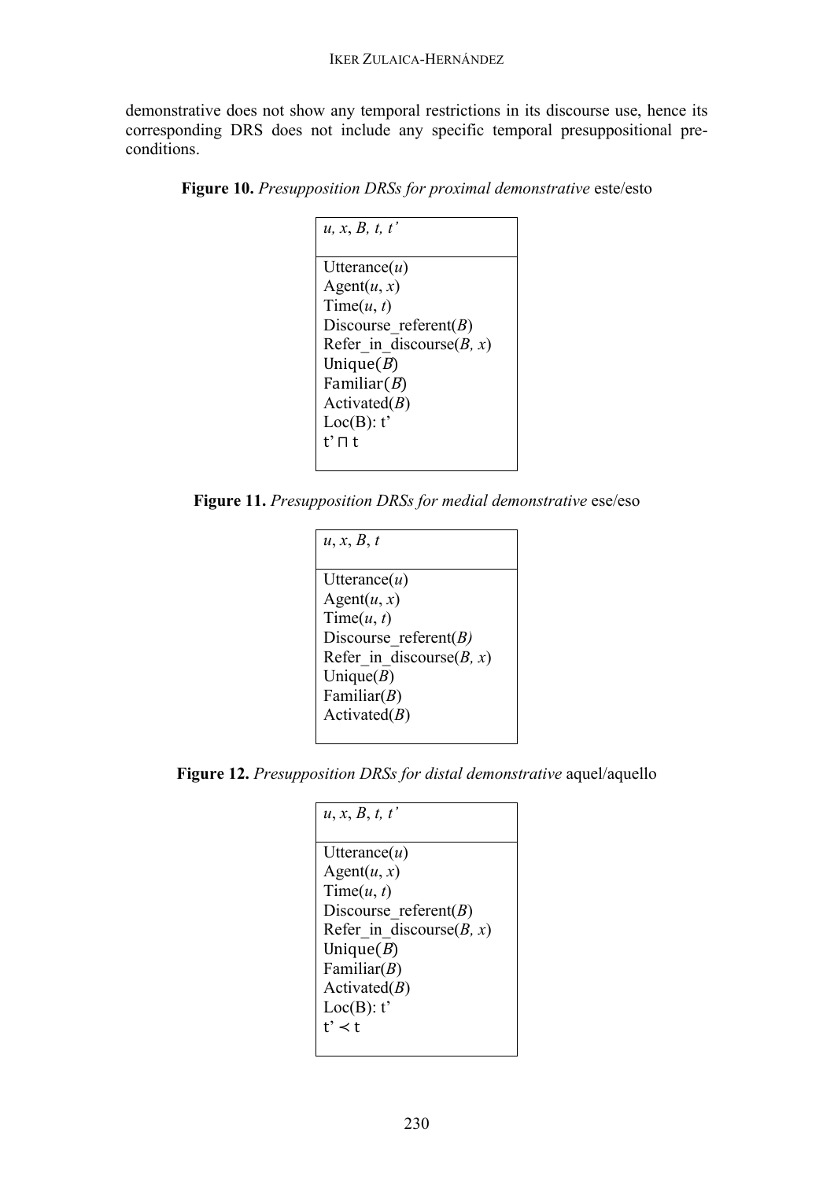demonstrative does not show any temporal restrictions in its discourse use, hence its corresponding DRS does not include any specific temporal presuppositional pre-conditions.

**Figure 10.** *Presupposition DRSs for proximal demonstrative* este/esto

| *u, x*, *B, t, t'* |
|---|
| Utterance(*u*)<br>Agent(*u*, *x*)<br>Time(*u*, *t*)<br>Discourse_referent(*B*)<br>Refer_in_discourse(*B, x*)<br>Unique(*B*)<br>Familiar(*B*)<br>Activated(*B*)<br>Loc(B): t'<br>$t' \sqcap t$ |

**Figure 11.** *Presupposition DRSs for medial demonstrative* ese/eso

| *u*, *x*, *B*, *t* |
|---|
| Utterance(*u*)<br>Agent(*u*, *x*)<br>Time(*u*, *t*)<br>Discourse_referent(*B)*<br>Refer_in_discourse(*B, x*)<br>Unique(*B*)<br>Familiar(*B*)<br>Activated(*B*) |

**Figure 12.** *Presupposition DRSs for distal demonstrative* aquel/aquello

| *u*, *x*, *B*, *t, t'* |
|---|
| Utterance(*u*)<br>Agent(*u*, *x*)<br>Time(*u*, *t*)<br>Discourse_referent(*B*)<br>Refer_in_discourse(*B, x*)<br>Unique(*B*)<br>Familiar(*B*)<br>Activated(*B*)<br>Loc(B): t'<br>$t' \prec t$ |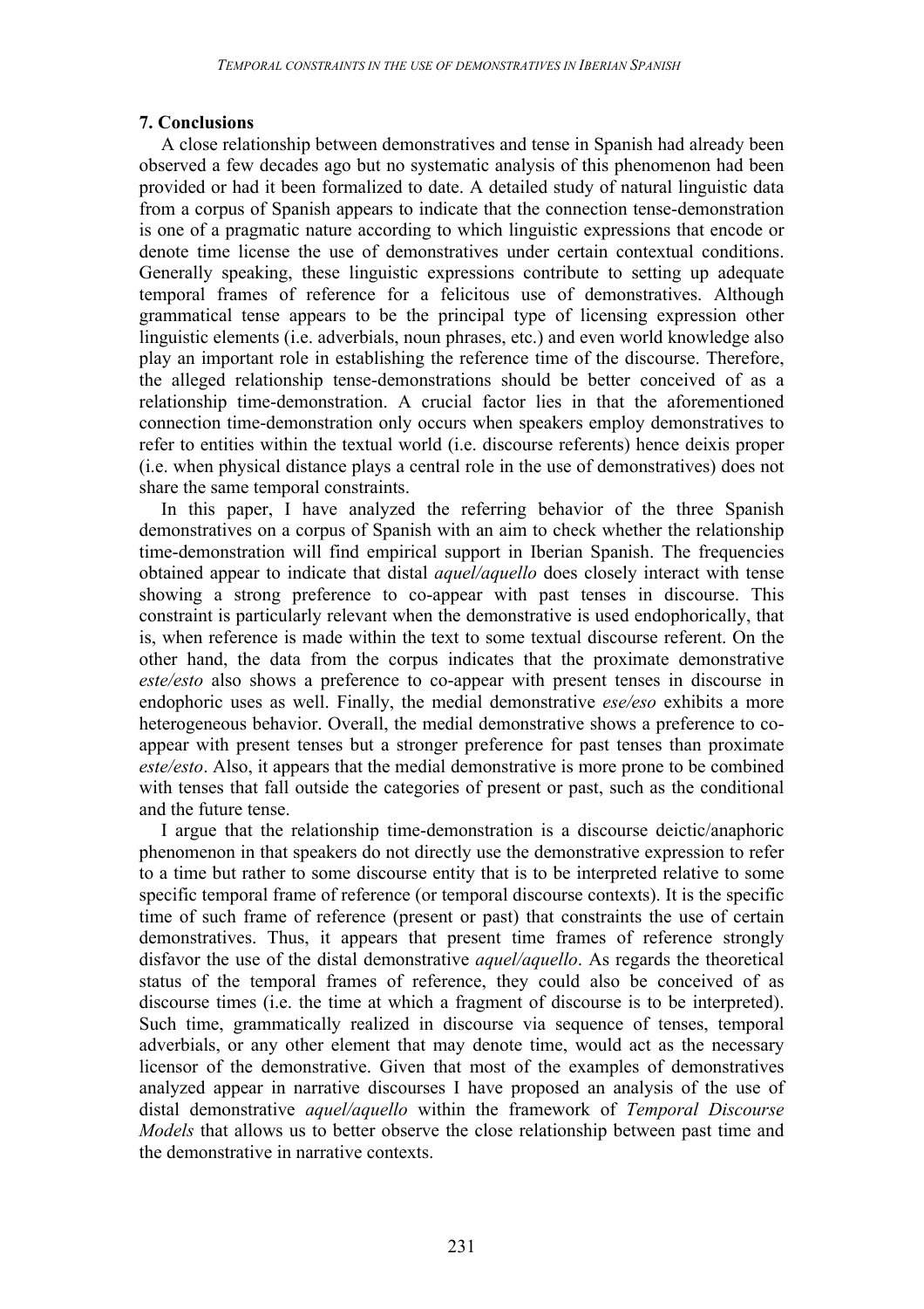## 7. Conclusions

A close relationship between demonstratives and tense in Spanish had already been observed a few decades ago but no systematic analysis of this phenomenon had been provided or had it been formalized to date. A detailed study of natural linguistic data from a corpus of Spanish appears to indicate that the connection tense-demonstration is one of a pragmatic nature according to which linguistic expressions that encode or denote time license the use of demonstratives under certain contextual conditions. Generally speaking, these linguistic expressions contribute to setting up adequate temporal frames of reference for a felicitous use of demonstratives. Although grammatical tense appears to be the principal type of licensing expression other linguistic elements (i.e. adverbials, noun phrases, etc.) and even world knowledge also play an important role in establishing the reference time of the discourse. Therefore, the alleged relationship tense-demonstrations should be better conceived of as a relationship time-demonstration. A crucial factor lies in that the aforementioned connection time-demonstration only occurs when speakers employ demonstratives to refer to entities within the textual world (i.e. discourse referents) hence deixis proper (i.e. when physical distance plays a central role in the use of demonstratives) does not share the same temporal constraints.

In this paper, I have analyzed the referring behavior of the three Spanish demonstratives on a corpus of Spanish with an aim to check whether the relationship time-demonstration will find empirical support in Iberian Spanish. The frequencies obtained appear to indicate that distal *aquel/aquello* does closely interact with tense showing a strong preference to co-appear with past tenses in discourse. This constraint is particularly relevant when the demonstrative is used endophorically, that is, when reference is made within the text to some textual discourse referent. On the other hand, the data from the corpus indicates that the proximate demonstrative *este/esto* also shows a preference to co-appear with present tenses in discourse in endophoric uses as well. Finally, the medial demonstrative *ese/eso* exhibits a more heterogeneous behavior. Overall, the medial demonstrative shows a preference to co-appear with present tenses but a stronger preference for past tenses than proximate *este/esto*. Also, it appears that the medial demonstrative is more prone to be combined with tenses that fall outside the categories of present or past, such as the conditional and the future tense.

I argue that the relationship time-demonstration is a discourse deictic/anaphoric phenomenon in that speakers do not directly use the demonstrative expression to refer to a time but rather to some discourse entity that is to be interpreted relative to some specific temporal frame of reference (or temporal discourse contexts). It is the specific time of such frame of reference (present or past) that constraints the use of certain demonstratives. Thus, it appears that present time frames of reference strongly disfavor the use of the distal demonstrative *aquel/aquello*. As regards the theoretical status of the temporal frames of reference, they could also be conceived of as discourse times (i.e. the time at which a fragment of discourse is to be interpreted). Such time, grammatically realized in discourse via sequence of tenses, temporal adverbials, or any other element that may denote time, would act as the necessary licensor of the demonstrative. Given that most of the examples of demonstratives analyzed appear in narrative discourses I have proposed an analysis of the use of distal demonstrative *aquel/aquello* within the framework of *Temporal Discourse Models* that allows us to better observe the close relationship between past time and the demonstrative in narrative contexts.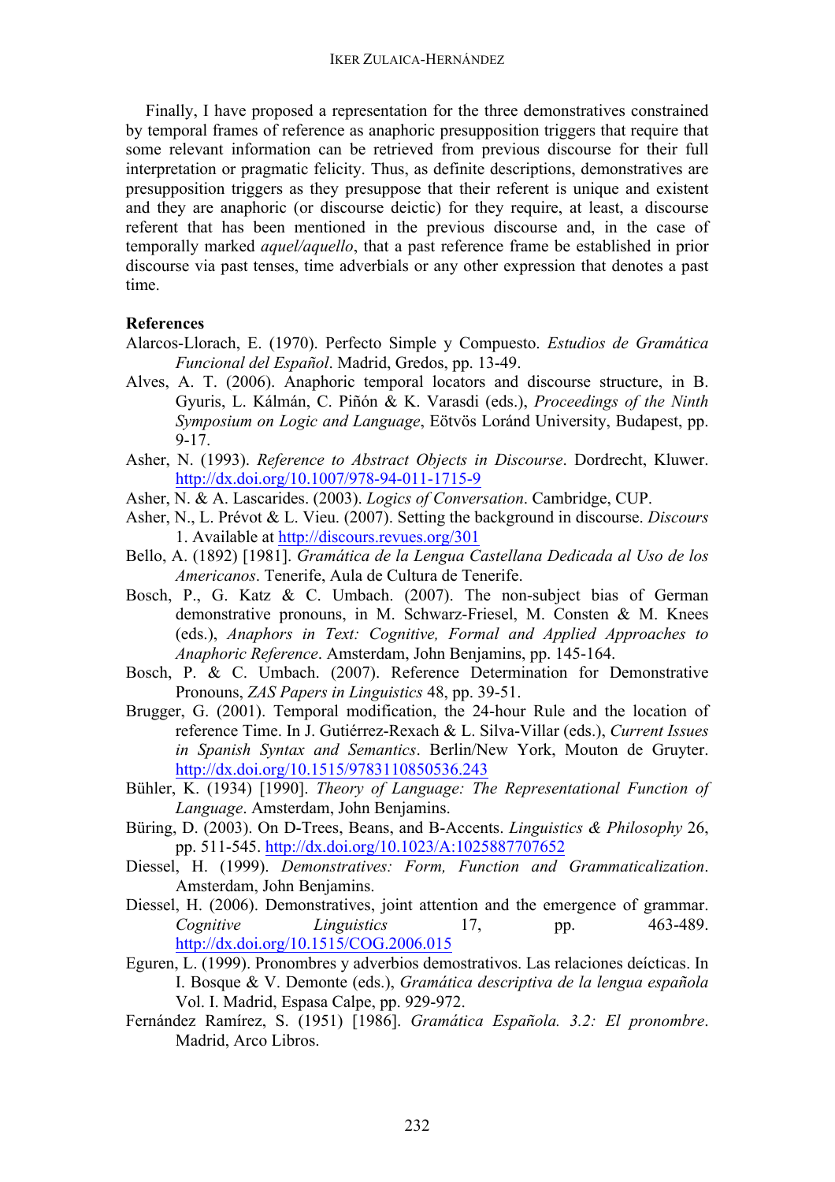Finally, I have proposed a representation for the three demonstratives constrained by temporal frames of reference as anaphoric presupposition triggers that require that some relevant information can be retrieved from previous discourse for their full interpretation or pragmatic felicity. Thus, as definite descriptions, demonstratives are presupposition triggers as they presuppose that their referent is unique and existent and they are anaphoric (or discourse deictic) for they require, at least, a discourse referent that has been mentioned in the previous discourse and, in the case of temporally marked *aquel/aquello*, that a past reference frame be established in prior discourse via past tenses, time adverbials or any other expression that denotes a past time.

**References**

Alarcos-Llorach, E. (1970). Perfecto Simple y Compuesto. *Estudios de Gramática Funcional del Español*. Madrid, Gredos, pp. 13-49.

Alves, A. T. (2006). Anaphoric temporal locators and discourse structure, in B. Gyuris, L. Kálmán, C. Piñón & K. Varasdi (eds.), *Proceedings of the Ninth Symposium on Logic and Language*, Eötvös Loránd University, Budapest, pp. 9-17.

Asher, N. (1993). *Reference to Abstract Objects in Discourse*. Dordrecht, Kluwer. http://dx.doi.org/10.1007/978-94-011-1715-9

Asher, N. & A. Lascarides. (2003). *Logics of Conversation*. Cambridge, CUP.

Asher, N., L. Prévot & L. Vieu. (2007). Setting the background in discourse. *Discours* 1. Available at http://discours.revues.org/301

Bello, A. (1892) [1981]. *Gramática de la Lengua Castellana Dedicada al Uso de los Americanos*. Tenerife, Aula de Cultura de Tenerife.

Bosch, P., G. Katz & C. Umbach. (2007). The non-subject bias of German demonstrative pronouns, in M. Schwarz-Friesel, M. Consten & M. Knees (eds.), *Anaphors in Text: Cognitive, Formal and Applied Approaches to Anaphoric Reference*. Amsterdam, John Benjamins, pp. 145-164.

Bosch, P. & C. Umbach. (2007). Reference Determination for Demonstrative Pronouns, *ZAS Papers in Linguistics* 48, pp. 39-51.

Brugger, G. (2001). Temporal modification, the 24-hour Rule and the location of reference Time. In J. Gutiérrez-Rexach & L. Silva-Villar (eds.), *Current Issues in Spanish Syntax and Semantics*. Berlin/New York, Mouton de Gruyter. http://dx.doi.org/10.1515/9783110850536.243

Bühler, K. (1934) [1990]. *Theory of Language: The Representational Function of Language*. Amsterdam, John Benjamins.

Büring, D. (2003). On D-Trees, Beans, and B-Accents. *Linguistics & Philosophy* 26, pp. 511-545. http://dx.doi.org/10.1023/A:1025887707652

Diessel, H. (1999). *Demonstratives: Form, Function and Grammaticalization*. Amsterdam, John Benjamins.

Diessel, H. (2006). Demonstratives, joint attention and the emergence of grammar. *Cognitive Linguistics* 17, pp. 463-489. http://dx.doi.org/10.1515/COG.2006.015

Eguren, L. (1999). Pronombres y adverbios demostrativos. Las relaciones deícticas. In I. Bosque & V. Demonte (eds.), *Gramática descriptiva de la lengua española* Vol. I. Madrid, Espasa Calpe, pp. 929-972.

Fernández Ramírez, S. (1951) [1986]. *Gramática Española. 3.2: El pronombre*. Madrid, Arco Libros.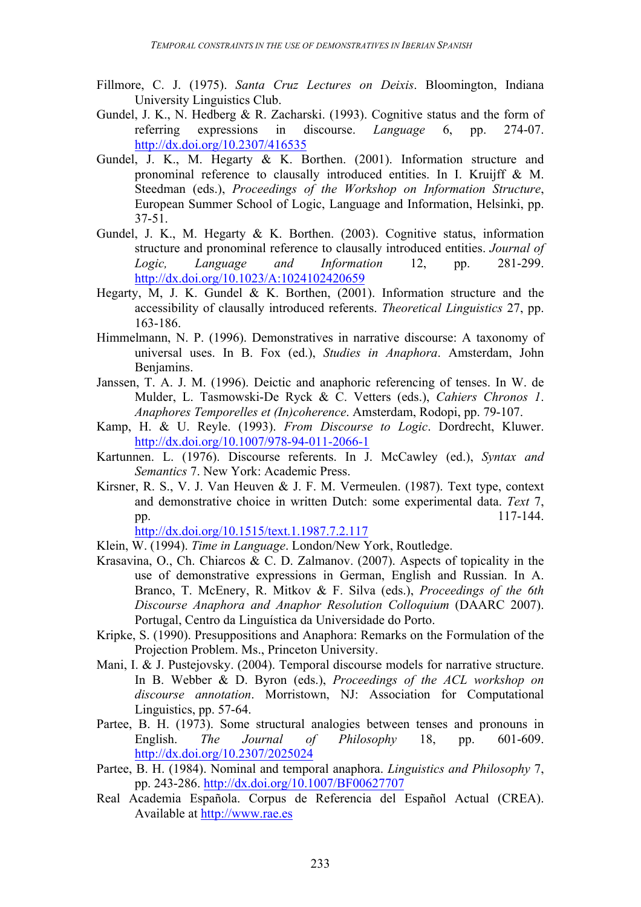Fillmore, C. J. (1975). *Santa Cruz Lectures on Deixis*. Bloomington, Indiana University Linguistics Club.

Gundel, J. K., N. Hedberg & R. Zacharski. (1993). Cognitive status and the form of referring expressions in discourse. *Language* 6, pp. 274-07. http://dx.doi.org/10.2307/416535

Gundel, J. K., M. Hegarty & K. Borthen. (2001). Information structure and pronominal reference to clausally introduced entities. In I. Kruijff & M. Steedman (eds.), *Proceedings of the Workshop on Information Structure*, European Summer School of Logic, Language and Information, Helsinki, pp. 37-51.

Gundel, J. K., M. Hegarty & K. Borthen. (2003). Cognitive status, information structure and pronominal reference to clausally introduced entities. *Journal of Logic, Language and Information* 12, pp. 281-299. http://dx.doi.org/10.1023/A:1024102420659

Hegarty, M, J. K. Gundel & K. Borthen, (2001). Information structure and the accessibility of clausally introduced referents. *Theoretical Linguistics* 27, pp. 163-186.

Himmelmann, N. P. (1996). Demonstratives in narrative discourse: A taxonomy of universal uses. In B. Fox (ed.), *Studies in Anaphora*. Amsterdam, John Benjamins.

Janssen, T. A. J. M. (1996). Deictic and anaphoric referencing of tenses. In W. de Mulder, L. Tasmowski-De Ryck & C. Vetters (eds.), *Cahiers Chronos 1*. *Anaphores Temporelles et (In)coherence*. Amsterdam, Rodopi, pp. 79-107.

Kamp, H. & U. Reyle. (1993). *From Discourse to Logic*. Dordrecht, Kluwer. http://dx.doi.org/10.1007/978-94-011-2066-1

Kartunnen. L. (1976). Discourse referents. In J. McCawley (ed.), *Syntax and Semantics* 7. New York: Academic Press.

Kirsner, R. S., V. J. Van Heuven & J. F. M. Vermeulen. (1987). Text type, context and demonstrative choice in written Dutch: some experimental data. *Text* 7, pp. 117-144. http://dx.doi.org/10.1515/text.1.1987.7.2.117

Klein, W. (1994). *Time in Language*. London/New York, Routledge.

Krasavina, O., Ch. Chiarcos & C. D. Zalmanov. (2007). Aspects of topicality in the use of demonstrative expressions in German, English and Russian. In A. Branco, T. McEnery, R. Mitkov & F. Silva (eds.), *Proceedings of the 6th Discourse Anaphora and Anaphor Resolution Colloquium* (DAARC 2007). Portugal, Centro da Linguística da Universidade do Porto.

Kripke, S. (1990). Presuppositions and Anaphora: Remarks on the Formulation of the Projection Problem. Ms., Princeton University.

Mani, I. & J. Pustejovsky. (2004). Temporal discourse models for narrative structure. In B. Webber & D. Byron (eds.), *Proceedings of the ACL workshop on discourse annotation*. Morristown, NJ: Association for Computational Linguistics, pp. 57-64.

Partee, B. H. (1973). Some structural analogies between tenses and pronouns in English. *The Journal of Philosophy* 18, pp. 601-609. http://dx.doi.org/10.2307/2025024

Partee, B. H. (1984). Nominal and temporal anaphora. *Linguistics and Philosophy* 7, pp. 243-286. http://dx.doi.org/10.1007/BF00627707

Real Academia Española. Corpus de Referencia del Español Actual (CREA). Available at http://www.rae.es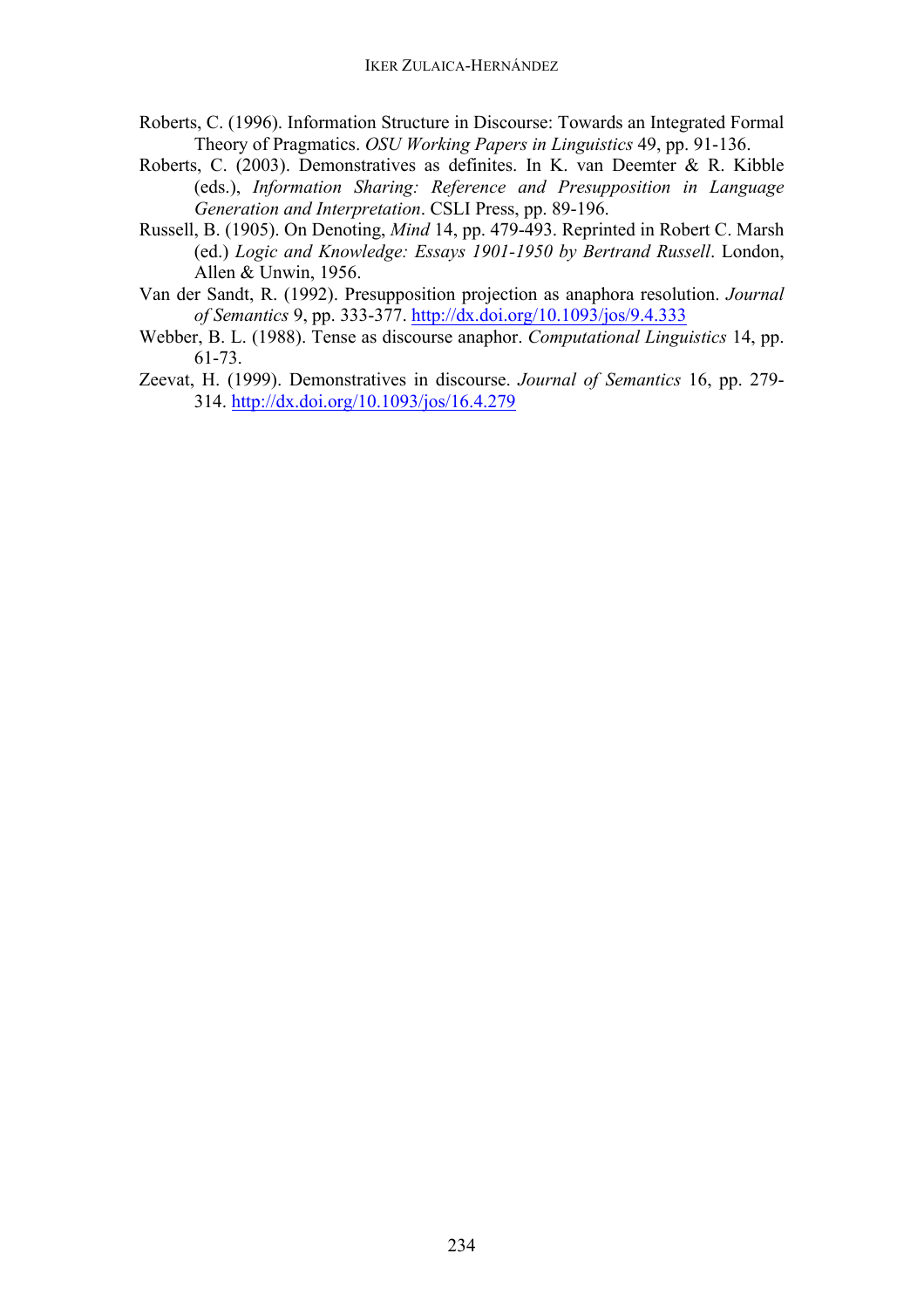Roberts, C. (1996). Information Structure in Discourse: Towards an Integrated Formal Theory of Pragmatics. *OSU Working Papers in Linguistics* 49, pp. 91-136.

Roberts, C. (2003). Demonstratives as definites. In K. van Deemter & R. Kibble (eds.), *Information Sharing: Reference and Presupposition in Language Generation and Interpretation*. CSLI Press, pp. 89-196.

Russell, B. (1905). On Denoting, *Mind* 14, pp. 479-493. Reprinted in Robert C. Marsh (ed.) *Logic and Knowledge: Essays 1901-1950 by Bertrand Russell*. London, Allen & Unwin, 1956.

Van der Sandt, R. (1992). Presupposition projection as anaphora resolution. *Journal of Semantics* 9, pp. 333-377. http://dx.doi.org/10.1093/jos/9.4.333

Webber, B. L. (1988). Tense as discourse anaphor. *Computational Linguistics* 14, pp. 61-73.

Zeevat, H. (1999). Demonstratives in discourse. *Journal of Semantics* 16, pp. 279-314. http://dx.doi.org/10.1093/jos/16.4.279